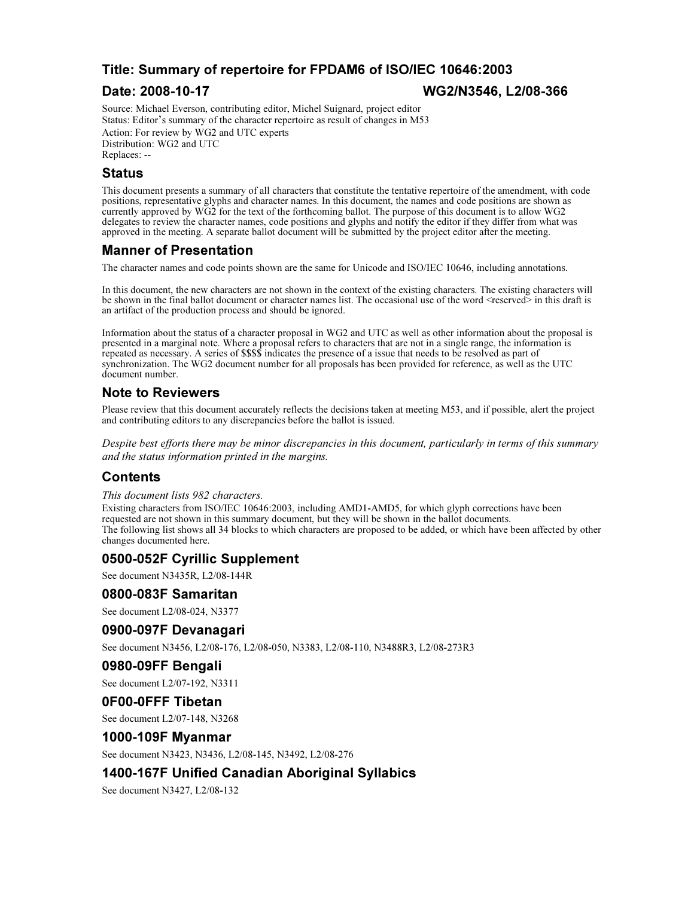## Title: Summary of repertoire for FPDAM6 of ISO/IEC 10646:2003

## Date: 2008-10-17 WG2/N3546, L2/08-366

Source: Michael Everson, contributing editor, Michel Suignard, project editor
Status: Editor's summary of the character repertoire as result of changes in M53
Action: For review by WG2 and UTC experts
Distribution: WG2 and UTC
Replaces: --

### Status

This document presents a summary of all characters that constitute the tentative repertoire of the amendment, with code positions, representative glyphs and character names. In this document, the names and code positions are shown as currently approved by WG2 for the text of the forthcoming ballot. The purpose of this document is to allow WG2 delegates to review the character names, code positions and glyphs and notify the editor if they differ from what was approved in the meeting. A separate ballot document will be submitted by the project editor after the meeting.

### Manner of Presentation

The character names and code points shown are the same for Unicode and ISO/IEC 10646, including annotations.

In this document, the new characters are not shown in the context of the existing characters. The existing characters will be shown in the final ballot document or character names list. The occasional use of the word <reserved> in this draft is an artifact of the production process and should be ignored.

Information about the status of a character proposal in WG2 and UTC as well as other information about the proposal is presented in a marginal note. Where a proposal refers to characters that are not in a single range, the information is repeated as necessary. A series of $$$$ indicates the presence of a issue that needs to be resolved as part of synchronization. The WG2 document number for all proposals has been provided for reference, as well as the UTC document number.

### Note to Reviewers

Please review that this document accurately reflects the decisions taken at meeting M53, and if possible, alert the project and contributing editors to any discrepancies before the ballot is issued.

*Despite best efforts there may be minor discrepancies in this document, particularly in terms of this summary and the status information printed in the margins.*

### Contents

*This document lists 982 characters.*

Existing characters from ISO/IEC 10646:2003, including AMD1-AMD5, for which glyph corrections have been requested are not shown in this summary document, but they will be shown in the ballot documents.
The following list shows all 34 blocks to which characters are proposed to be added, or which have been affected by other changes documented here.

### 0500-052F Cyrillic Supplement

See document N3435R, L2/08-144R

### 0800-083F Samaritan

See document L2/08-024, N3377

### 0900-097F Devanagari

See document N3456, L2/08-176, L2/08-050, N3383, L2/08-110, N3488R3, L2/08-273R3

### 0980-09FF Bengali

See document L2/07-192, N3311

### 0F00-0FFF Tibetan

See document L2/07-148, N3268

### 1000-109F Myanmar

See document N3423, N3436, L2/08-145, N3492, L2/08-276

### 1400-167F Unified Canadian Aboriginal Syllabics

See document N3427, L2/08-132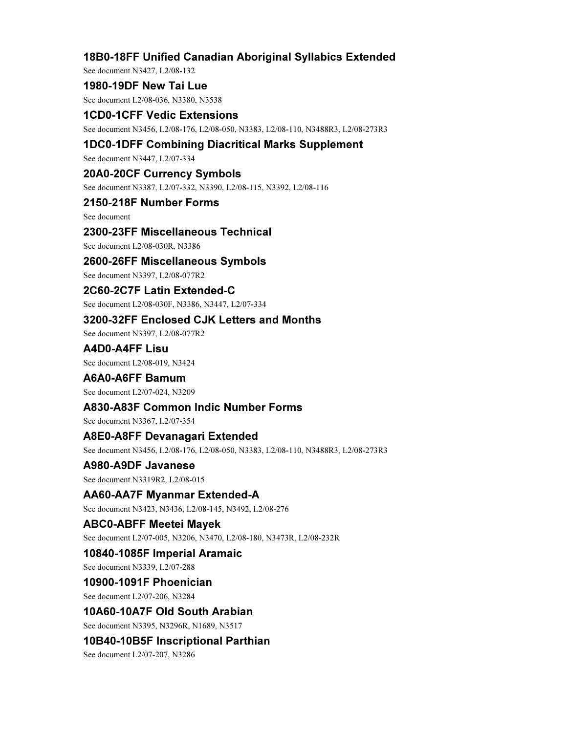### 18B0-18FF Unified Canadian Aboriginal Syllabics Extended

See document N3427, L2/08-132

### 1980-19DF New Tai Lue

See document L2/08-036, N3380, N3538

### 1CD0-1CFF Vedic Extensions

See document N3456, L2/08-176, L2/08-050, N3383, L2/08-110, N3488R3, L2/08-273R3

### 1DC0-1DFF Combining Diacritical Marks Supplement

See document N3447, L2/07-334

### 20A0-20CF Currency Symbols

See document N3387, L2/07-332, N3390, L2/08-115, N3392, L2/08-116

### 2150-218F Number Forms

See document

### 2300-23FF Miscellaneous Technical

See document L2/08-030R, N3386

### 2600-26FF Miscellaneous Symbols

See document N3397, L2/08-077R2

### 2C60-2C7F Latin Extended-C

See document L2/08-030F, N3386, N3447, L2/07-334

### 3200-32FF Enclosed CJK Letters and Months

See document N3397, L2/08-077R2

### A4D0-A4FF Lisu

See document L2/08-019, N3424

### A6A0-A6FF Bamum

See document L2/07-024, N3209

### A830-A83F Common Indic Number Forms

See document N3367, L2/07-354

### A8E0-A8FF Devanagari Extended

See document N3456, L2/08-176, L2/08-050, N3383, L2/08-110, N3488R3, L2/08-273R3

### A980-A9DF Javanese

See document N3319R2, L2/08-015

### AA60-AA7F Myanmar Extended-A

See document N3423, N3436, L2/08-145, N3492, L2/08-276

### ABC0-ABFF Meetei Mayek

See document L2/07-005, N3206, N3470, L2/08-180, N3473R, L2/08-232R

### 10840-1085F Imperial Aramaic

See document N3339, L2/07-288

### 10900-1091F Phoenician

See document L2/07-206, N3284

### 10A60-10A7F Old South Arabian

See document N3395, N3296R, N1689, N3517

### 10B40-10B5F Inscriptional Parthian

See document L2/07-207, N3286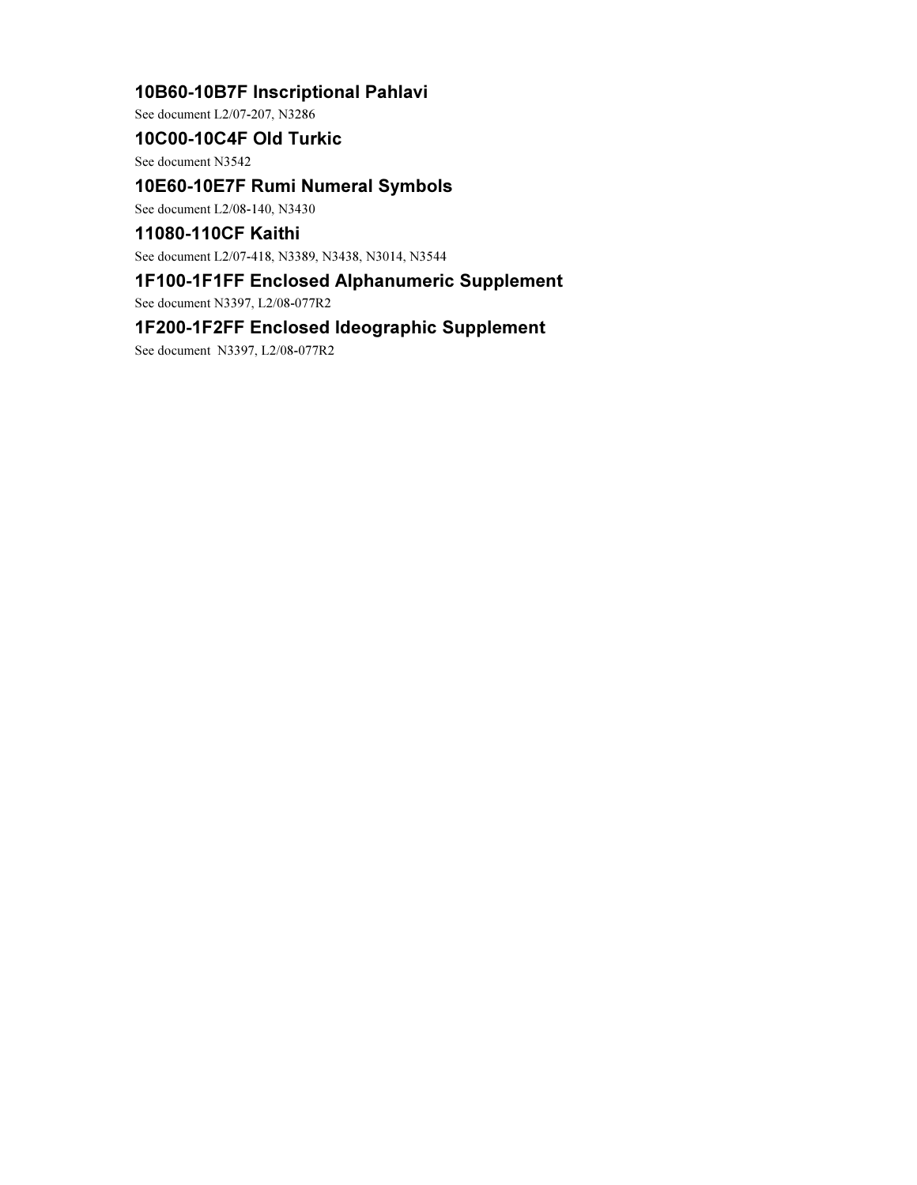## 10B60-10B7F Inscriptional Pahlavi

See document L2/07-207, N3286

## 10C00-10C4F Old Turkic

See document N3542

## 10E60-10E7F Rumi Numeral Symbols

See document L2/08-140, N3430

## 11080-110CF Kaithi

See document L2/07-418, N3389, N3438, N3014, N3544

## 1F100-1F1FF Enclosed Alphanumeric Supplement

See document N3397, L2/08-077R2

## 1F200-1F2FF Enclosed Ideographic Supplement

See document N3397, L2/08-077R2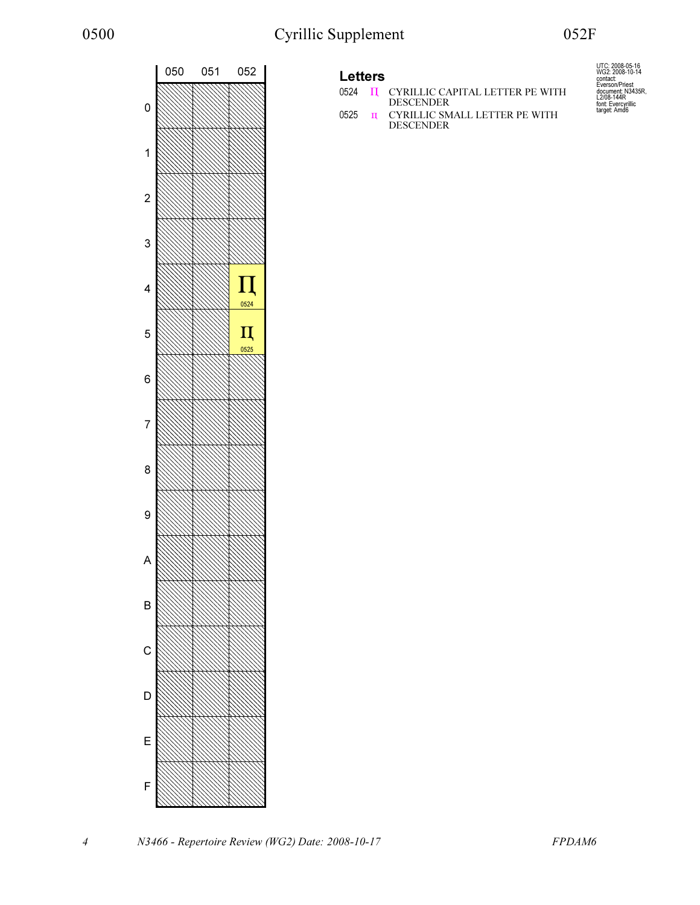# Cyrillic Supplement

| | 050 | 051 | 052 |
|---|---|---|---|
| 0 | | | |
| 1 | | | |
| 2 | | | |
| 3 | | | |
| 4 | | | Ԥ 0524 |
| 5 | | | ԥ 0525 |
| 6 | | | |
| 7 | | | |
| 8 | | | |
| 9 | | | |
| A | | | |
| B | | | |
| C | | | |
| D | | | |
| E | | | |
| F | | | |

UTC: 2008-05-16
WG2: 2008-10-14
contact: Everson/Priest
document: N3435R, L2/08-144R
font: Evercyrillic
target: Amd6

## Letters

0524 Ԥ CYRILLIC CAPITAL LETTER PE WITH DESCENDER

0525 ԥ CYRILLIC SMALL LETTER PE WITH DESCENDER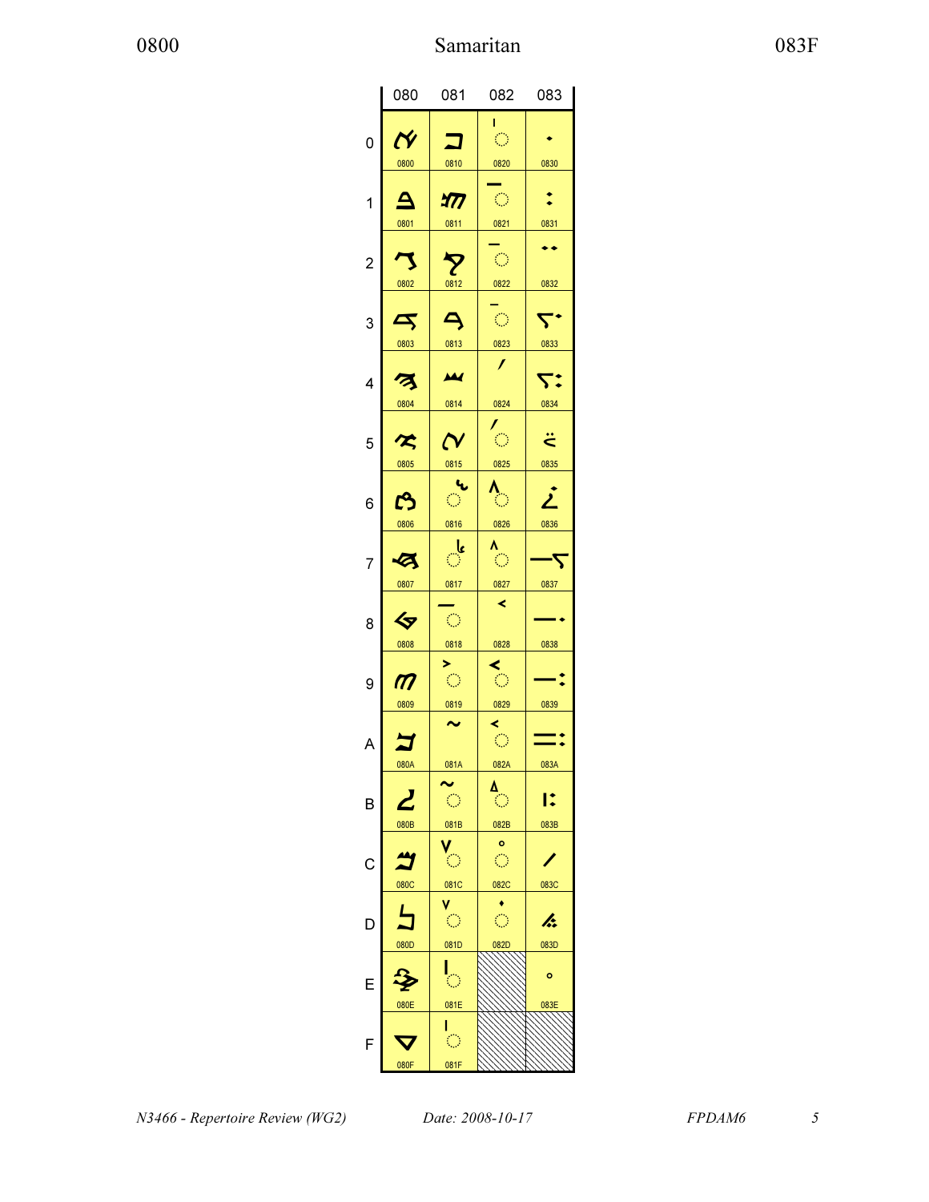# Samaritan

0800 — 083F

| | 080 | 081 | 082 | 083 |
|---|---|---|---|---|
| 0 | ࠀ 0800 | ࠐ 0810 | ◌ࠠ 0820 | ࠰ 0830 |
| 1 | ࠁ 0801 | ࠑ 0811 | ◌ࠡ 0821 | ࠱ 0831 |
| 2 | ࠂ 0802 | ࠒ 0812 | ◌ࠢ 0822 | ࠲ 0832 |
| 3 | ࠃ 0803 | ࠓ 0813 | ◌ࠣ 0823 | ࠳ 0833 |
| 4 | ࠄ 0804 | ࠔ 0814 | ࠤ 0824 | ࠴ 0834 |
| 5 | ࠅ 0805 | ࠕ 0815 | ◌ࠥ 0825 | ࠵ 0835 |
| 6 | ࠆ 0806 | ◌ࠖ 0816 | ◌ࠦ 0826 | ࠶ 0836 |
| 7 | ࠇ 0807 | ◌ࠗ 0817 | ◌ࠧ 0827 | ࠷ 0837 |
| 8 | ࠈ 0808 | ◌࠘ 0818 | ࠨ 0828 | ࠸ 0838 |
| 9 | ࠉ 0809 | ◌࠙ 0819 | ◌ࠩ 0829 | ࠹ 0839 |
| A | ࠊ 080A | ࠚ 081A | ◌ࠪ 082A | ࠺ 083A |
| B | ࠋ 080B | ◌ࠛ 081B | ◌ࠫ 082B | ࠻ 083B |
| C | ࠌ 080C | ◌ࠜ 081C | ◌ࠬ 082C | ࠼ 083C |
| D | ࠍ 080D | ◌ࠝ 081D | ◌࠭ 082D | ࠽ 083D |
| E | ࠎ 080E | ◌ࠞ 081E | | ࠾ 083E |
| F | ࠏ 080F | ◌ࠟ 081F | | |

N3466 - Repertoire Review (WG2) Date: 2008-10-17 FPDAM6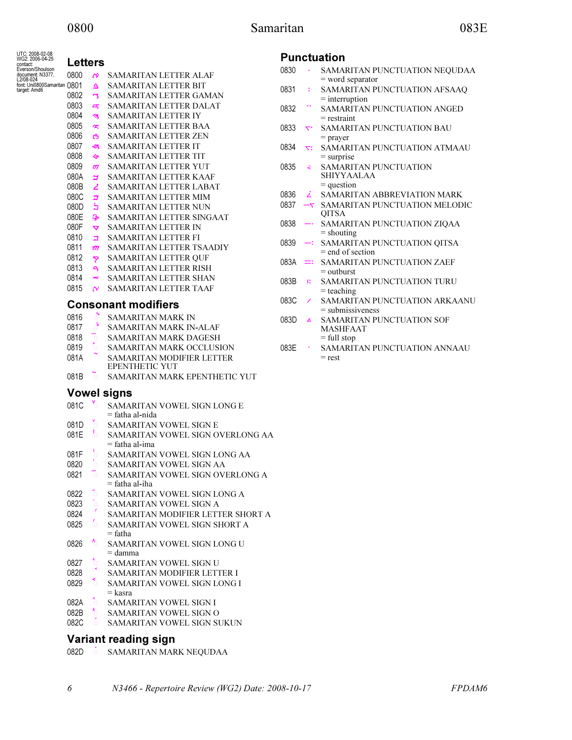UTC: 2008-02-08
WG2: 2006-04-25
contact: Everson/Shoulson
document: N3377, L2/08-024
font: Uni0800Samaritan
target: Amd6

## Letters

0800 ࠀ SAMARITAN LETTER ALAF
0801 ࠁ SAMARITAN LETTER BIT
0802 ࠂ SAMARITAN LETTER GAMAN
0803 ࠃ SAMARITAN LETTER DALAT
0804 ࠄ SAMARITAN LETTER IY
0805 ࠅ SAMARITAN LETTER BAA
0806 ࠆ SAMARITAN LETTER ZEN
0807 ࠇ SAMARITAN LETTER IT
0808 ࠈ SAMARITAN LETTER TIT
0809 ࠉ SAMARITAN LETTER YUT
080A ࠊ SAMARITAN LETTER KAAF
080B ࠋ SAMARITAN LETTER LABAT
080C ࠌ SAMARITAN LETTER MIM
080D ࠍ SAMARITAN LETTER NUN
080E ࠎ SAMARITAN LETTER SINGAAT
080F ࠏ SAMARITAN LETTER IN
0810 ࠐ SAMARITAN LETTER FI
0811 ࠑ SAMARITAN LETTER TSAADIY
0812 ࠒ SAMARITAN LETTER QUF
0813 ࠓ SAMARITAN LETTER RISH
0814 ࠔ SAMARITAN LETTER SHAN
0815 ࠕ SAMARITAN LETTER TAAF

## Consonant modifiers

0816 ◌ࠖ SAMARITAN MARK IN
0817 ◌ࠗ SAMARITAN MARK IN-ALAF
0818 ◌࠘ SAMARITAN MARK DAGESH
0819 ◌࠙ SAMARITAN MARK OCCLUSION
081A ࠚ SAMARITAN MODIFIER LETTER EPENTHETIC YUT
081B ◌ࠛ SAMARITAN MARK EPENTHETIC YUT

## Vowel signs

081C ◌ࠜ SAMARITAN VOWEL SIGN LONG E
= fatha al-nida
081D ◌ࠝ SAMARITAN VOWEL SIGN E
081E ◌ࠞ SAMARITAN VOWEL SIGN OVERLONG AA
= fatha al-ima
081F ◌ࠟ SAMARITAN VOWEL SIGN LONG AA
0820 ◌ࠠ SAMARITAN VOWEL SIGN AA
0821 ◌ࠡ SAMARITAN VOWEL SIGN OVERLONG A
= fatha al-iha
0822 ◌ࠢ SAMARITAN VOWEL SIGN LONG A
0823 ◌ࠣ SAMARITAN VOWEL SIGN A
0824 ࠤ SAMARITAN MODIFIER LETTER SHORT A
0825 ◌ࠥ SAMARITAN VOWEL SIGN SHORT A
= fatha
0826 ◌ࠦ SAMARITAN VOWEL SIGN LONG U
= damma
0827 ◌ࠧ SAMARITAN VOWEL SIGN U
0828 ࠨ SAMARITAN MODIFIER LETTER I
0829 ◌ࠩ SAMARITAN VOWEL SIGN LONG I
= kasra
082A ◌ࠪ SAMARITAN VOWEL SIGN I
082B ◌ࠫ SAMARITAN VOWEL SIGN O
082C ◌ࠬ SAMARITAN VOWEL SIGN SUKUN

## Variant reading sign

082D ◌࠭ SAMARITAN MARK NEQUDAA

## Punctuation

0830 ࠰ SAMARITAN PUNCTUATION NEQUDAA
= word separator
0831 ࠱ SAMARITAN PUNCTUATION AFSAAQ
= interruption
0832 ࠲ SAMARITAN PUNCTUATION ANGED
= restraint
0833 ࠳ SAMARITAN PUNCTUATION BAU
= prayer
0834 ࠴ SAMARITAN PUNCTUATION ATMAAU
= surprise
0835 ࠵ SAMARITAN PUNCTUATION SHIYYAALAA
= question
0836 ࠶ SAMARITAN ABBREVIATION MARK
0837 ࠷ SAMARITAN PUNCTUATION MELODIC QITSA
0838 ࠸ SAMARITAN PUNCTUATION ZIQAA
= shouting
0839 ࠹ SAMARITAN PUNCTUATION QITSA
= end of section
083A ࠺ SAMARITAN PUNCTUATION ZAEF
= outburst
083B ࠻ SAMARITAN PUNCTUATION TURU
= teaching
083C ࠼ SAMARITAN PUNCTUATION ARKAANU
= submissiveness
083D ࠽ SAMARITAN PUNCTUATION SOF MASHFAAT
= full stop
083E ࠾ SAMARITAN PUNCTUATION ANNAAU
= rest

*N3466 - Repertoire Review (WG2) Date: 2008-10-17* *FPDAM6*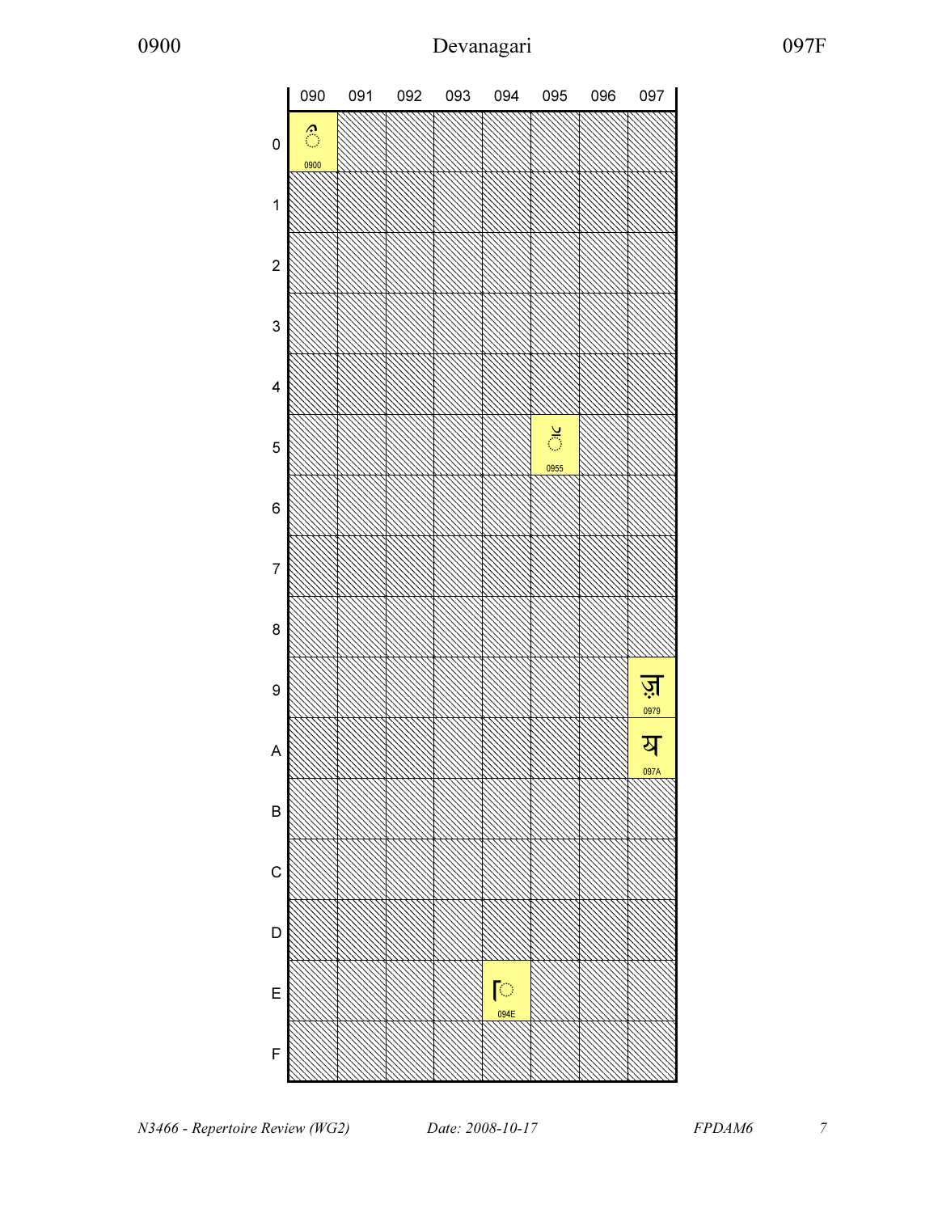# Devanagari

0900 — 097F

|   | 090 | 091 | 092 | 093 | 094 | 095 | 096 | 097 |
|---|---|---|---|---|---|---|---|---|
| 0 | ऀ 0900 | | | | | | | |
| 1 | | | | | | | | |
| 2 | | | | | | | | |
| 3 | | | | | | | | |
| 4 | | | | | | | | |
| 5 | | | | | | ॕ 0955 | | |
| 6 | | | | | | | | |
| 7 | | | | | | | | |
| 8 | | | | | | | | |
| 9 | | | | | | | | ॹ 0979 |
| A | | | | | | | | ॺ 097A |
| B | | | | | | | | |
| C | | | | | | | | |
| D | | | | | | | | |
| E | | | | | ॎ 094E | | | |
| F | | | | | | | | |

*N3466 - Repertoire Review (WG2)* *Date: 2008-10-17* *FPDAM6*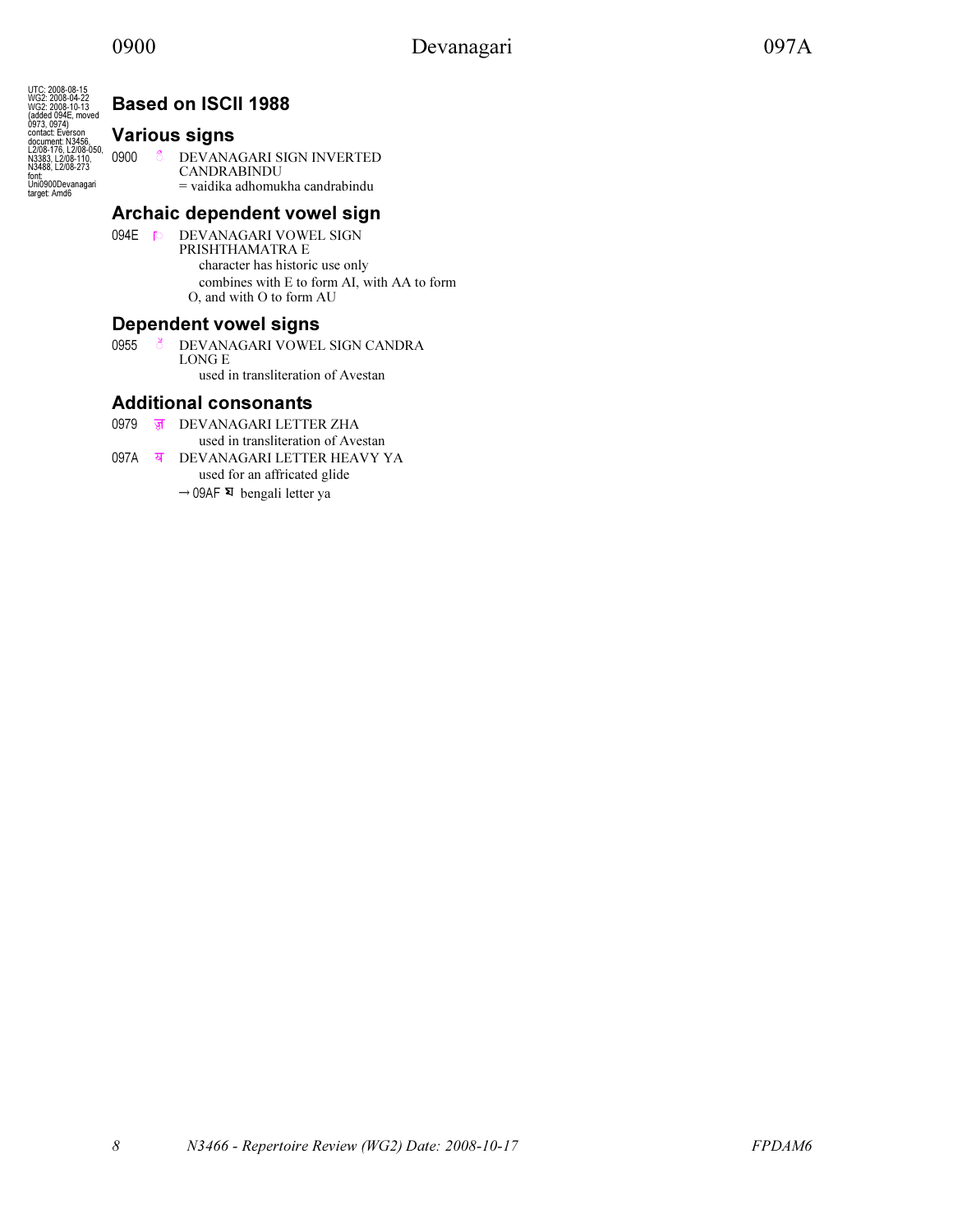UTC: 2008-08-15
WG2: 2008-04-22
WG2: 2008-10-13
(added 094E, moved 0973, 0974)
contact: Everson
document: N3456, L2/08-176, L2/08-050, N3383, L2/08-110, N3488, L2/08-273
font: Uni0900Devanagari
target: Amd6

## Based on ISCII 1988

### Various signs

0900 ऀ DEVANAGARI SIGN INVERTED CANDRABINDU
= vaidika adhomukha candrabindu

### Archaic dependent vowel sign

094E ॎ DEVANAGARI VOWEL SIGN PRISHTHAMATRA E
character has historic use only
combines with E to form AI, with AA to form O, and with O to form AU

### Dependent vowel signs

0955 ॕ DEVANAGARI VOWEL SIGN CANDRA LONG E
used in transliteration of Avestan

### Additional consonants

0979 ॹ DEVANAGARI LETTER ZHA
used in transliteration of Avestan

097A ॺ DEVANAGARI LETTER HEAVY YA
used for an affricated glide
→ 09AF য bengali letter ya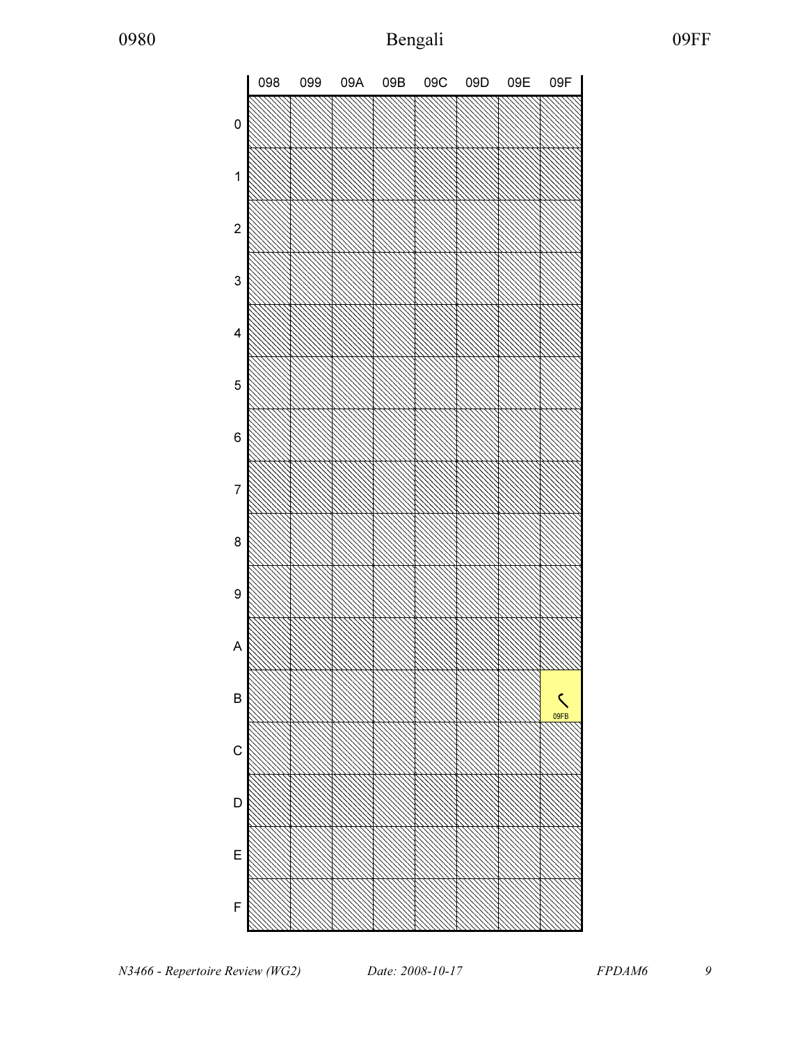# Bengali

| | 098 | 099 | 09A | 09B | 09C | 09D | 09E | 09F |
|---|---|---|---|---|---|---|---|---|
| 0 | | | | | | | | |
| 1 | | | | | | | | |
| 2 | | | | | | | | |
| 3 | | | | | | | | |
| 4 | | | | | | | | |
| 5 | | | | | | | | |
| 6 | | | | | | | | |
| 7 | | | | | | | | |
| 8 | | | | | | | | |
| 9 | | | | | | | | |
| A | | | | | | | | |
| B | | | | | | | | ৻ 09FB |
| C | | | | | | | | |
| D | | | | | | | | |
| E | | | | | | | | |
| F | | | | | | | | |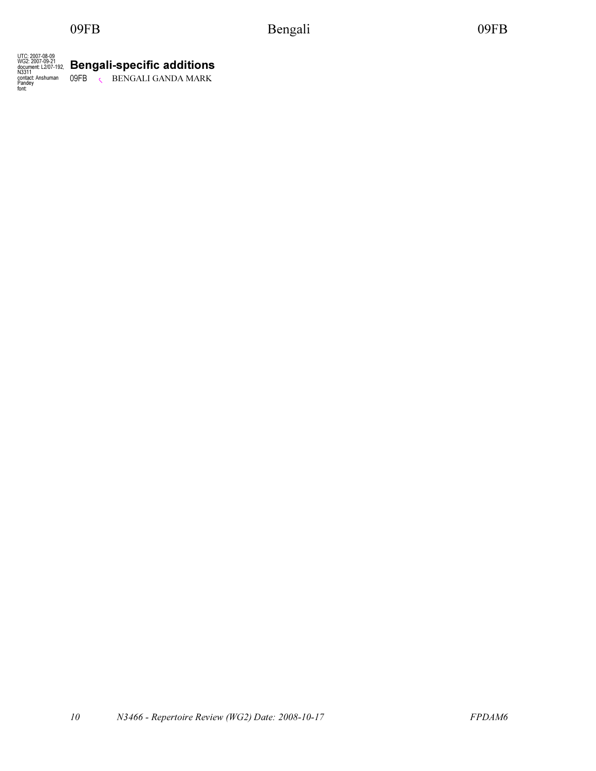UTC: 2007-08-09
WG2: 2007-09-21
document: L2/07-192, N3311
contact: Anshuman Pandey
font:

## Bengali-specific additions

09FB ৻ BENGALI GANDA MARK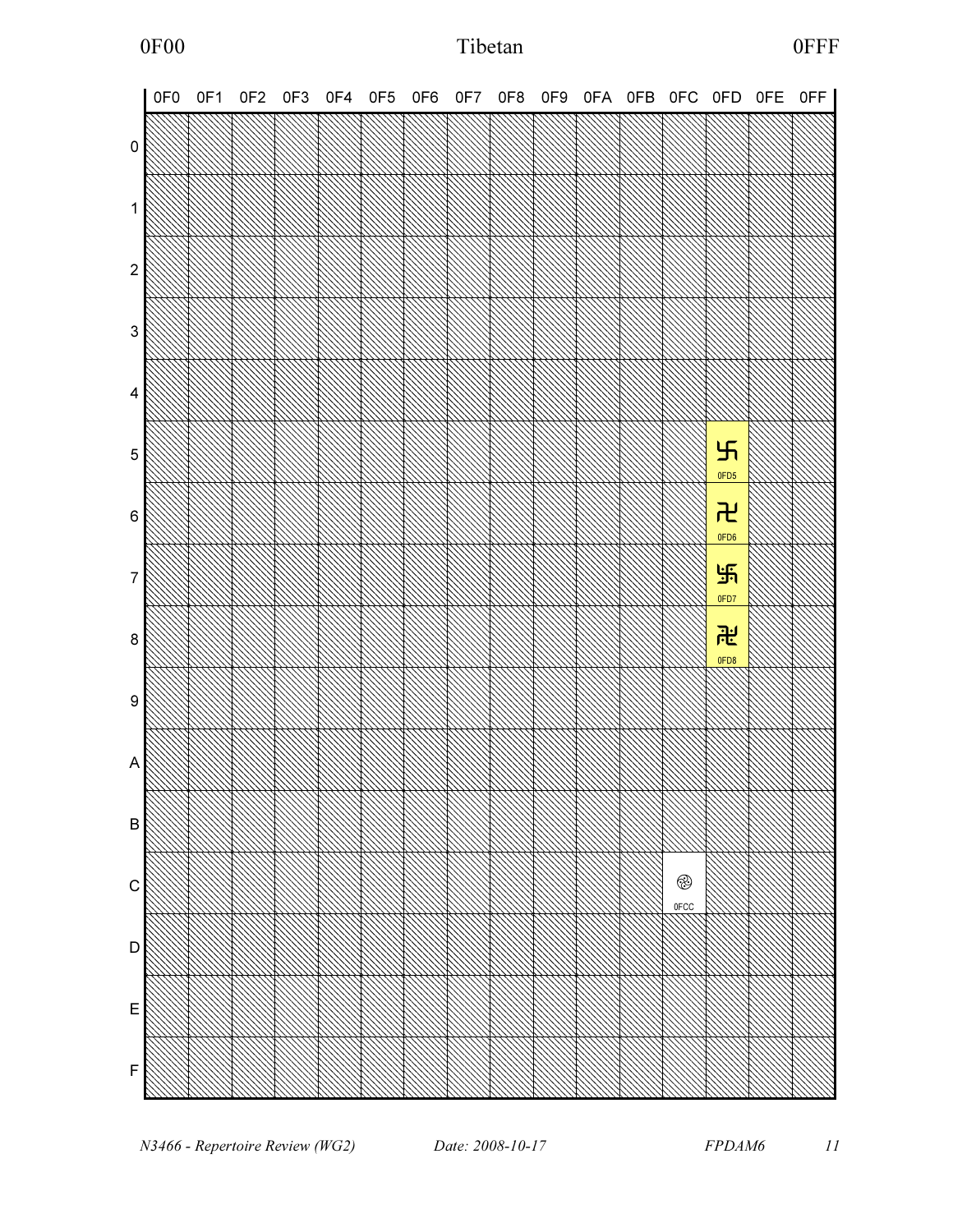# 0F00 Tibetan 0FFF

| | 0F0 | 0F1 | 0F2 | 0F3 | 0F4 | 0F5 | 0F6 | 0F7 | 0F8 | 0F9 | 0FA | 0FB | 0FC | 0FD | 0FE | 0FF |
|---|---|---|---|---|---|---|---|---|---|---|---|---|---|---|---|---|
| 0 | | | | | | | | | | | | | | | | |
| 1 | | | | | | | | | | | | | | | | |
| 2 | | | | | | | | | | | | | | | | |
| 3 | | | | | | | | | | | | | | | | |
| 4 | | | | | | | | | | | | | | | | |
| 5 | | | | | | | | | | | | | | 卐 0FD5 | | |
| 6 | | | | | | | | | | | | | | 卍 0FD6 | | |
| 7 | | | | | | | | | | | | | | ࿗ 0FD7 | | |
| 8 | | | | | | | | | | | | | | ࿘ 0FD8 | | |
| 9 | | | | | | | | | | | | | | | | |
| A | | | | | | | | | | | | | | | | |
| B | | | | | | | | | | | | | | | | |
| C | | | | | | | | | | | | | ࿌ 0FCC | | | |
| D | | | | | | | | | | | | | | | | |
| E | | | | | | | | | | | | | | | | |
| F | | | | | | | | | | | | | | | | |

*N3466 - Repertoire Review (WG2)* *Date: 2008-10-17* *FPDAM6*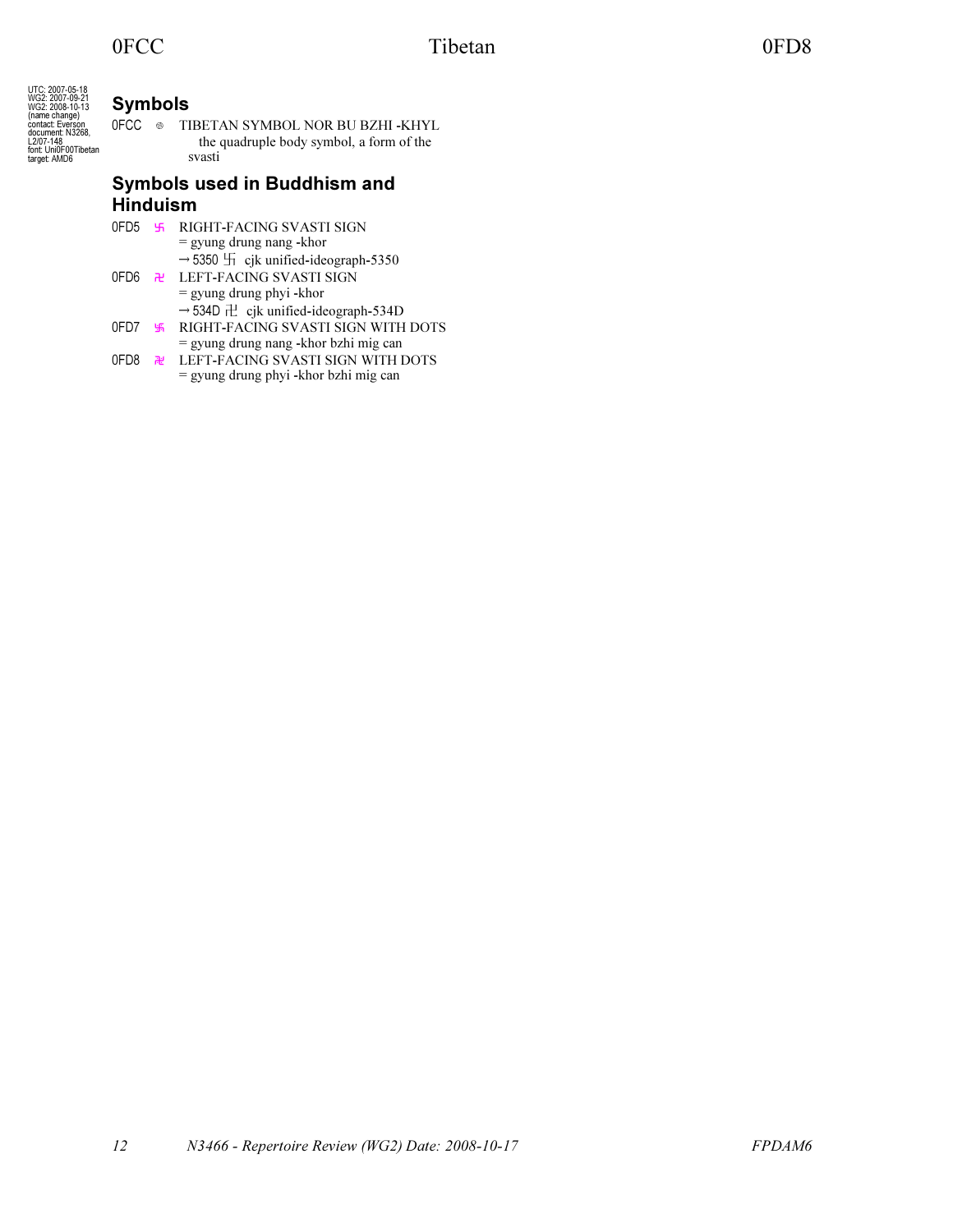UTC: 2007-05-18
WG2: 2007-09-21
WG2: 2008-10-13
(name change)
contact: Everson
document: N3268, L2/07-148
font: Uni0F00Tibetan
target: AMD6

## Symbols

0FCC ࿌ TIBETAN SYMBOL NOR BU BZHI -KHYL
the quadruple body symbol, a form of the svasti

## Symbols used in Buddhism and Hinduism

0FD5 ࿕ RIGHT-FACING SVASTI SIGN
= gyung drung nang -khor
→ 5350 卐 cjk unified-ideograph-5350

0FD6 ࿖ LEFT-FACING SVASTI SIGN
= gyung drung phyi -khor
→ 534D 卍 cjk unified-ideograph-534D

0FD7 ࿗ RIGHT-FACING SVASTI SIGN WITH DOTS
= gyung drung nang -khor bzhi mig can

0FD8 ࿘ LEFT-FACING SVASTI SIGN WITH DOTS
= gyung drung phyi -khor bzhi mig can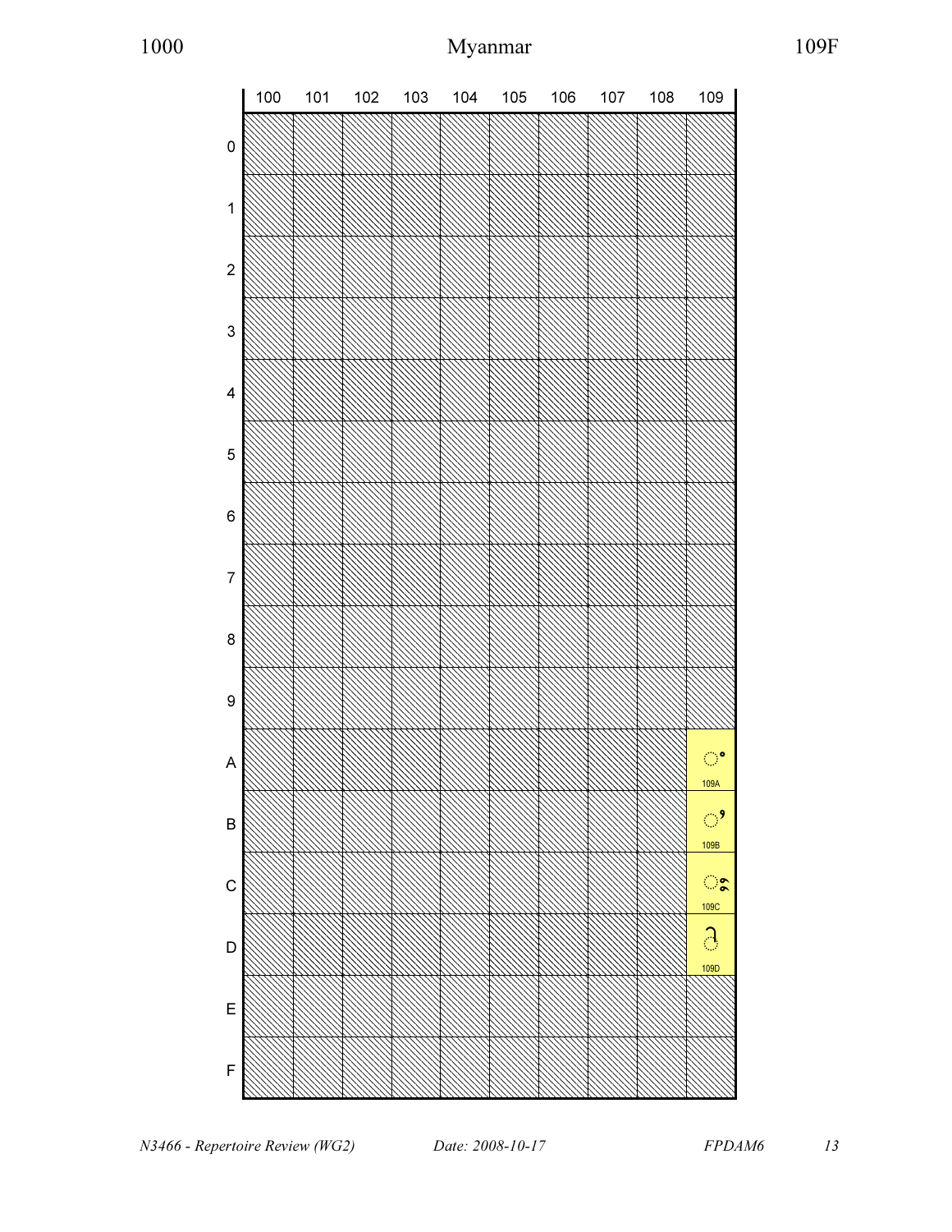# Myanmar

| | 100 | 101 | 102 | 103 | 104 | 105 | 106 | 107 | 108 | 109 |
|---|---|---|---|---|---|---|---|---|---|---|
| 0 | | | | | | | | | | |
| 1 | | | | | | | | | | |
| 2 | | | | | | | | | | |
| 3 | | | | | | | | | | |
| 4 | | | | | | | | | | |
| 5 | | | | | | | | | | |
| 6 | | | | | | | | | | |
| 7 | | | | | | | | | | |
| 8 | | | | | | | | | | |
| 9 | | | | | | | | | | |
| A | | | | | | | | | | ◌ႚ 109A |
| B | | | | | | | | | | ◌ႛ 109B |
| C | | | | | | | | | | ◌ႜ 109C |
| D | | | | | | | | | | ◌ႝ 109D |
| E | | | | | | | | | | |
| F | | | | | | | | | | |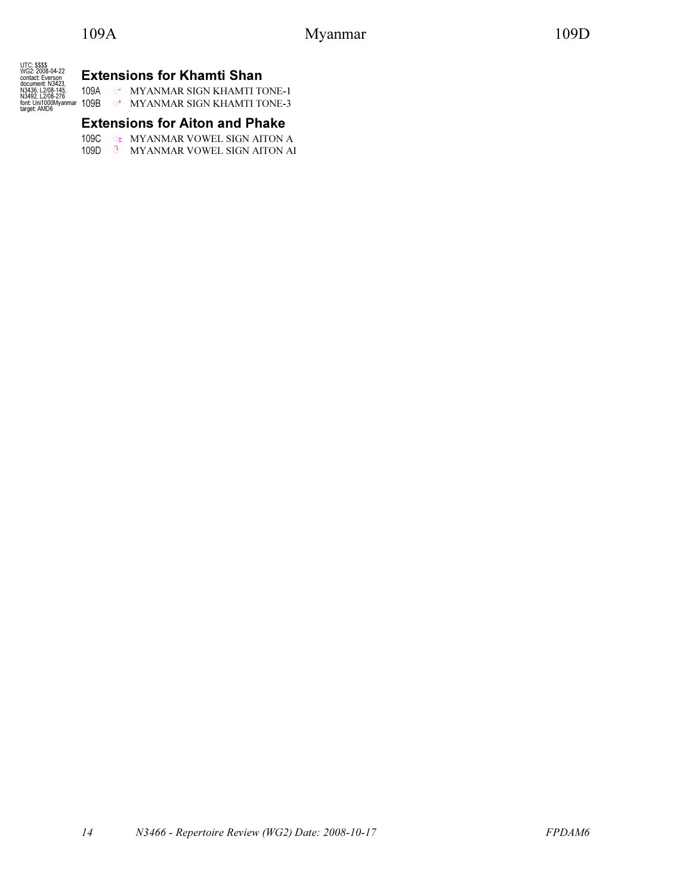UTC: $$$$
WG2: 2008-04-22
contact: Everson
document: N3423, N3436, L2/08-145, N3492, L2/08-276
font: Uni1000Myanmar
target: AMD6

## Extensions for Khamti Shan

109A ႚ MYANMAR SIGN KHAMTI TONE-1
109B ႛ MYANMAR SIGN KHAMTI TONE-3

## Extensions for Aiton and Phake

109C ႜ MYANMAR VOWEL SIGN AITON A
109D ႝ MYANMAR VOWEL SIGN AITON AI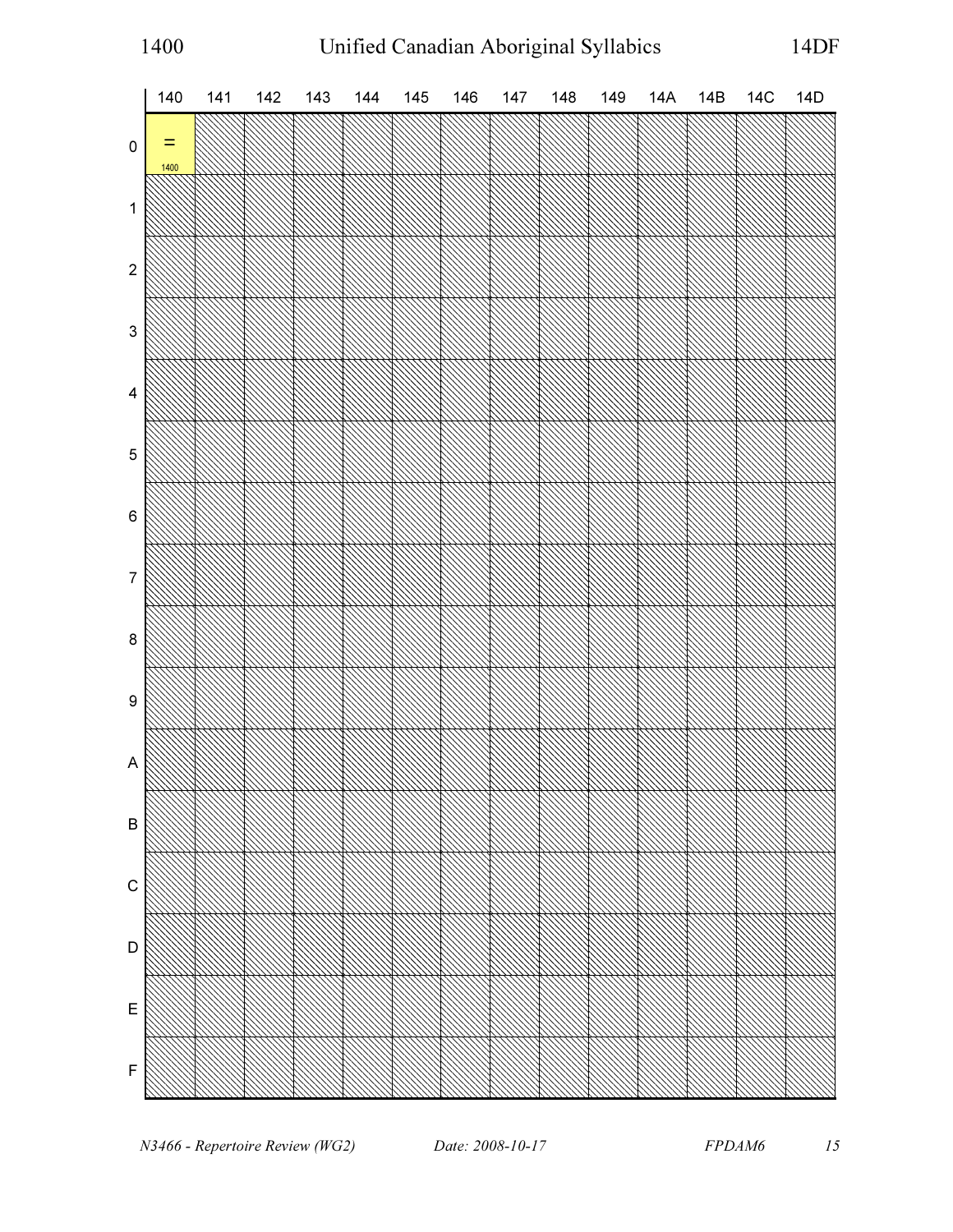# Unified Canadian Aboriginal Syllabics

1400 — 14DF

| | 140 | 141 | 142 | 143 | 144 | 145 | 146 | 147 | 148 | 149 | 14A | 14B | 14C | 14D |
|---|---|---|---|---|---|---|---|---|---|---|---|---|---|---|
| 0 | ᐀ 1400 | | | | | | | | | | | | | |
| 1 | | | | | | | | | | | | | | |
| 2 | | | | | | | | | | | | | | |
| 3 | | | | | | | | | | | | | | |
| 4 | | | | | | | | | | | | | | |
| 5 | | | | | | | | | | | | | | |
| 6 | | | | | | | | | | | | | | |
| 7 | | | | | | | | | | | | | | |
| 8 | | | | | | | | | | | | | | |
| 9 | | | | | | | | | | | | | | |
| A | | | | | | | | | | | | | | |
| B | | | | | | | | | | | | | | |
| C | | | | | | | | | | | | | | |
| D | | | | | | | | | | | | | | |
| E | | | | | | | | | | | | | | |
| F | | | | | | | | | | | | | | |

*N3466 - Repertoire Review (WG2)* — *Date: 2008-10-17* — *FPDAM6*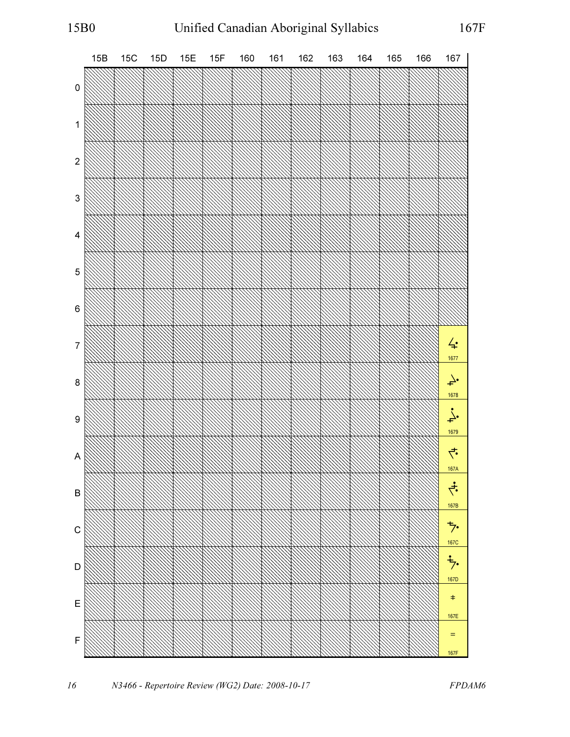# Unified Canadian Aboriginal Syllabics

| | 15B | 15C | 15D | 15E | 15F | 160 | 161 | 162 | 163 | 164 | 165 | 166 | 167 |
|---|---|---|---|---|---|---|---|---|---|---|---|---|---|
| 0 | | | | | | | | | | | | | |
| 1 | | | | | | | | | | | | | |
| 2 | | | | | | | | | | | | | |
| 3 | | | | | | | | | | | | | |
| 4 | | | | | | | | | | | | | |
| 5 | | | | | | | | | | | | | |
| 6 | | | | | | | | | | | | | |
| 7 | | | | | | | | | | | | | ᙷ 1677 |
| 8 | | | | | | | | | | | | | ᙸ 1678 |
| 9 | | | | | | | | | | | | | ᙹ 1679 |
| A | | | | | | | | | | | | | ᙺ 167A |
| B | | | | | | | | | | | | | ᙻ 167B |
| C | | | | | | | | | | | | | ᙼ 167C |
| D | | | | | | | | | | | | | ᙽ 167D |
| E | | | | | | | | | | | | | ᙾ 167E |
| F | | | | | | | | | | | | | ᙿ 167F |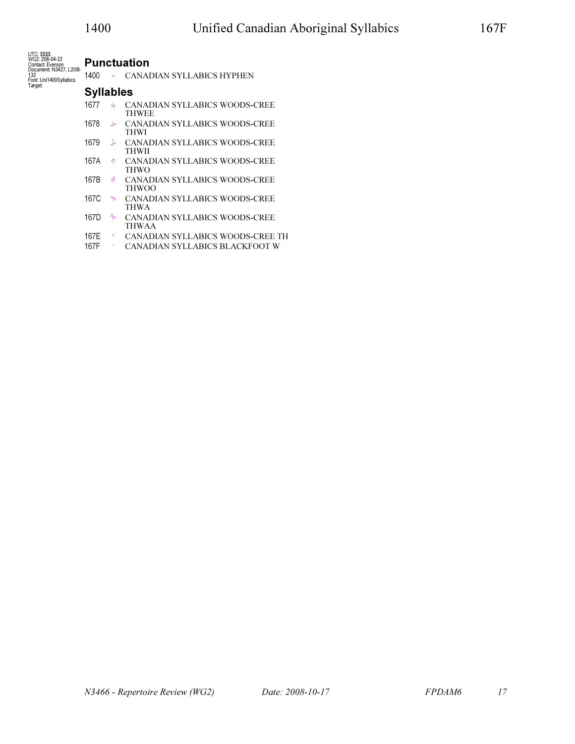UTC: $$$$
WG2: 208-04-22
Contact: Everson
Document: N3427, L2/08-132
Font: Uni1400Syllabics
Target:

## Punctuation

1400 ᐀ CANADIAN SYLLABICS HYPHEN

## Syllables

1677 ᙷ CANADIAN SYLLABICS WOODS-CREE THWEE
1678 ᙸ CANADIAN SYLLABICS WOODS-CREE THWI
1679 ᙹ CANADIAN SYLLABICS WOODS-CREE THWII
167A ᙺ CANADIAN SYLLABICS WOODS-CREE THWO
167B ᙻ CANADIAN SYLLABICS WOODS-CREE THWOO
167C ᙼ CANADIAN SYLLABICS WOODS-CREE THWA
167D ᙽ CANADIAN SYLLABICS WOODS-CREE THWAA
167E ᙾ CANADIAN SYLLABICS WOODS-CREE TH
167F ᙿ CANADIAN SYLLABICS BLACKFOOT W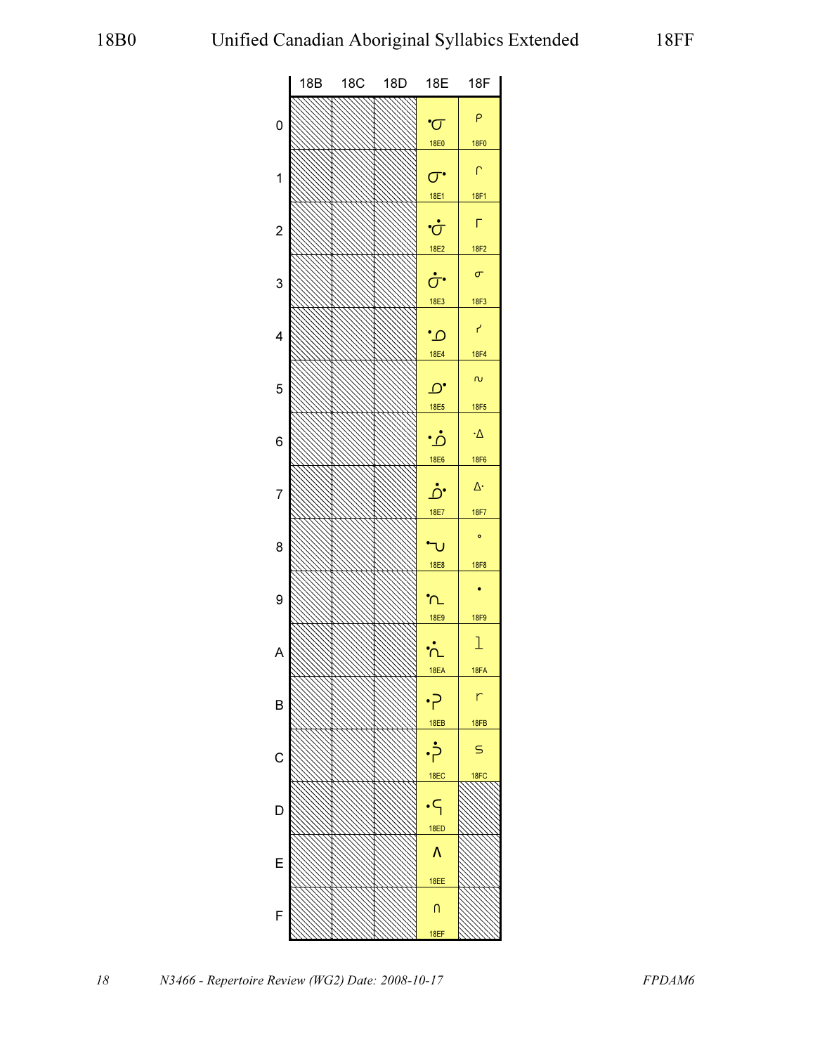# 18B0 Unified Canadian Aboriginal Syllabics Extended 18FF

| | 18B | 18C | 18D | 18E | 18F |
|---|---|---|---|---|---|
| 0 | | | | ᣠ 18E0 | ᣰ 18F0 |
| 1 | | | | ᣡ 18E1 | ᣱ 18F1 |
| 2 | | | | ᣢ 18E2 | ᣲ 18F2 |
| 3 | | | | ᣣ 18E3 | ᣳ 18F3 |
| 4 | | | | ᣤ 18E4 | ᣴ 18F4 |
| 5 | | | | ᣥ 18E5 | ᣵ 18F5 |
| 6 | | | | ᣦ 18E6 | ᣶ 18F6 |
| 7 | | | | ᣧ 18E7 | ᣷ 18F7 |
| 8 | | | | ᣨ 18E8 | ᣸ 18F8 |
| 9 | | | | ᣩ 18E9 | ᣹ 18F9 |
| A | | | | ᣪ 18EA | ᣺ 18FA |
| B | | | | ᣫ 18EB | ᣻ 18FB |
| C | | | | ᣬ 18EC | ᣼ 18FC |
| D | | | | ᣭ 18ED | |
| E | | | | ᣮ 18EE | |
| F | | | | ᣯ 18EF | |

*N3466 - Repertoire Review (WG2) Date: 2008-10-17* *FPDAM6*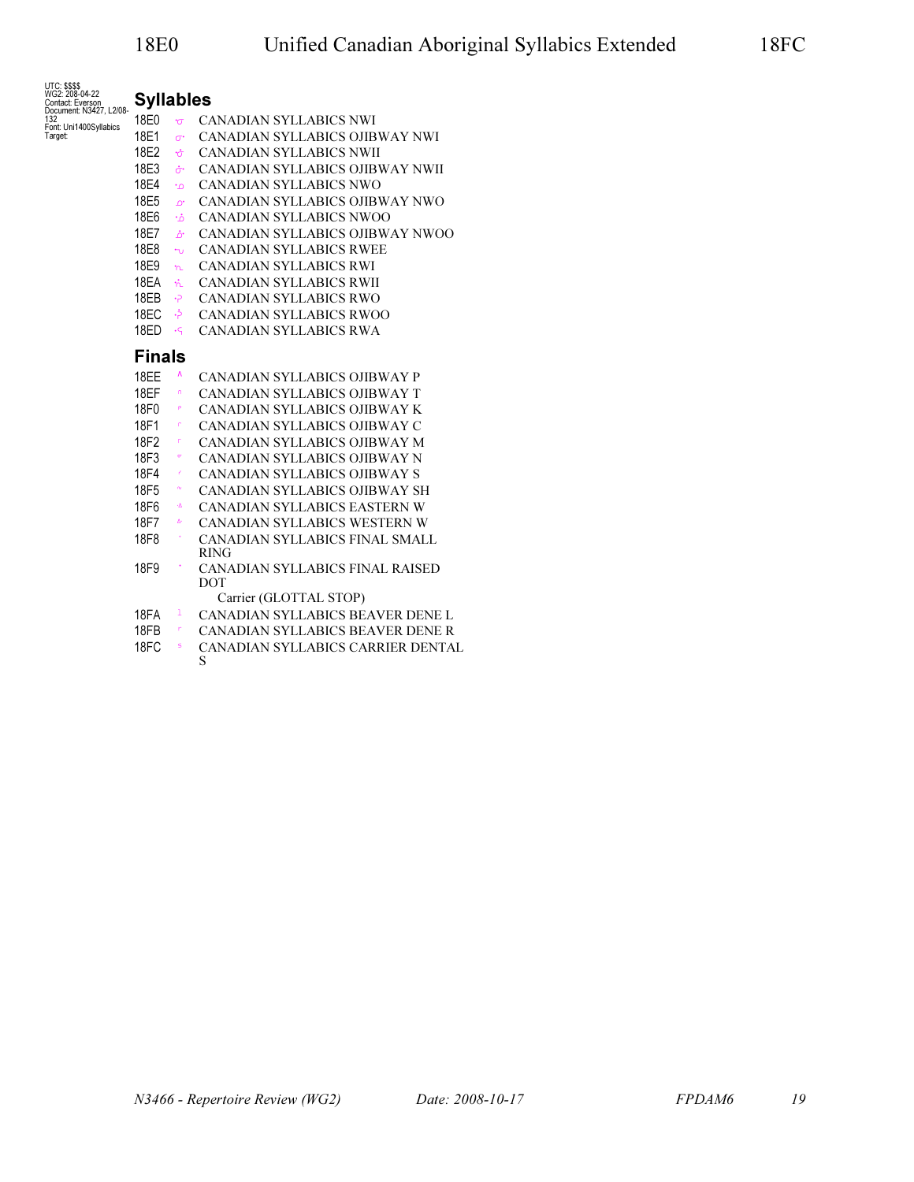# 18E0 Unified Canadian Aboriginal Syllabics Extended 18FC

UTC: $$$$
WG2: 208-04-22
Contact: Everson
Document: N3427, L2/08-132
Font: Uni1400Syllabics
Target:

## Syllables

18E0 ᣠ CANADIAN SYLLABICS NWI
18E1 ᣡ CANADIAN SYLLABICS OJIBWAY NWI
18E2 ᣢ CANADIAN SYLLABICS NWII
18E3 ᣣ CANADIAN SYLLABICS OJIBWAY NWII
18E4 ᣤ CANADIAN SYLLABICS NWO
18E5 ᣥ CANADIAN SYLLABICS OJIBWAY NWO
18E6 ᣦ CANADIAN SYLLABICS NWOO
18E7 ᣧ CANADIAN SYLLABICS OJIBWAY NWOO
18E8 ᣨ CANADIAN SYLLABICS RWEE
18E9 ᣩ CANADIAN SYLLABICS RWI
18EA ᣪ CANADIAN SYLLABICS RWII
18EB ᣫ CANADIAN SYLLABICS RWO
18EC ᣬ CANADIAN SYLLABICS RWOO
18ED ᣭ CANADIAN SYLLABICS RWA

## Finals

18EE ᣮ CANADIAN SYLLABICS OJIBWAY P
18EF ᣯ CANADIAN SYLLABICS OJIBWAY T
18F0 ᣰ CANADIAN SYLLABICS OJIBWAY K
18F1 ᣱ CANADIAN SYLLABICS OJIBWAY C
18F2 ᣲ CANADIAN SYLLABICS OJIBWAY M
18F3 ᣳ CANADIAN SYLLABICS OJIBWAY N
18F4 ᣴ CANADIAN SYLLABICS OJIBWAY S
18F5 ᣵ CANADIAN SYLLABICS OJIBWAY SH
18F6 ᣶ CANADIAN SYLLABICS EASTERN W
18F7 ᣷ CANADIAN SYLLABICS WESTERN W
18F8 ᣸ CANADIAN SYLLABICS FINAL SMALL RING
18F9 ᣹ CANADIAN SYLLABICS FINAL RAISED DOT
    Carrier (GLOTTAL STOP)
18FA ᣺ CANADIAN SYLLABICS BEAVER DENE L
18FB ᣻ CANADIAN SYLLABICS BEAVER DENE R
18FC ᣼ CANADIAN SYLLABICS CARRIER DENTAL S

*N3466 - Repertoire Review (WG2)* *Date: 2008-10-17* *FPDAM6*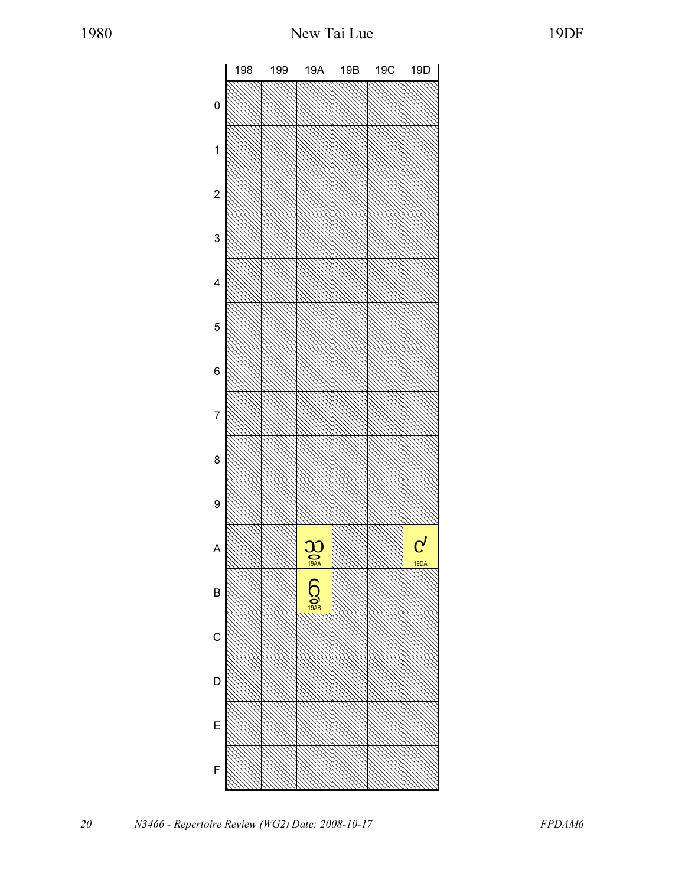# New Tai Lue

| | 198 | 199 | 19A | 19B | 19C | 19D |
|---|---|---|---|---|---|---|
| 0 | | | | | | |
| 1 | | | | | | |
| 2 | | | | | | |
| 3 | | | | | | |
| 4 | | | | | | |
| 5 | | | | | | |
| 6 | | | | | | |
| 7 | | | | | | |
| 8 | | | | | | |
| 9 | | | | | | |
| A | | | ᦪ 19AA | | | ᧚ 19DA |
| B | | | ᦫ 19AB | | | |
| C | | | | | | |
| D | | | | | | |
| E | | | | | | |
| F | | | | | | |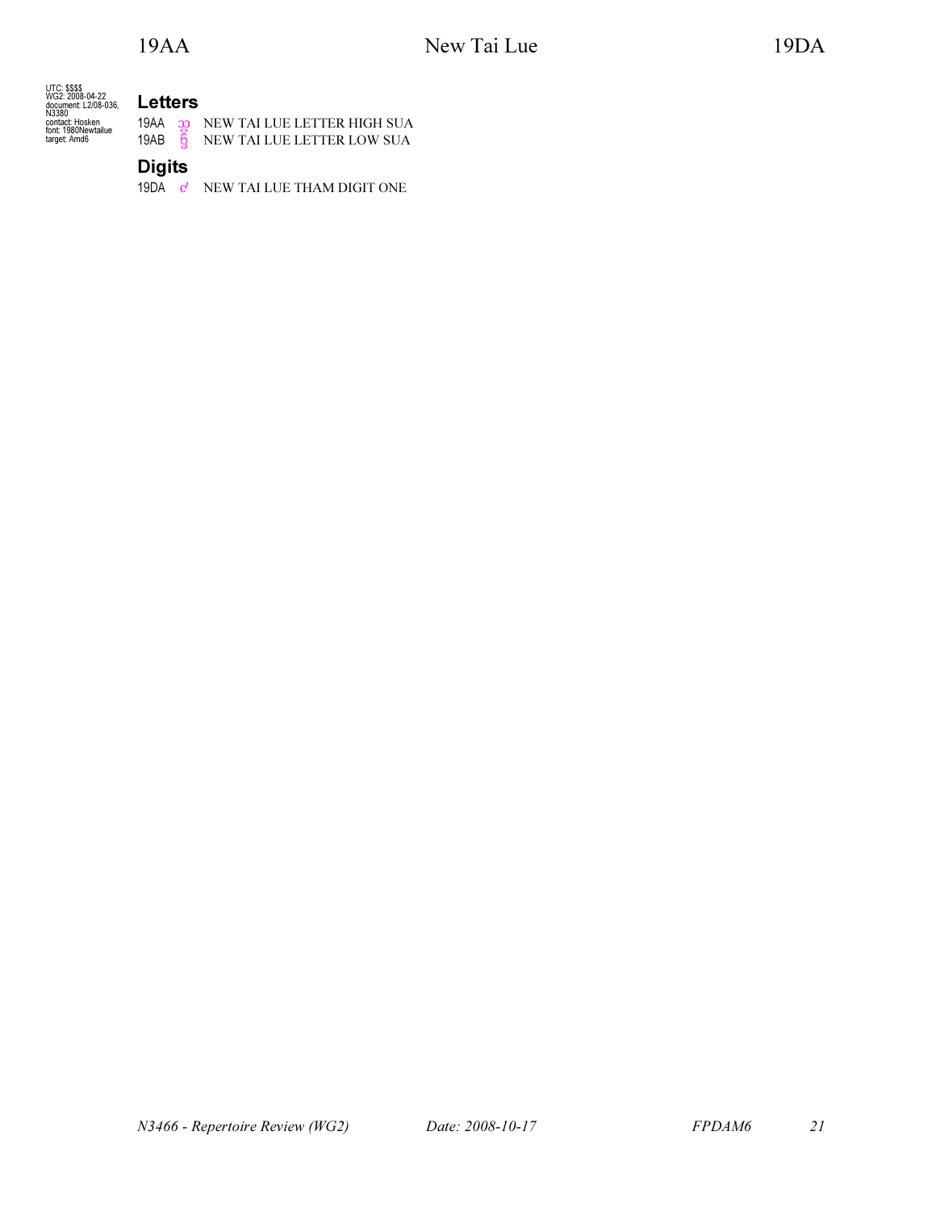UTC: $$$$
WG2: 2008-04-22
document: L2/08-036, N3380
contact: Hosken
font: 1980Newtailue
target: Amd6

## Letters

19AA ᦪ NEW TAI LUE LETTER HIGH SUA
19AB ᦫ NEW TAI LUE LETTER LOW SUA

## Digits

19DA ᧚ NEW TAI LUE THAM DIGIT ONE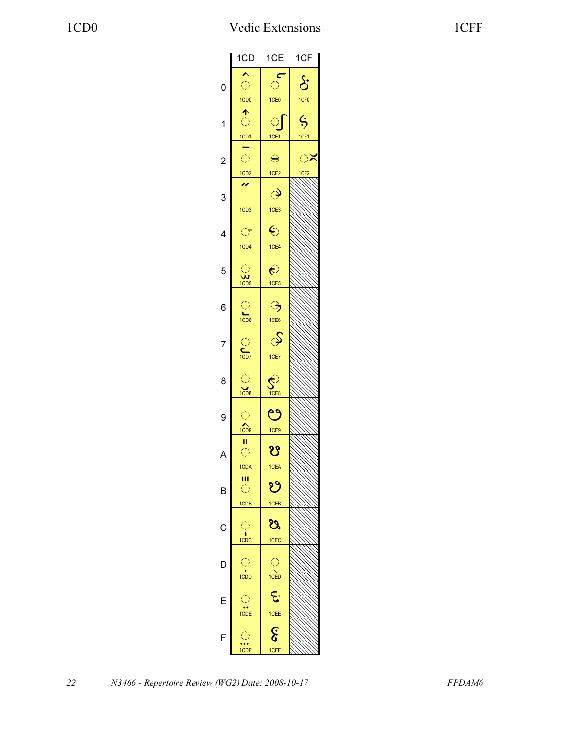| | 1CD | 1CE | 1CF |
|---|---|---|---|
| 0 | 1CD0 | 1CE0 | 1CF0 |
| 1 | 1CD1 | 1CE1 | 1CF1 |
| 2 | 1CD2 | 1CE2 | 1CF2 |
| 3 | 1CD3 | 1CE3 | |
| 4 | 1CD4 | 1CE4 | |
| 5 | 1CD5 | 1CE5 | |
| 6 | 1CD6 | 1CE6 | |
| 7 | 1CD7 | 1CE7 | |
| 8 | 1CD8 | 1CE8 | |
| 9 | 1CD9 | 1CE9 | |
| A | 1CDA | 1CEA | |
| B | 1CDB | 1CEB | |
| C | 1CDC | 1CEC | |
| D | 1CDD | 1CED | |
| E | 1CDE | 1CEE | |
| F | 1CDF | 1CEF | |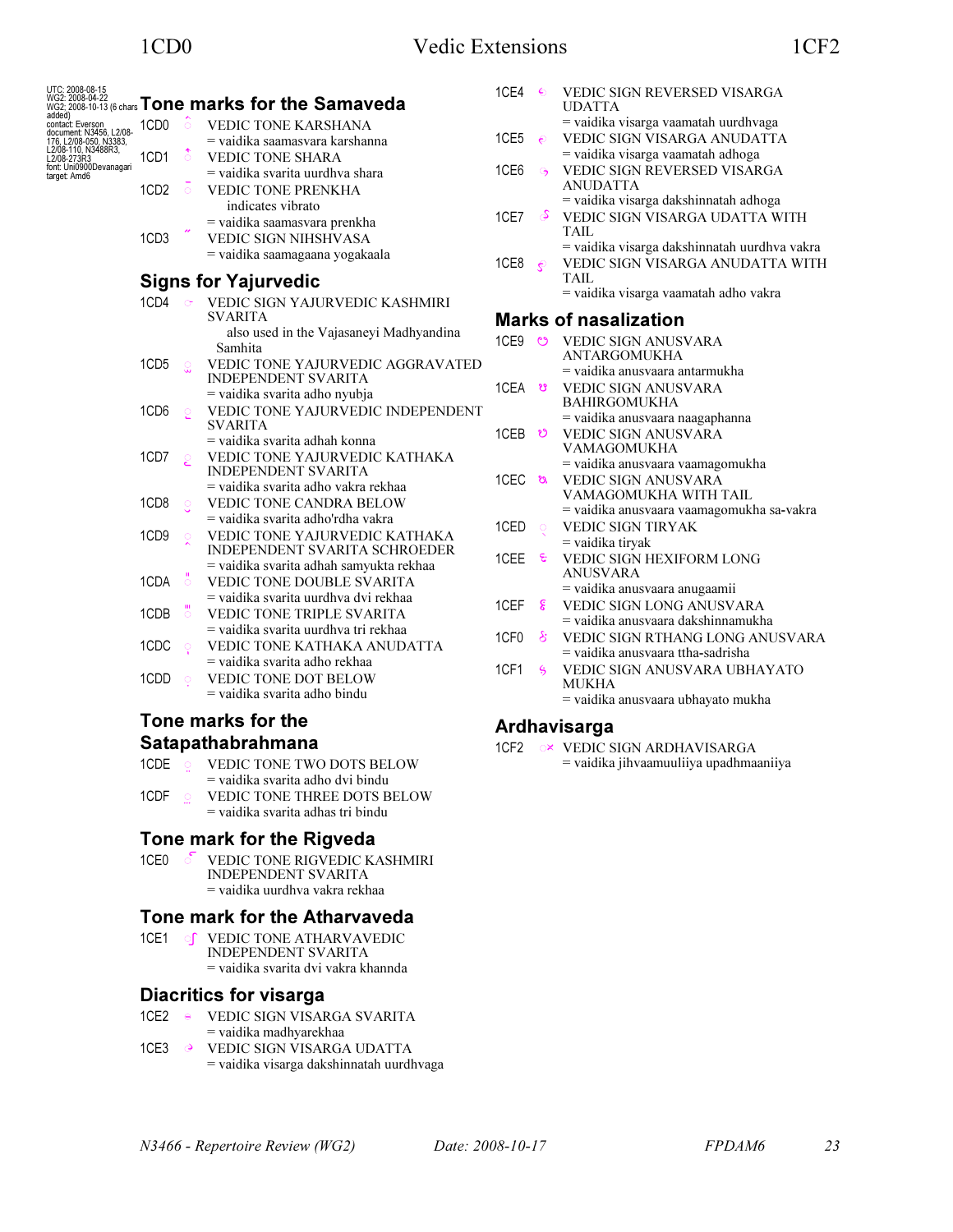# 1CD0 Vedic Extensions 1CF2

UTC: 2008-08-15
WG2: 2008-04-22
WG2: 2008-10-13 (6 chars added)
contact: Everson
document: N3456, L2/08-176, L2/08-050, N3383, L2/08-110, N3488R3, L2/08-273R3
font: Uni0900Devanagari
target: Amd6

## Tone marks for the Samaveda

1CD0 VEDIC TONE KARSHANA
= vaidika saamasvara karshanna

1CD1 VEDIC TONE SHARA
= vaidika svarita uurdhva shara

1CD2 VEDIC TONE PRENKHA
indicates vibrato
= vaidika saamasvara prenkha

1CD3 VEDIC SIGN NIHSHVASA
= vaidika saamagaana yogakaala

## Signs for Yajurvedic

1CD4 VEDIC SIGN YAJURVEDIC KASHMIRI SVARITA
also used in the Vajasaneyi Madhyandina Samhita

1CD5 VEDIC TONE YAJURVEDIC AGGRAVATED INDEPENDENT SVARITA
= vaidika svarita adho nyubja

1CD6 VEDIC TONE YAJURVEDIC INDEPENDENT SVARITA
= vaidika svarita adhah konna

1CD7 VEDIC TONE YAJURVEDIC KATHAKA INDEPENDENT SVARITA
= vaidika svarita adho vakra rekhaa

1CD8 VEDIC TONE CANDRA BELOW
= vaidika svarita adho'rdha vakra

1CD9 VEDIC TONE YAJURVEDIC KATHAKA INDEPENDENT SVARITA SCHROEDER
= vaidika svarita adhah samyukta rekhaa

1CDA VEDIC TONE DOUBLE SVARITA
= vaidika svarita uurdhva dvi rekhaa

1CDB VEDIC TONE TRIPLE SVARITA
= vaidika svarita uurdhva tri rekhaa

1CDC VEDIC TONE KATHAKA ANUDATTA
= vaidika svarita adho rekhaa

1CDD VEDIC TONE DOT BELOW
= vaidika svarita adho bindu

## Tone marks for the Satapathabrahmana

1CDE VEDIC TONE TWO DOTS BELOW
= vaidika svarita adho dvi bindu

1CDF VEDIC TONE THREE DOTS BELOW
= vaidika svarita adhas tri bindu

## Tone mark for the Rigveda

1CE0 VEDIC TONE RIGVEDIC KASHMIRI INDEPENDENT SVARITA
= vaidika uurdhva vakra rekhaa

## Tone mark for the Atharvaveda

1CE1 VEDIC TONE ATHARVAVEDIC INDEPENDENT SVARITA
= vaidika svarita dvi vakra khannda

## Diacritics for visarga

1CE2 VEDIC SIGN VISARGA SVARITA
= vaidika madhyarekhaa

1CE3 VEDIC SIGN VISARGA UDATTA
= vaidika visarga dakshinnatah uurdhvaga

1CE4 VEDIC SIGN REVERSED VISARGA UDATTA
= vaidika visarga vaamatah uurdhvaga

1CE5 VEDIC SIGN VISARGA ANUDATTA
= vaidika visarga vaamatah adhoga

1CE6 VEDIC SIGN REVERSED VISARGA ANUDATTA
= vaidika visarga dakshinnatah adhoga

1CE7 VEDIC SIGN VISARGA UDATTA WITH TAIL
= vaidika visarga dakshinnatah uurdhva vakra

1CE8 VEDIC SIGN VISARGA ANUDATTA WITH TAIL
= vaidika visarga vaamatah adho vakra

## Marks of nasalization

1CE9 VEDIC SIGN ANUSVARA ANTARGOMUKHA
= vaidika anusvaara antarmukha

1CEA VEDIC SIGN ANUSVARA BAHIRGOMUKHA
= vaidika anusvaara naagaphanna

1CEB VEDIC SIGN ANUSVARA VAMAGOMUKHA
= vaidika anusvaara vaamagomukha

1CEC VEDIC SIGN ANUSVARA VAMAGOMUKHA WITH TAIL
= vaidika anusvaara vaamagomukha sa-vakra

1CED VEDIC SIGN TIRYAK
= vaidika tiryak

1CEE VEDIC SIGN HEXIFORM LONG ANUSVARA
= vaidika anusvaara anugaamii

1CEF VEDIC SIGN LONG ANUSVARA
= vaidika anusvaara dakshinnamukha

1CF0 VEDIC SIGN RTHANG LONG ANUSVARA
= vaidika anusvaara ttha-sadrisha

1CF1 VEDIC SIGN ANUSVARA UBHAYATO MUKHA
= vaidika anusvaara ubhayato mukha

## Ardhavisarga

1CF2 VEDIC SIGN ARDHAVISARGA
= vaidika jihvaamuuliiya upadhmaaniiya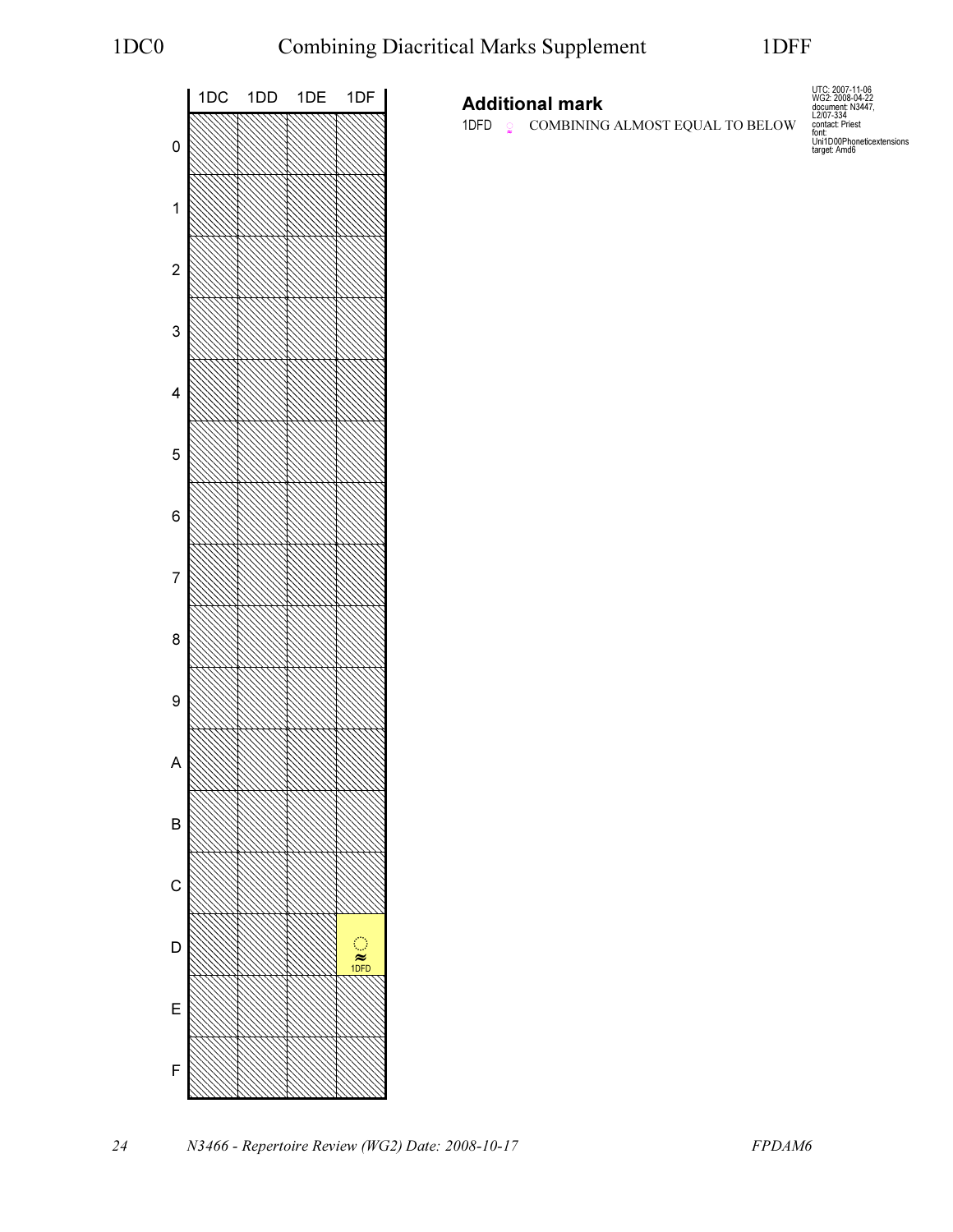# 1DC0 Combining Diacritical Marks Supplement 1DFF

| | 1DC | 1DD | 1DE | 1DF |
|---|---|---|---|---|
| 0 | | | | |
| 1 | | | | |
| 2 | | | | |
| 3 | | | | |
| 4 | | | | |
| 5 | | | | |
| 6 | | | | |
| 7 | | | | |
| 8 | | | | |
| 9 | | | | |
| A | | | | |
| B | | | | |
| C | | | | |
| D | | | | ◌᷽ 1DFD |
| E | | | | |
| F | | | | |

## Additional mark

1DFD ◌᷽ COMBINING ALMOST EQUAL TO BELOW

UTC: 2007-11-06
WG2: 2008-04-22
document: N3447, L2/07-334
contact: Priest
font: Uni1D00Phoneticextensions
target: Amd6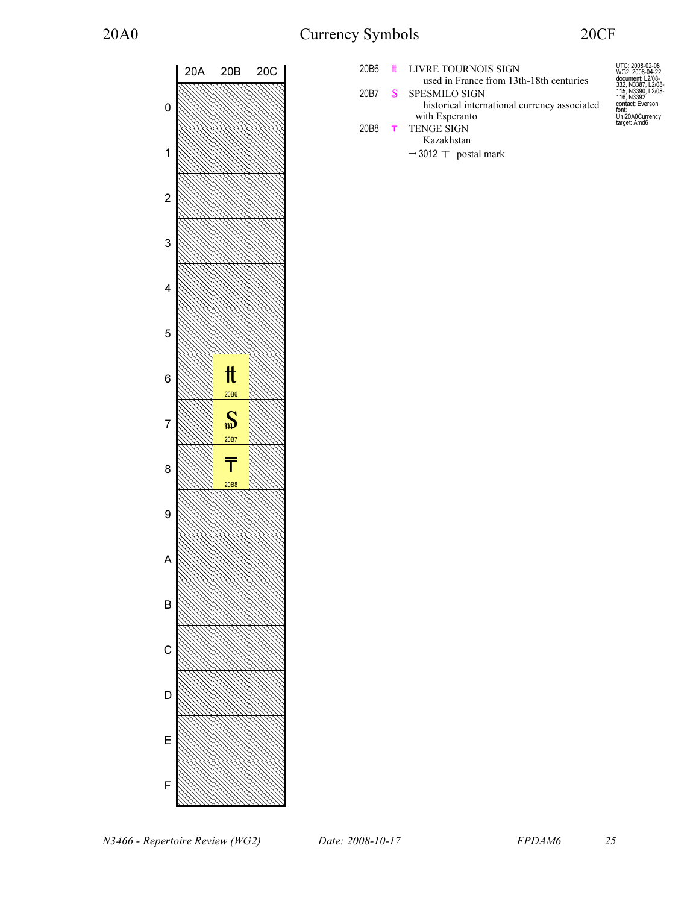# Currency Symbols

20A0 – 20CF

| | 20A | 20B | 20C |
|---|---|---|---|
| 0 | | | |
| 1 | | | |
| 2 | | | |
| 3 | | | |
| 4 | | | |
| 5 | | | |
| 6 | | ₶ 20B6 | |
| 7 | | ₷ 20B7 | |
| 8 | | ₸ 20B8 | |
| 9 | | | |
| A | | | |
| B | | | |
| C | | | |
| D | | | |
| E | | | |
| F | | | |

20B6 ₶ LIVRE TOURNOIS SIGN
- used in France from 13th-18th centuries

20B7 ₷ SPESMILO SIGN
- historical international currency associated with Esperanto

20B8 ₸ TENGE SIGN
- Kazakhstan
- → 3012 〒 postal mark

UTC: 2008-02-08
WG2: 2008-04-22
document: L2/08-332, N3387, L2/08-115, N3390, L2/08-116, N3392
contact: Everson
font: Uni20A0Currency
target: Amd6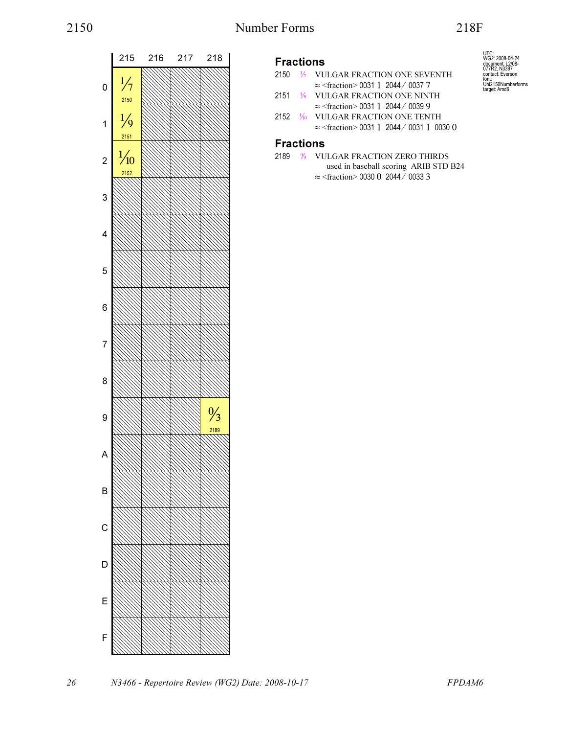# Number Forms

| | 215 | 216 | 217 | 218 |
|---|---|---|---|---|
| 0 | ⅐ 2150 | | | |
| 1 | ⅑ 2151 | | | |
| 2 | ⅒ 2152 | | | |
| 3 | | | | |
| 4 | | | | |
| 5 | | | | |
| 6 | | | | |
| 7 | | | | |
| 8 | | | | |
| 9 | | | | ↉ 2189 |
| A | | | | |
| B | | | | |
| C | | | | |
| D | | | | |
| E | | | | |
| F | | | | |

UTC:
WG2: 2008-04-24
document: L2/08-077R2, N3397
contact: Everson
font: Uni2150Numberforms
target: Amd6

## Fractions

2150 ⅐ VULGAR FRACTION ONE SEVENTH
≈ <fraction> 0031 1 2044 ⁄ 0037 7

2151 ⅑ VULGAR FRACTION ONE NINTH
≈ <fraction> 0031 1 2044 ⁄ 0039 9

2152 ⅒ VULGAR FRACTION ONE TENTH
≈ <fraction> 0031 1 2044 ⁄ 0031 1 0030 0

## Fractions

2189 ↉ VULGAR FRACTION ZERO THIRDS
used in baseball scoring ARIB STD B24
≈ <fraction> 0030 0 2044 ⁄ 0033 3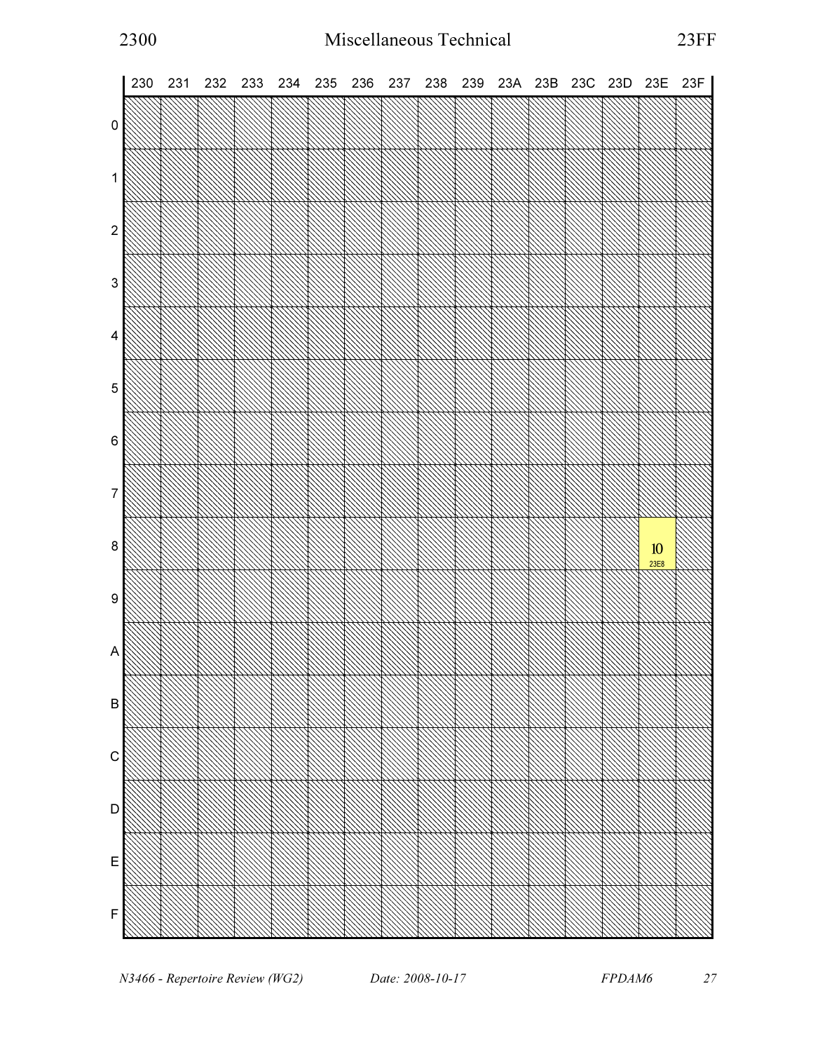# 2300 Miscellaneous Technical 23FF

| | 230 | 231 | 232 | 233 | 234 | 235 | 236 | 237 | 238 | 239 | 23A | 23B | 23C | 23D | 23E | 23F |
|---|---|---|---|---|---|---|---|---|---|---|---|---|---|---|---|---|
| 0 | | | | | | | | | | | | | | | | |
| 1 | | | | | | | | | | | | | | | | |
| 2 | | | | | | | | | | | | | | | | |
| 3 | | | | | | | | | | | | | | | | |
| 4 | | | | | | | | | | | | | | | | |
| 5 | | | | | | | | | | | | | | | | |
| 6 | | | | | | | | | | | | | | | | |
| 7 | | | | | | | | | | | | | | | | |
| 8 | | | | | | | | | | | | | | | 10 23E8 | |
| 9 | | | | | | | | | | | | | | | | |
| A | | | | | | | | | | | | | | | | |
| B | | | | | | | | | | | | | | | | |
| C | | | | | | | | | | | | | | | | |
| D | | | | | | | | | | | | | | | | |
| E | | | | | | | | | | | | | | | | |
| F | | | | | | | | | | | | | | | | |

*N3466 - Repertoire Review (WG2)* *Date: 2008-10-17* *FPDAM6*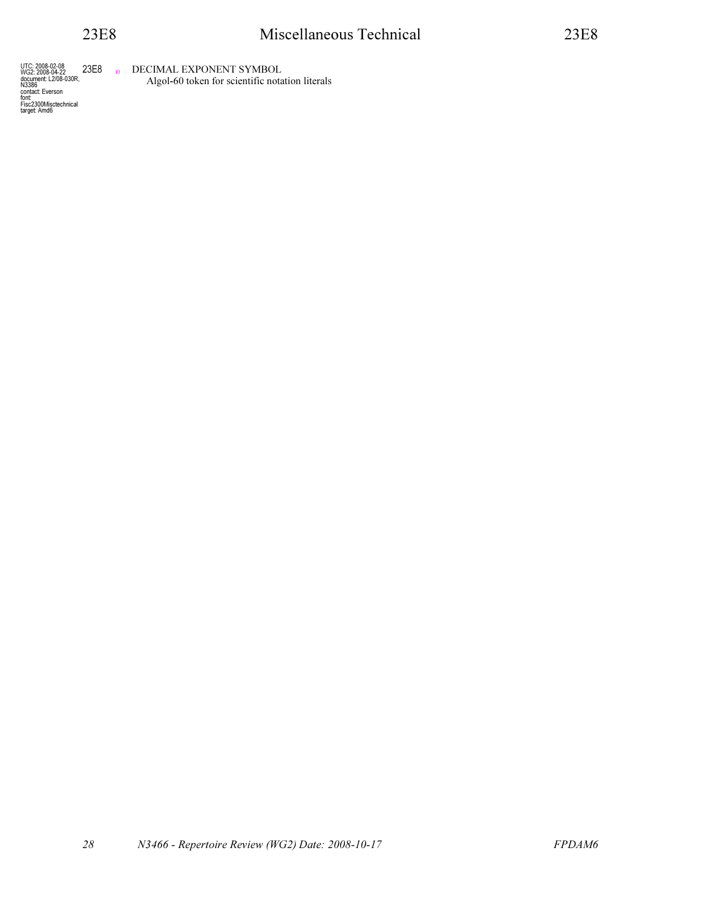UTC: 2008-02-08
WG2: 2008-04-22
document: L2/08-030R, N3386
contact: Everson
font: Fisc2300Misctechnical
target: Amd6

23E8 ⏨ DECIMAL EXPONENT SYMBOL
Algol-60 token for scientific notation literals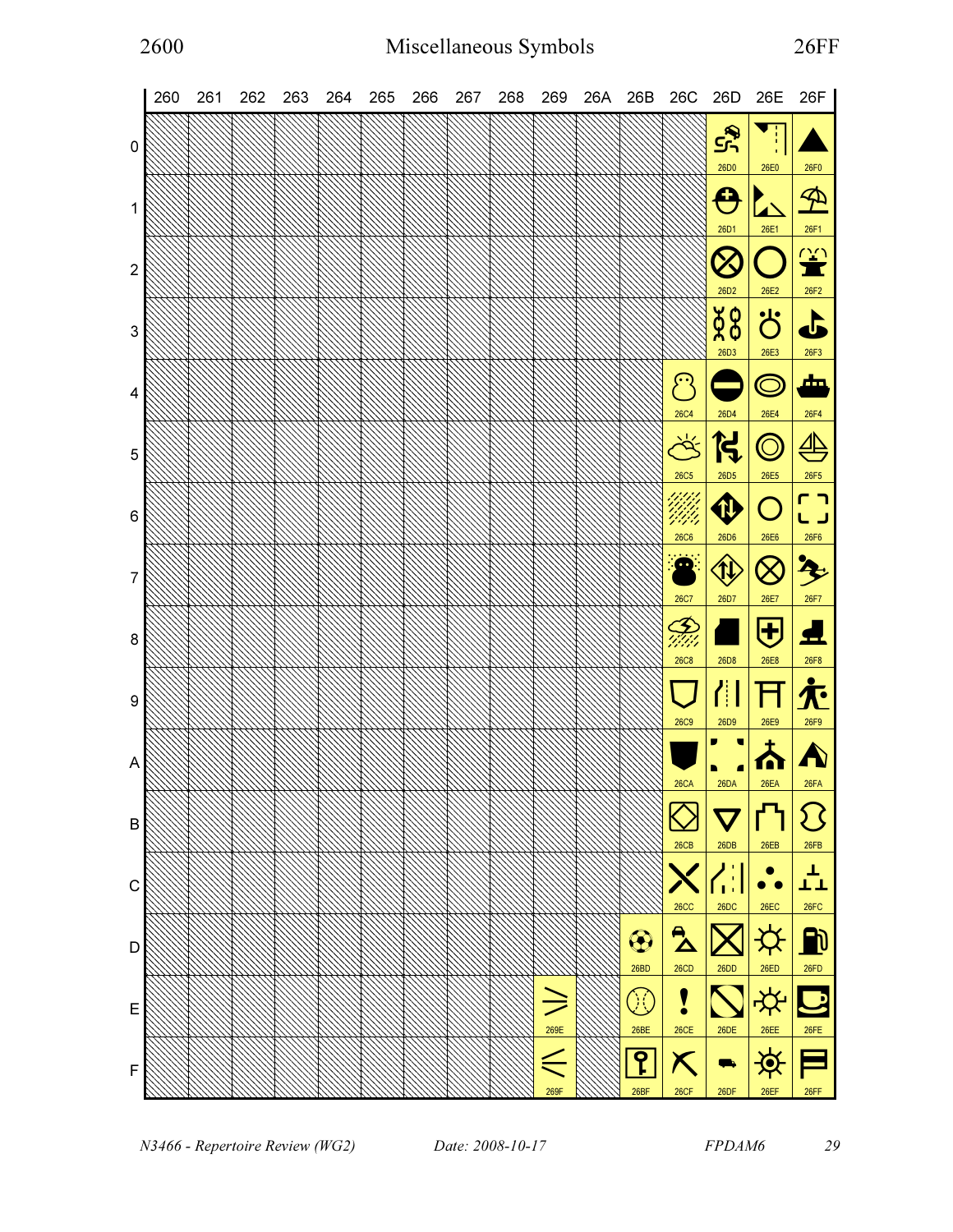# Miscellaneous Symbols

2600 — 26FF

| | 260 | 261 | 262 | 263 | 264 | 265 | 266 | 267 | 268 | 269 | 26A | 26B | 26C | 26D | 26E | 26F |
|---|---|---|---|---|---|---|---|---|---|---|---|---|---|---|---|---|
| 0 | | | | | | | | | | | | | | 26D0 | 26E0 | 26F0 |
| 1 | | | | | | | | | | | | | | 26D1 | 26E1 | 26F1 |
| 2 | | | | | | | | | | | | | | 26D2 | 26E2 | 26F2 |
| 3 | | | | | | | | | | | | | | 26D3 | 26E3 | 26F3 |
| 4 | | | | | | | | | | | | | 26C4 | 26D4 | 26E4 | 26F4 |
| 5 | | | | | | | | | | | | | 26C5 | 26D5 | 26E5 | 26F5 |
| 6 | | | | | | | | | | | | | 26C6 | 26D6 | 26E6 | 26F6 |
| 7 | | | | | | | | | | | | | 26C7 | 26D7 | 26E7 | 26F7 |
| 8 | | | | | | | | | | | | | 26C8 | 26D8 | 26E8 | 26F8 |
| 9 | | | | | | | | | | | | | 26C9 | 26D9 | 26E9 | 26F9 |
| A | | | | | | | | | | | | | 26CA | 26DA | 26EA | 26FA |
| B | | | | | | | | | | | | | 26CB | 26DB | 26EB | 26FB |
| C | | | | | | | | | | | | | 26CC | 26DC | 26EC | 26FC |
| D | | | | | | | | | | | | 26BD | 26CD | 26DD | 26ED | 26FD |
| E | | | | | | | | | | 269E | | 26BE | 26CE | 26DE | 26EE | 26FE |
| F | | | | | | | | | | 269F | | 26BF | 26CF | 26DF | 26EF | 26FF |

*N3466 - Repertoire Review (WG2)* *Date: 2008-10-17* *FPDAM6*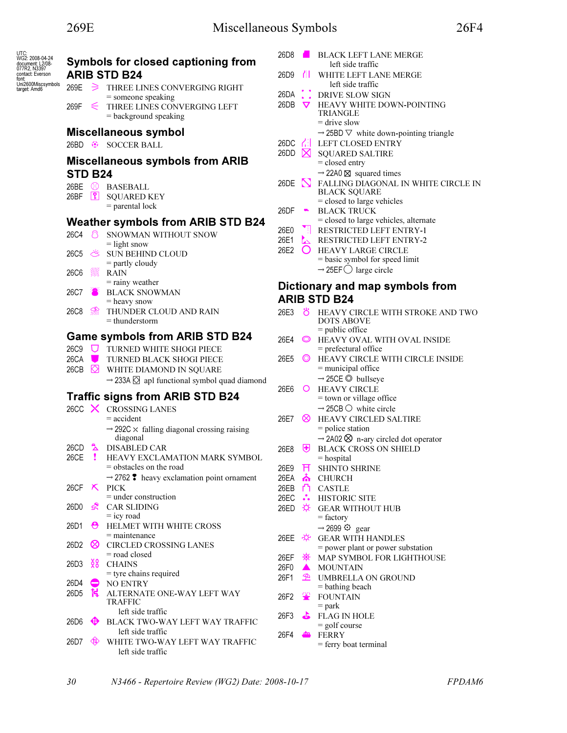UTC:
WG2: 2008-04-24
document: L2/08-077R2, N3397
contact: Everson
font: Uni2600Miscsymbols
target: Amd6

## Symbols for closed captioning from ARIB STD B24

269E ⚞ THREE LINES CONVERGING RIGHT
= someone speaking

269F ⚟ THREE LINES CONVERGING LEFT
= background speaking

## Miscellaneous symbol

26BD ⚽ SOCCER BALL

## Miscellaneous symbols from ARIB STD B24

26BE ⚾ BASEBALL

26BF ⚿ SQUARED KEY
= parental lock

## Weather symbols from ARIB STD B24

26C4 ⛄ SNOWMAN WITHOUT SNOW
= light snow

26C5 ⛅ SUN BEHIND CLOUD
= partly cloudy

26C6 ⛆ RAIN
= rainy weather

26C7 ⛇ BLACK SNOWMAN
= heavy snow

26C8 ⛈ THUNDER CLOUD AND RAIN
= thunderstorm

## Game symbols from ARIB STD B24

26C9 ⛉ TURNED WHITE SHOGI PIECE

26CA ⛊ TURNED BLACK SHOGI PIECE

26CB ⛋ WHITE DIAMOND IN SQUARE
→ 233A ⌺ apl functional symbol quad diamond

## Traffic signs from ARIB STD B24

26CC ⛌ CROSSING LANES
= accident
→ 292C ⤬ falling diagonal crossing raising diagonal

26CD ⛍ DISABLED CAR

26CE ⛎ HEAVY EXCLAMATION MARK SYMBOL
= obstacles on the road
→ 2762 ❢ heavy exclamation point ornament

26CF ⛏ PICK
= under construction

26D0 ⛐ CAR SLIDING
= icy road

26D1 ⛑ HELMET WITH WHITE CROSS
= maintenance

26D2 ⛒ CIRCLED CROSSING LANES
= road closed

26D3 ⛓ CHAINS
= tyre chains required

26D4 ⛔ NO ENTRY

26D5 ⛕ ALTERNATE ONE-WAY LEFT WAY TRAFFIC
left side traffic

26D6 ⛖ BLACK TWO-WAY LEFT WAY TRAFFIC
left side traffic

26D7 ⛗ WHITE TWO-WAY LEFT WAY TRAFFIC
left side traffic

26D8 ⛘ BLACK LEFT LANE MERGE
left side traffic

26D9 ⛙ WHITE LEFT LANE MERGE
left side traffic

26DA ⛚ DRIVE SLOW SIGN

26DB ⛛ HEAVY WHITE DOWN-POINTING TRIANGLE
= drive slow
→ 25BD ▽ white down-pointing triangle

26DC ⛜ LEFT CLOSED ENTRY

26DD ⛝ SQUARED SALTIRE
= closed entry
→ 22A0 ⊠ squared times

26DE ⛞ FALLING DIAGONAL IN WHITE CIRCLE IN BLACK SQUARE
= closed to large vehicles

26DF ⛟ BLACK TRUCK
= closed to large vehicles, alternate

26E0 ⛠ RESTRICTED LEFT ENTRY-1

26E1 ⛡ RESTRICTED LEFT ENTRY-2

26E2 ⛢ HEAVY LARGE CIRCLE
= basic symbol for speed limit
→ 25EF ◯ large circle

## Dictionary and map symbols from ARIB STD B24

26E3 ⛣ HEAVY CIRCLE WITH STROKE AND TWO DOTS ABOVE
= public office

26E4 ⛤ HEAVY OVAL WITH OVAL INSIDE
= prefectural office

26E5 ⛥ HEAVY CIRCLE WITH CIRCLE INSIDE
= municipal office
→ 25CE ◎ bullseye

26E6 ⛦ HEAVY CIRCLE
= town or village office
→ 25CB ○ white circle

26E7 ⛧ HEAVY CIRCLED SALTIRE
= police station
→ 2A02 ⨂ n-ary circled dot operator

26E8 ⛨ BLACK CROSS ON SHIELD
= hospital

26E9 ⛩ SHINTO SHRINE

26EA ⛪ CHURCH

26EB ⛫ CASTLE

26EC ⛬ HISTORIC SITE

26ED ⛭ GEAR WITHOUT HUB
= factory
→ 2699 ⚙ gear

26EE ⛮ GEAR WITH HANDLES
= power plant or power substation

26EF ⛯ MAP SYMBOL FOR LIGHTHOUSE

26F0 ⛰ MOUNTAIN

26F1 ⛱ UMBRELLA ON GROUND
= bathing beach

26F2 ⛲ FOUNTAIN
= park

26F3 ⛳ FLAG IN HOLE
= golf course

26F4 ⛴ FERRY
= ferry boat terminal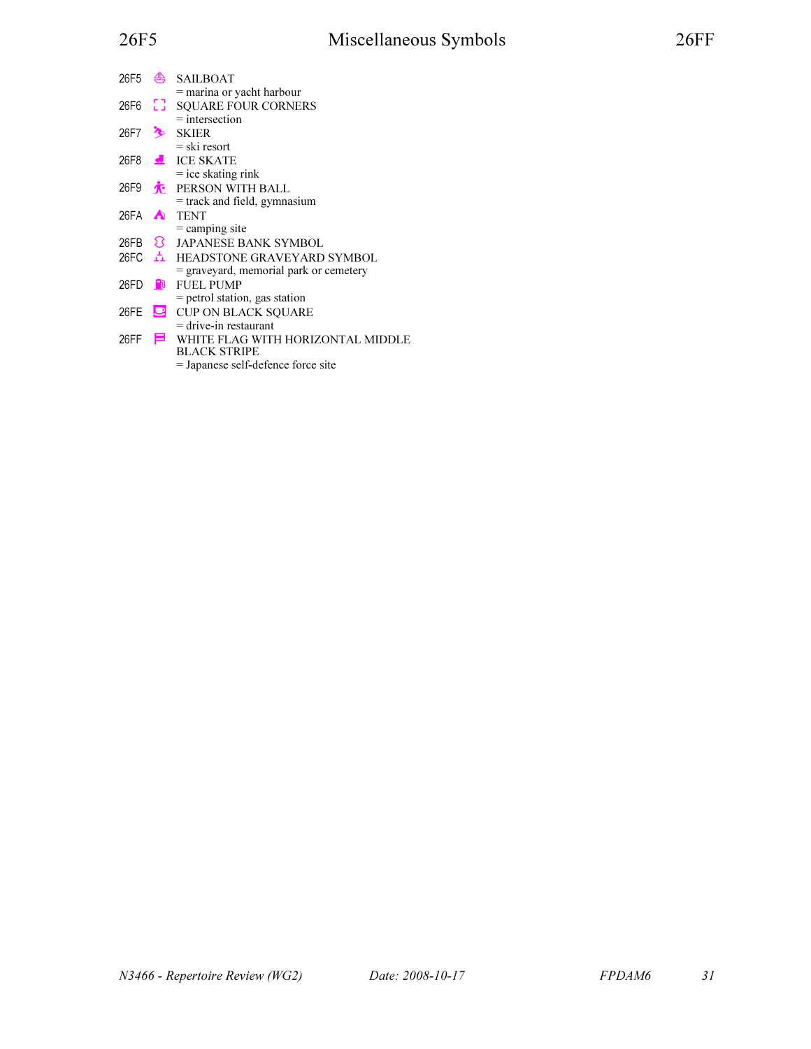26F5 ⛵ SAILBOAT
= marina or yacht harbour

26F6 ⛶ SQUARE FOUR CORNERS
= intersection

26F7 ⛷ SKIER
= ski resort

26F8 ⛸ ICE SKATE
= ice skating rink

26F9 ⛹ PERSON WITH BALL
= track and field, gymnasium

26FA ⛺ TENT
= camping site

26FB ⛻ JAPANESE BANK SYMBOL

26FC ⛼ HEADSTONE GRAVEYARD SYMBOL
= graveyard, memorial park or cemetery

26FD ⛽ FUEL PUMP
= petrol station, gas station

26FE ⛾ CUP ON BLACK SQUARE
= drive-in restaurant

26FF ⛿ WHITE FLAG WITH HORIZONTAL MIDDLE BLACK STRIPE
= Japanese self-defence force site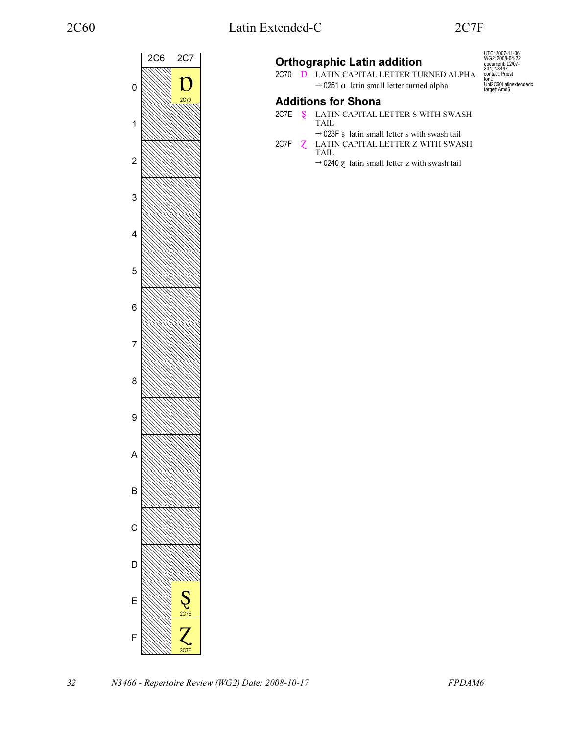# Latin Extended-C

| | 2C6 | 2C7 |
|---|---|---|
| 0 | | Ɒ 2C70 |
| 1 | | |
| 2 | | |
| 3 | | |
| 4 | | |
| 5 | | |
| 6 | | |
| 7 | | |
| 8 | | |
| 9 | | |
| A | | |
| B | | |
| C | | |
| D | | |
| E | | Ȿ 2C7E |
| F | | Ɀ 2C7F |

UTC: 2007-11-06
WG2: 2008-04-22
document: L2/07-334, N3447
contact: Priest
font: Uni2C60Latinextendedc
target: Amd6

## Orthographic Latin addition

2C70 Ɒ LATIN CAPITAL LETTER TURNED ALPHA
→ 0251 ɑ latin small letter turned alpha

## Additions for Shona

2C7E Ȿ LATIN CAPITAL LETTER S WITH SWASH TAIL
→ 023F ȿ latin small letter s with swash tail

2C7F Ɀ LATIN CAPITAL LETTER Z WITH SWASH TAIL
→ 0240 ɀ latin small letter z with swash tail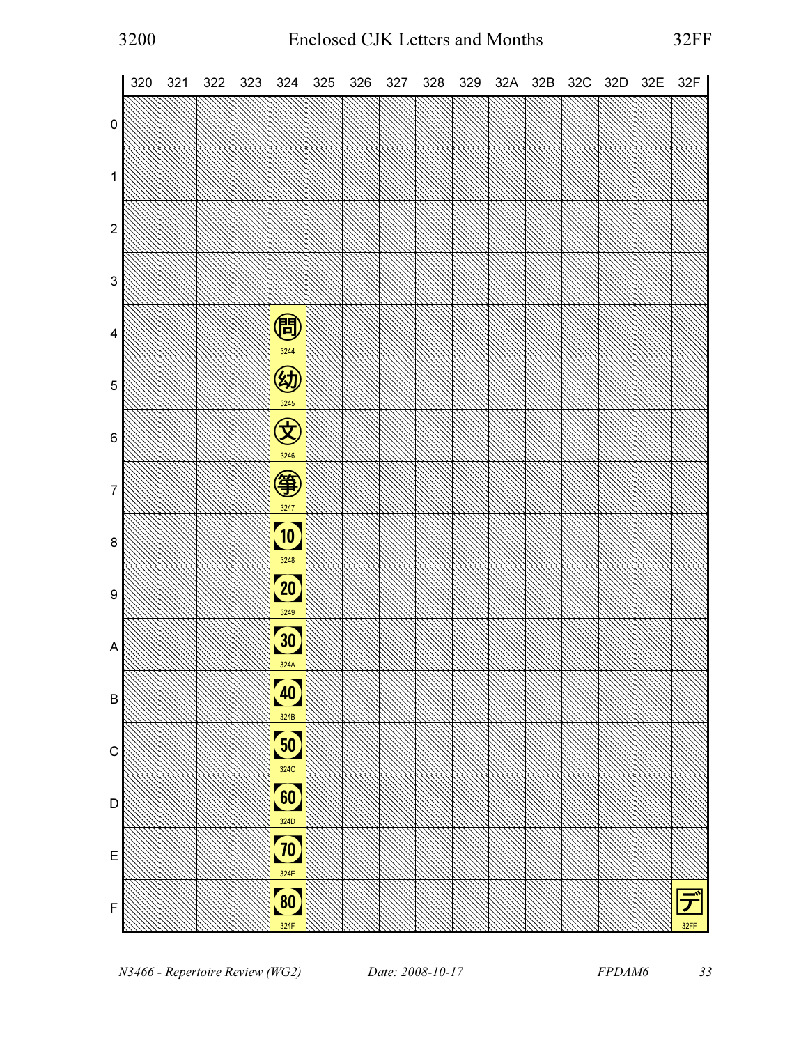# Enclosed CJK Letters and Months

| | 320 | 321 | 322 | 323 | 324 | 325 | 326 | 327 | 328 | 329 | 32A | 32B | 32C | 32D | 32E | 32F |
|---|---|---|---|---|---|---|---|---|---|---|---|---|---|---|---|---|
| 0 | | | | | | | | | | | | | | | | |
| 1 | | | | | | | | | | | | | | | | |
| 2 | | | | | | | | | | | | | | | | |
| 3 | | | | | | | | | | | | | | | | |
| 4 | | | | | ㉄ 3244 | | | | | | | | | | | |
| 5 | | | | | ㉅ 3245 | | | | | | | | | | | |
| 6 | | | | | ㉆ 3246 | | | | | | | | | | | |
| 7 | | | | | ㉇ 3247 | | | | | | | | | | | |
| 8 | | | | | ㉈ 3248 | | | | | | | | | | | |
| 9 | | | | | ㉉ 3249 | | | | | | | | | | | |
| A | | | | | ㉊ 324A | | | | | | | | | | | |
| B | | | | | ㉋ 324B | | | | | | | | | | | |
| C | | | | | ㉌ 324C | | | | | | | | | | | |
| D | | | | | ㉍ 324D | | | | | | | | | | | |
| E | | | | | ㉎ 324E | | | | | | | | | | | |
| F | | | | | ㉏ 324F | | | | | | | | | | | ㋿ 32FF |

*N3466 - Repertoire Review (WG2)* *Date: 2008-10-17* *FPDAM6*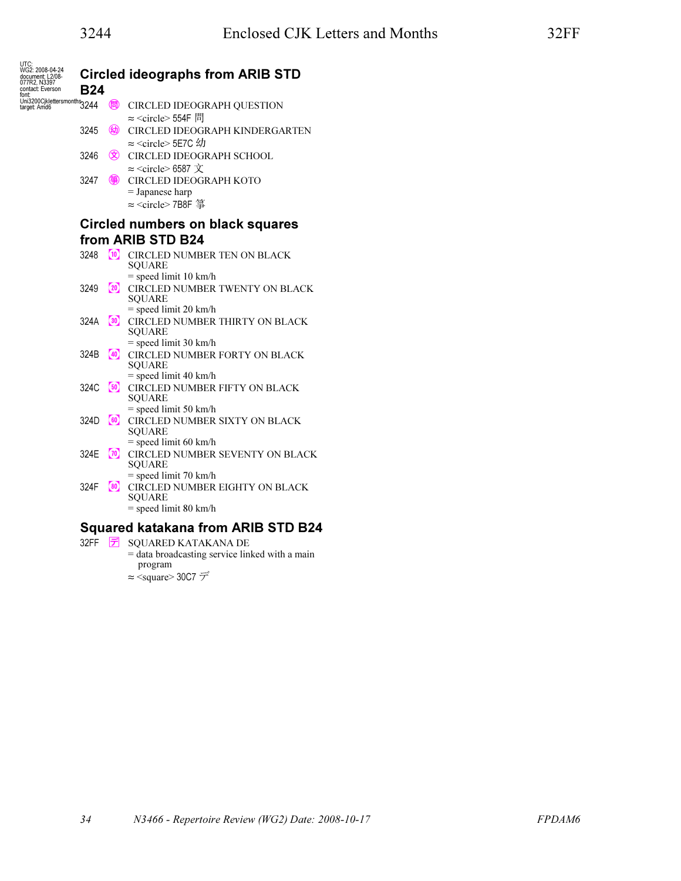UTC:
WG2: 2008-04-24
document: L2/08-077R2, N3397
contact: Everson
font: Uni3200Cjklettersmonths
target: Amd6

## Circled ideographs from ARIB STD B24

3244 ㉄ CIRCLED IDEOGRAPH QUESTION
≈ <circle> 554F 問

3245 ㉅ CIRCLED IDEOGRAPH KINDERGARTEN
≈ <circle> 5E7C 幼

3246 ㉆ CIRCLED IDEOGRAPH SCHOOL
≈ <circle> 6587 文

3247 ㉇ CIRCLED IDEOGRAPH KOTO
= Japanese harp
≈ <circle> 7B8F 箏

## Circled numbers on black squares from ARIB STD B24

3248 ㉈ CIRCLED NUMBER TEN ON BLACK SQUARE
= speed limit 10 km/h

3249 ㉉ CIRCLED NUMBER TWENTY ON BLACK SQUARE
= speed limit 20 km/h

324A ㉊ CIRCLED NUMBER THIRTY ON BLACK SQUARE
= speed limit 30 km/h

324B ㉋ CIRCLED NUMBER FORTY ON BLACK SQUARE
= speed limit 40 km/h

324C ㉌ CIRCLED NUMBER FIFTY ON BLACK SQUARE
= speed limit 50 km/h

324D ㉍ CIRCLED NUMBER SIXTY ON BLACK SQUARE
= speed limit 60 km/h

324E ㉎ CIRCLED NUMBER SEVENTY ON BLACK SQUARE
= speed limit 70 km/h

324F ㉏ CIRCLED NUMBER EIGHTY ON BLACK SQUARE
= speed limit 80 km/h

## Squared katakana from ARIB STD B24

32FF 🈓 SQUARED KATAKANA DE
= data broadcasting service linked with a main program
≈ <square> 30C7 デ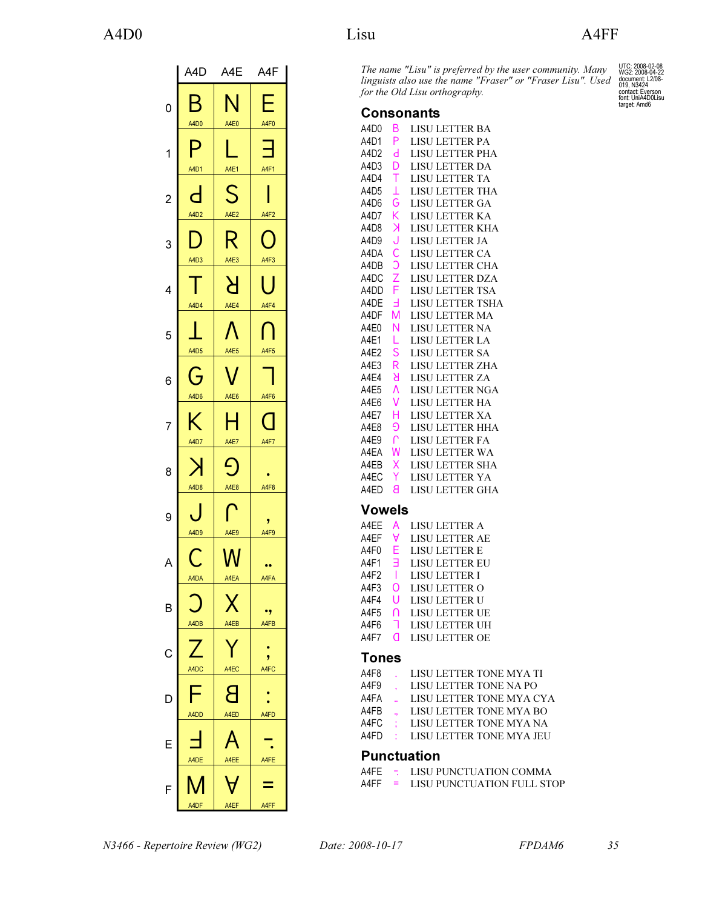A4D0 Lisu A4FF

| | A4D | A4E | A4F |
|---|---|---|---|
| 0 | ꓐ A4D0 | ꓠ A4E0 | ꓰ A4F0 |
| 1 | ꓑ A4D1 | ꓡ A4E1 | ꓱ A4F1 |
| 2 | ꓒ A4D2 | ꓢ A4E2 | ꓲ A4F2 |
| 3 | ꓓ A4D3 | ꓣ A4E3 | ꓳ A4F3 |
| 4 | ꓔ A4D4 | ꓤ A4E4 | ꓴ A4F4 |
| 5 | ꓕ A4D5 | ꓥ A4E5 | ꓵ A4F5 |
| 6 | ꓖ A4D6 | ꓦ A4E6 | ꓶ A4F6 |
| 7 | ꓗ A4D7 | ꓧ A4E7 | ꓷ A4F7 |
| 8 | ꓘ A4D8 | ꓨ A4E8 | ꓸ A4F8 |
| 9 | ꓙ A4D9 | ꓩ A4E9 | ꓹ A4F9 |
| A | ꓚ A4DA | ꓪ A4EA | ꓺ A4FA |
| B | ꓛ A4DB | ꓫ A4EB | ꓻ A4FB |
| C | ꓜ A4DC | ꓬ A4EC | ꓼ A4FC |
| D | ꓝ A4DD | ꓭ A4ED | ꓽ A4FD |
| E | ꓞ A4DE | ꓮ A4EE | ꓾ A4FE |
| F | ꓟ A4DF | ꓯ A4EF | ꓿ A4FF |

*The name "Lisu" is preferred by the user community. Many linguists also use the name "Fraser" or "Fraser Lisu". Used for the Old Lisu orthography.*

UTC: 2008-02-08
WG2: 2008-04-22
document: L2/08-019, N3424
contact: Everson
font: UniA4D0Lisu
target: Amd6

## Consonants

A4D0 ꓐ LISU LETTER BA
A4D1 ꓑ LISU LETTER PA
A4D2 ꓒ LISU LETTER PHA
A4D3 ꓓ LISU LETTER DA
A4D4 ꓔ LISU LETTER TA
A4D5 ꓕ LISU LETTER THA
A4D6 ꓖ LISU LETTER GA
A4D7 ꓗ LISU LETTER KA
A4D8 ꓘ LISU LETTER KHA
A4D9 ꓙ LISU LETTER JA
A4DA ꓚ LISU LETTER CA
A4DB ꓛ LISU LETTER CHA
A4DC ꓜ LISU LETTER DZA
A4DD ꓝ LISU LETTER TSA
A4DE ꓞ LISU LETTER TSHA
A4DF ꓟ LISU LETTER MA
A4E0 ꓠ LISU LETTER NA
A4E1 ꓡ LISU LETTER LA
A4E2 ꓢ LISU LETTER SA
A4E3 ꓣ LISU LETTER ZHA
A4E4 ꓤ LISU LETTER ZA
A4E5 ꓥ LISU LETTER NGA
A4E6 ꓦ LISU LETTER HA
A4E7 ꓧ LISU LETTER XA
A4E8 ꓨ LISU LETTER HHA
A4E9 ꓩ LISU LETTER FA
A4EA ꓪ LISU LETTER WA
A4EB ꓫ LISU LETTER SHA
A4EC ꓬ LISU LETTER YA
A4ED ꓭ LISU LETTER GHA

## Vowels

A4EE ꓮ LISU LETTER A
A4EF ꓯ LISU LETTER AE
A4F0 ꓰ LISU LETTER E
A4F1 ꓱ LISU LETTER EU
A4F2 ꓲ LISU LETTER I
A4F3 ꓳ LISU LETTER O
A4F4 ꓴ LISU LETTER U
A4F5 ꓵ LISU LETTER UE
A4F6 ꓶ LISU LETTER UH
A4F7 ꓷ LISU LETTER OE

## Tones

A4F8 ꓸ LISU LETTER TONE MYA TI
A4F9 ꓹ LISU LETTER TONE NA PO
A4FA ꓺ LISU LETTER TONE MYA CYA
A4FB ꓻ LISU LETTER TONE MYA BO
A4FC ꓼ LISU LETTER TONE MYA NA
A4FD ꓽ LISU LETTER TONE MYA JEU

## Punctuation

A4FE ꓾ LISU PUNCTUATION COMMA
A4FF ꓿ LISU PUNCTUATION FULL STOP

*N3466 - Repertoire Review (WG2)* *Date: 2008-10-17* *FPDAM6*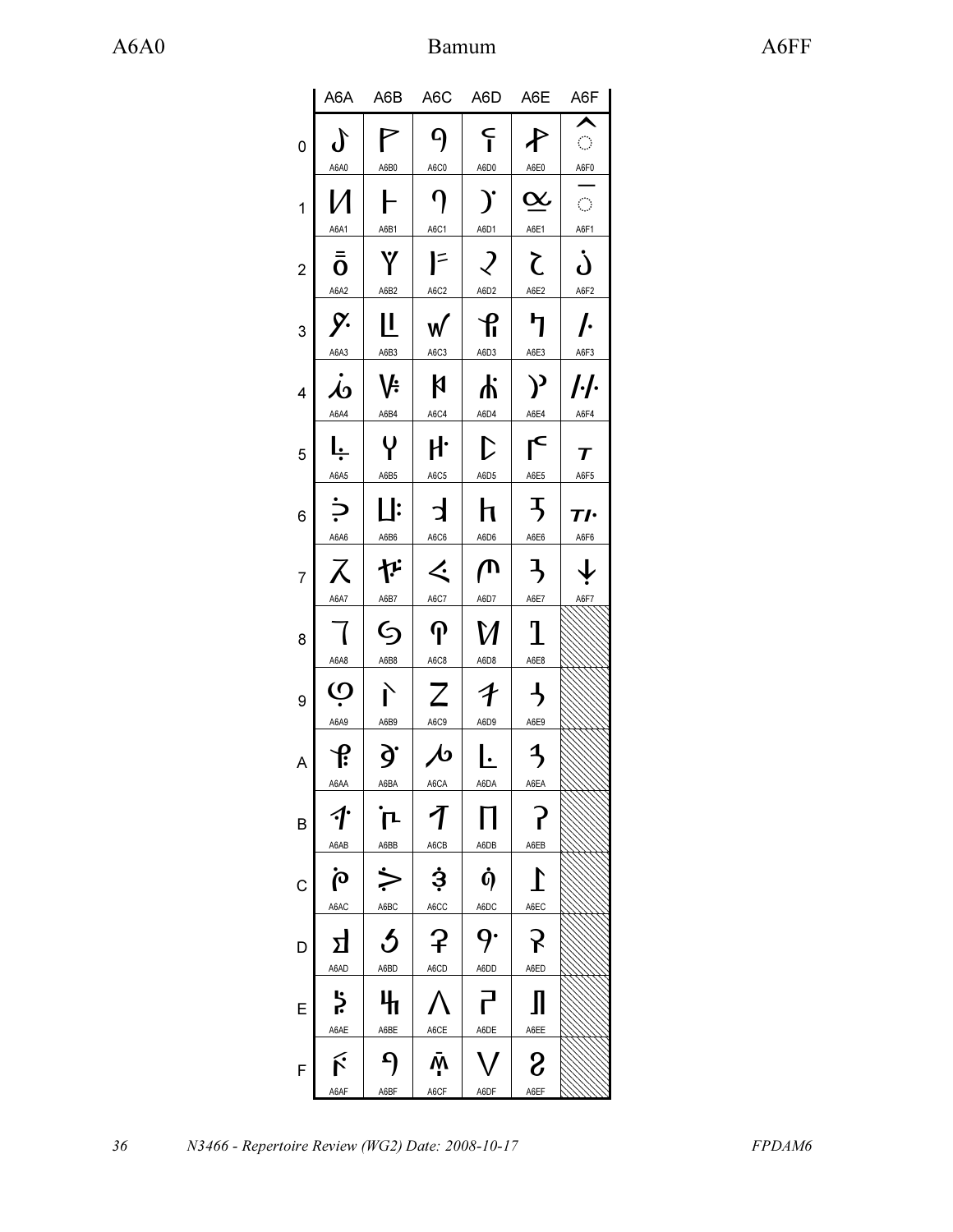# Bamum

| | A6A | A6B | A6C | A6D | A6E | A6F |
|---|---|---|---|---|---|---|
| 0 | ꚠ A6A0 | ꚰ A6B0 | ꛀ A6C0 | ꛐ A6D0 | ꛠ A6E0 | ꛰ A6F0 |
| 1 | ꚡ A6A1 | ꚱ A6B1 | ꛁ A6C1 | ꛑ A6D1 | ꛡ A6E1 | ꛱ A6F1 |
| 2 | ꚢ A6A2 | ꚲ A6B2 | ꛂ A6C2 | ꛒ A6D2 | ꛢ A6E2 | ꛲ A6F2 |
| 3 | ꚣ A6A3 | ꚳ A6B3 | ꛃ A6C3 | ꛓ A6D3 | ꛣ A6E3 | ꛳ A6F3 |
| 4 | ꚤ A6A4 | ꚴ A6B4 | ꛄ A6C4 | ꛔ A6D4 | ꛤ A6E4 | ꛴ A6F4 |
| 5 | ꚥ A6A5 | ꚵ A6B5 | ꛅ A6C5 | ꛕ A6D5 | ꛥ A6E5 | ꛵ A6F5 |
| 6 | ꚦ A6A6 | ꚶ A6B6 | ꛆ A6C6 | ꛖ A6D6 | ꛦ A6E6 | ꛶ A6F6 |
| 7 | ꚧ A6A7 | ꚷ A6B7 | ꛇ A6C7 | ꛗ A6D7 | ꛧ A6E7 | ꛷ A6F7 |
| 8 | ꚨ A6A8 | ꚸ A6B8 | ꛈ A6C8 | ꛘ A6D8 | ꛨ A6E8 | |
| 9 | ꚩ A6A9 | ꚹ A6B9 | ꛉ A6C9 | ꛙ A6D9 | ꛩ A6E9 | |
| A | ꚪ A6AA | ꚺ A6BA | ꛊ A6CA | ꛚ A6DA | ꛪ A6EA | |
| B | ꚫ A6AB | ꚻ A6BB | ꛋ A6CB | ꛛ A6DB | ꛫ A6EB | |
| C | ꚬ A6AC | ꚼ A6BC | ꛌ A6CC | ꛜ A6DC | ꛬ A6EC | |
| D | ꚭ A6AD | ꚽ A6BD | ꛍ A6CD | ꛝ A6DD | ꛭ A6ED | |
| E | ꚮ A6AE | ꚾ A6BE | ꛎ A6CE | ꛞ A6DE | ꛮ A6EE | |
| F | ꚯ A6AF | ꚿ A6BF | ꛏ A6CF | ꛟ A6DF | ꛯ A6EF | |

*N3466 - Repertoire Review (WG2) Date: 2008-10-17*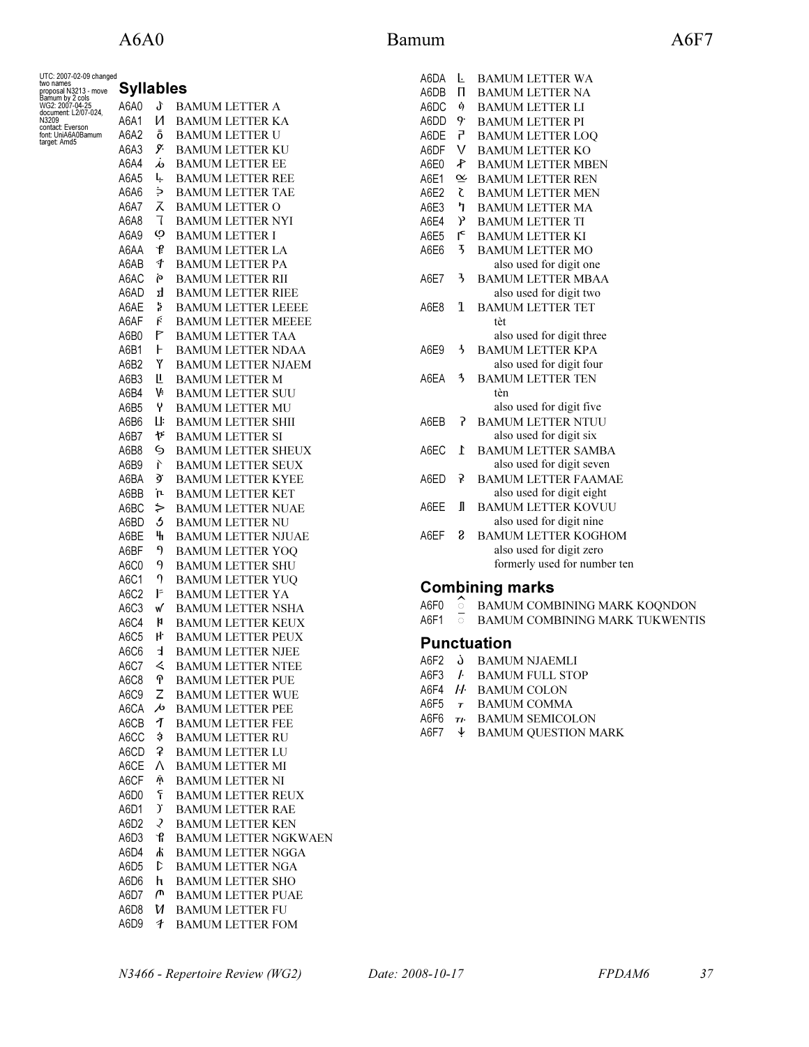UTC: 2007-02-09 changed two names
proposal N3213 - move Bamum by 2 cols
WG2: 2007-04-25
document: L2/07-024, N3209
contact: Everson
font: UniA6A0Bamum
target: Amd5

## Syllables

A6A0 ꚠ BAMUM LETTER A
A6A1 ꚡ BAMUM LETTER KA
A6A2 ꚢ BAMUM LETTER U
A6A3 ꚣ BAMUM LETTER KU
A6A4 ꚤ BAMUM LETTER EE
A6A5 ꚥ BAMUM LETTER REE
A6A6 ꚦ BAMUM LETTER TAE
A6A7 ꚧ BAMUM LETTER O
A6A8 ꚨ BAMUM LETTER NYI
A6A9 ꚩ BAMUM LETTER I
A6AA ꚪ BAMUM LETTER LA
A6AB ꚫ BAMUM LETTER PA
A6AC ꚬ BAMUM LETTER RII
A6AD ꚭ BAMUM LETTER RIEE
A6AE ꚮ BAMUM LETTER LEEEE
A6AF ꚯ BAMUM LETTER MEEEE
A6B0 ꚰ BAMUM LETTER TAA
A6B1 ꚱ BAMUM LETTER NDAA
A6B2 ꚲ BAMUM LETTER NJAEM
A6B3 ꚳ BAMUM LETTER M
A6B4 ꚴ BAMUM LETTER SUU
A6B5 ꚵ BAMUM LETTER MU
A6B6 ꚶ BAMUM LETTER SHII
A6B7 ꚷ BAMUM LETTER SI
A6B8 ꚸ BAMUM LETTER SHEUX
A6B9 ꚹ BAMUM LETTER SEUX
A6BA ꚺ BAMUM LETTER KYEE
A6BB ꚻ BAMUM LETTER KET
A6BC ꚼ BAMUM LETTER NUAE
A6BD ꚽ BAMUM LETTER NU
A6BE ꚾ BAMUM LETTER NJUAE
A6BF ꚿ BAMUM LETTER YOQ
A6C0 ꛀ BAMUM LETTER SHU
A6C1 ꛁ BAMUM LETTER YUQ
A6C2 ꛂ BAMUM LETTER YA
A6C3 ꛃ BAMUM LETTER NSHA
A6C4 ꛄ BAMUM LETTER KEUX
A6C5 ꛅ BAMUM LETTER PEUX
A6C6 ꛆ BAMUM LETTER NJEE
A6C7 ꛇ BAMUM LETTER NTEE
A6C8 ꛈ BAMUM LETTER PUE
A6C9 ꛉ BAMUM LETTER WUE
A6CA ꛊ BAMUM LETTER PEE
A6CB ꛋ BAMUM LETTER FEE
A6CC ꛌ BAMUM LETTER RU
A6CD ꛍ BAMUM LETTER LU
A6CE ꛎ BAMUM LETTER MI
A6CF ꛏ BAMUM LETTER NI
A6D0 ꛐ BAMUM LETTER REUX
A6D1 ꛑ BAMUM LETTER RAE
A6D2 ꛒ BAMUM LETTER KEN
A6D3 ꛓ BAMUM LETTER NGKWAEN
A6D4 ꛔ BAMUM LETTER NGGA
A6D5 ꛕ BAMUM LETTER NGA
A6D6 ꛖ BAMUM LETTER SHO
A6D7 ꛗ BAMUM LETTER PUAE
A6D8 ꛘ BAMUM LETTER FU
A6D9 ꛙ BAMUM LETTER FOM
A6DA ꛚ BAMUM LETTER WA
A6DB ꛛ BAMUM LETTER NA
A6DC ꛜ BAMUM LETTER LI
A6DD ꛝ BAMUM LETTER PI
A6DE ꛞ BAMUM LETTER LOQ
A6DF ꛟ BAMUM LETTER KO
A6E0 ꛠ BAMUM LETTER MBEN
A6E1 ꛡ BAMUM LETTER REN
A6E2 ꛢ BAMUM LETTER MEN
A6E3 ꛣ BAMUM LETTER MA
A6E4 ꛤ BAMUM LETTER TI
A6E5 ꛥ BAMUM LETTER KI
A6E6 ꛦ BAMUM LETTER MO
 also used for digit one
A6E7 ꛧ BAMUM LETTER MBAA
 also used for digit two
A6E8 ꛨ BAMUM LETTER TET
 tèt
 also used for digit three
A6E9 ꛩ BAMUM LETTER KPA
 also used for digit four
A6EA ꛪ BAMUM LETTER TEN
 tèn
 also used for digit five
A6EB ꛫ BAMUM LETTER NTUU
 also used for digit six
A6EC ꛬ BAMUM LETTER SAMBA
 also used for digit seven
A6ED ꛭ BAMUM LETTER FAAMAE
 also used for digit eight
A6EE ꛮ BAMUM LETTER KOVUU
 also used for digit nine
A6EF ꛯ BAMUM LETTER KOGHOM
 also used for digit zero
 formerly used for number ten

## Combining marks

A6F0 ◌꛰ BAMUM COMBINING MARK KOQNDON
A6F1 ◌꛱ BAMUM COMBINING MARK TUKWENTIS

## Punctuation

A6F2 ꛲ BAMUM NJAEMLI
A6F3 ꛳ BAMUM FULL STOP
A6F4 ꛴ BAMUM COLON
A6F5 ꛵ BAMUM COMMA
A6F6 ꛶ BAMUM SEMICOLON
A6F7 ꛷ BAMUM QUESTION MARK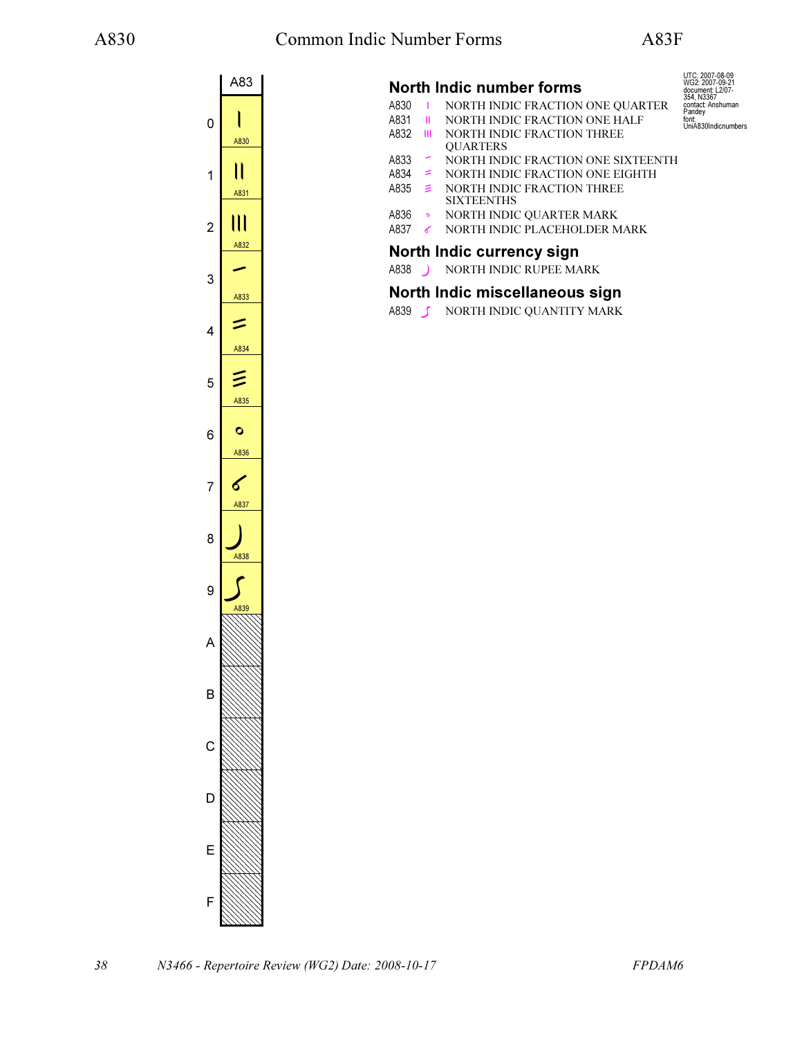# Common Indic Number Forms

| A83 | |
|---|---|
| 0 | ꠰ A830 |
| 1 | ꠱ A831 |
| 2 | ꠲ A832 |
| 3 | ꠳ A833 |
| 4 | ꠴ A834 |
| 5 | ꠵ A835 |
| 6 | ꠶ A836 |
| 7 | ꠷ A837 |
| 8 | ꠸ A838 |
| 9 | ꠹ A839 |
| A | |
| B | |
| C | |
| D | |
| E | |
| F | |

UTC: 2007-08-09
WG2: 2007-09-21
document: L2/07-354, N3367
contact: Anshuman Pandey
font: UniA830Indicnumbers

## North Indic number forms

A830 ꠰ NORTH INDIC FRACTION ONE QUARTER
A831 ꠱ NORTH INDIC FRACTION ONE HALF
A832 ꠲ NORTH INDIC FRACTION THREE QUARTERS
A833 ꠳ NORTH INDIC FRACTION ONE SIXTEENTH
A834 ꠴ NORTH INDIC FRACTION ONE EIGHTH
A835 ꠵ NORTH INDIC FRACTION THREE SIXTEENTHS
A836 ꠶ NORTH INDIC QUARTER MARK
A837 ꠷ NORTH INDIC PLACEHOLDER MARK

## North Indic currency sign

A838 ꠸ NORTH INDIC RUPEE MARK

## North Indic miscellaneous sign

A839 ꠹ NORTH INDIC QUANTITY MARK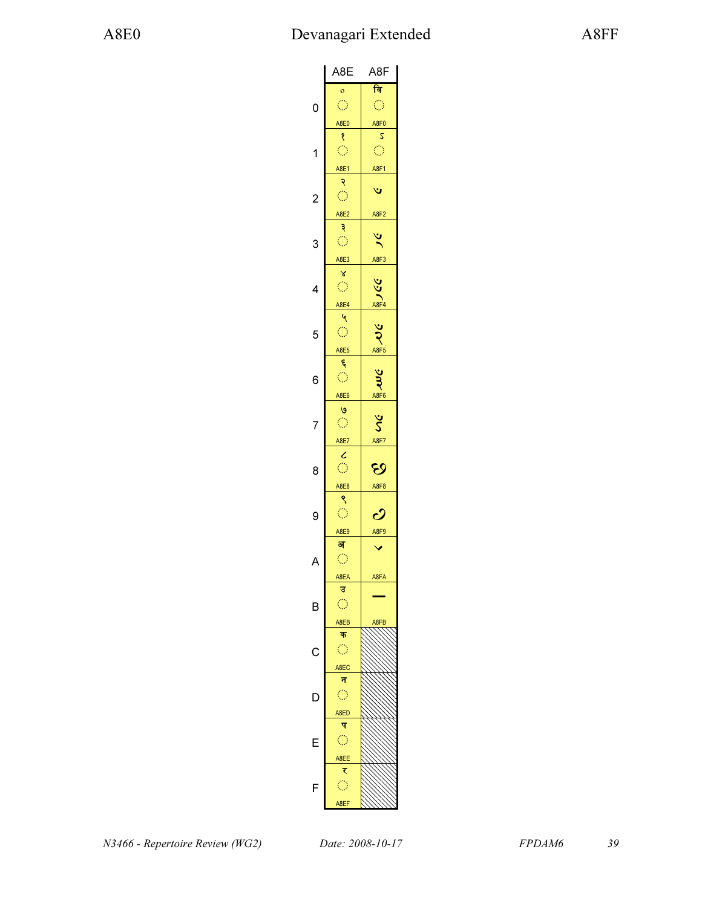# A8E0 Devanagari Extended A8FF

| | A8E | A8F |
|---|---|---|
| 0 | ० ◌ A8E0 | वि ◌ A8F0 |
| 1 | १ ◌ A8E1 | ऽ ◌ A8F1 |
| 2 | २ ◌ A8E2 | ꣲ A8F2 |
| 3 | ३ ◌ A8E3 | ꣳ A8F3 |
| 4 | ४ ◌ A8E4 | ꣴ A8F4 |
| 5 | ५ ◌ A8E5 | ꣵ A8F5 |
| 6 | ६ ◌ A8E6 | ꣶ A8F6 |
| 7 | ७ ◌ A8E7 | ꣷ A8F7 |
| 8 | ८ ◌ A8E8 | ꣸ A8F8 |
| 9 | ९ ◌ A8E9 | ꣹ A8F9 |
| A | अ ◌ A8EA | ꣺ A8FA |
| B | उ ◌ A8EB | ꣻ A8FB |
| C | क ◌ A8EC | |
| D | न ◌ A8ED | |
| E | प ◌ A8EE | |
| F | र ◌ A8EF | |

*N3466 - Repertoire Review (WG2)* *Date: 2008-10-17* *FPDAM6*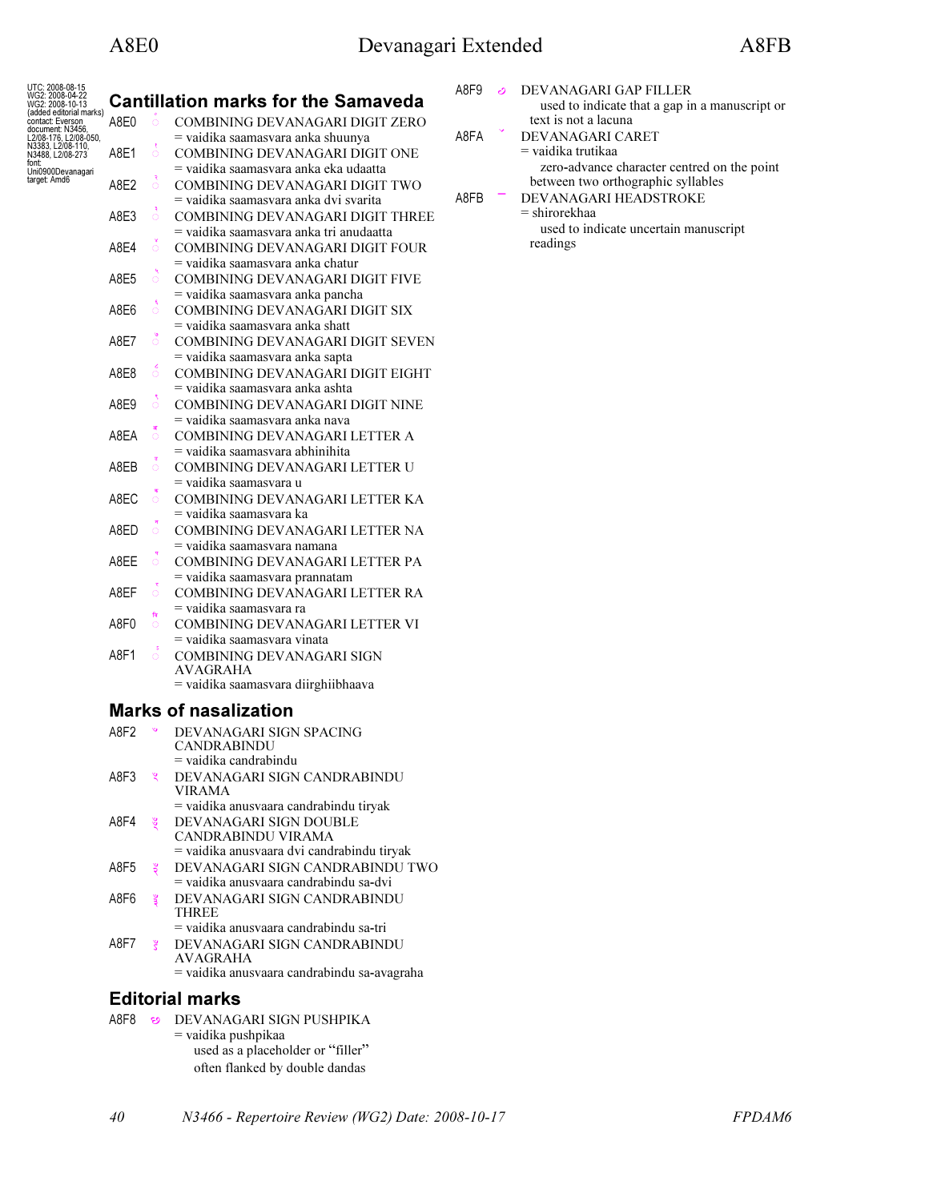UTC: 2008-08-15
WG2: 2008-04-22
WG2: 2008-10-13
(added editorial marks)
contact: Everson
document: N3456,
L2/08-176, L2/08-050,
N3383, L2/08-110,
N3488, L2/08-273
font:
Uni0900Devanagari
target: Amd6

## Cantillation marks for the Samaveda

A8E0 ꣠ COMBINING DEVANAGARI DIGIT ZERO
= vaidika saamasvara anka shuunya

A8E1 ꣡ COMBINING DEVANAGARI DIGIT ONE
= vaidika saamasvara anka eka udaatta

A8E2 ꣢ COMBINING DEVANAGARI DIGIT TWO
= vaidika saamasvara anka dvi svarita

A8E3 ꣣ COMBINING DEVANAGARI DIGIT THREE
= vaidika saamasvara anka tri anudaatta

A8E4 ꣤ COMBINING DEVANAGARI DIGIT FOUR
= vaidika saamasvara anka chatur

A8E5 ꣥ COMBINING DEVANAGARI DIGIT FIVE
= vaidika saamasvara anka pancha

A8E6 ꣦ COMBINING DEVANAGARI DIGIT SIX
= vaidika saamasvara anka shatt

A8E7 ꣧ COMBINING DEVANAGARI DIGIT SEVEN
= vaidika saamasvara anka sapta

A8E8 ꣨ COMBINING DEVANAGARI DIGIT EIGHT
= vaidika saamasvara anka ashta

A8E9 ꣩ COMBINING DEVANAGARI DIGIT NINE
= vaidika saamasvara anka nava

A8EA ꣪ COMBINING DEVANAGARI LETTER A
= vaidika saamasvara abhinihita

A8EB ꣫ COMBINING DEVANAGARI LETTER U
= vaidika saamasvara u

A8EC ꣬ COMBINING DEVANAGARI LETTER KA
= vaidika saamasvara ka

A8ED ꣭ COMBINING DEVANAGARI LETTER NA
= vaidika saamasvara namana

A8EE ꣮ COMBINING DEVANAGARI LETTER PA
= vaidika saamasvara prannatam

A8EF ꣯ COMBINING DEVANAGARI LETTER RA
= vaidika saamasvara ra

A8F0 ꣰ COMBINING DEVANAGARI LETTER VI
= vaidika saamasvara vinata

A8F1 ꣱ COMBINING DEVANAGARI SIGN AVAGRAHA
= vaidika saamasvara diirghiibhaava

## Marks of nasalization

A8F2 ꣲ DEVANAGARI SIGN SPACING CANDRABINDU
= vaidika candrabindu

A8F3 ꣳ DEVANAGARI SIGN CANDRABINDU VIRAMA
= vaidika anusvaara candrabindu tiryak

A8F4 ꣴ DEVANAGARI SIGN DOUBLE CANDRABINDU VIRAMA
= vaidika anusvaara dvi candrabindu tiryak

A8F5 ꣵ DEVANAGARI SIGN CANDRABINDU TWO
= vaidika anusvaara candrabindu sa-dvi

A8F6 ꣶ DEVANAGARI SIGN CANDRABINDU THREE
= vaidika anusvaara candrabindu sa-tri

A8F7 ꣷ DEVANAGARI SIGN CANDRABINDU AVAGRAHA
= vaidika anusvaara candrabindu sa-avagraha

## Editorial marks

A8F8 ꣸ DEVANAGARI SIGN PUSHPIKA
= vaidika pushpikaa
used as a placeholder or "filler"
often flanked by double dandas

A8F9 ꣹ DEVANAGARI GAP FILLER
used to indicate that a gap in a manuscript or text is not a lacuna

A8FA ꣺ DEVANAGARI CARET
= vaidika trutikaa
zero-advance character centred on the point between two orthographic syllables

A8FB ꣻ DEVANAGARI HEADSTROKE
= shirorekhaa
used to indicate uncertain manuscript readings

*N3466 - Repertoire Review (WG2) Date: 2008-10-17* *FPDAM6*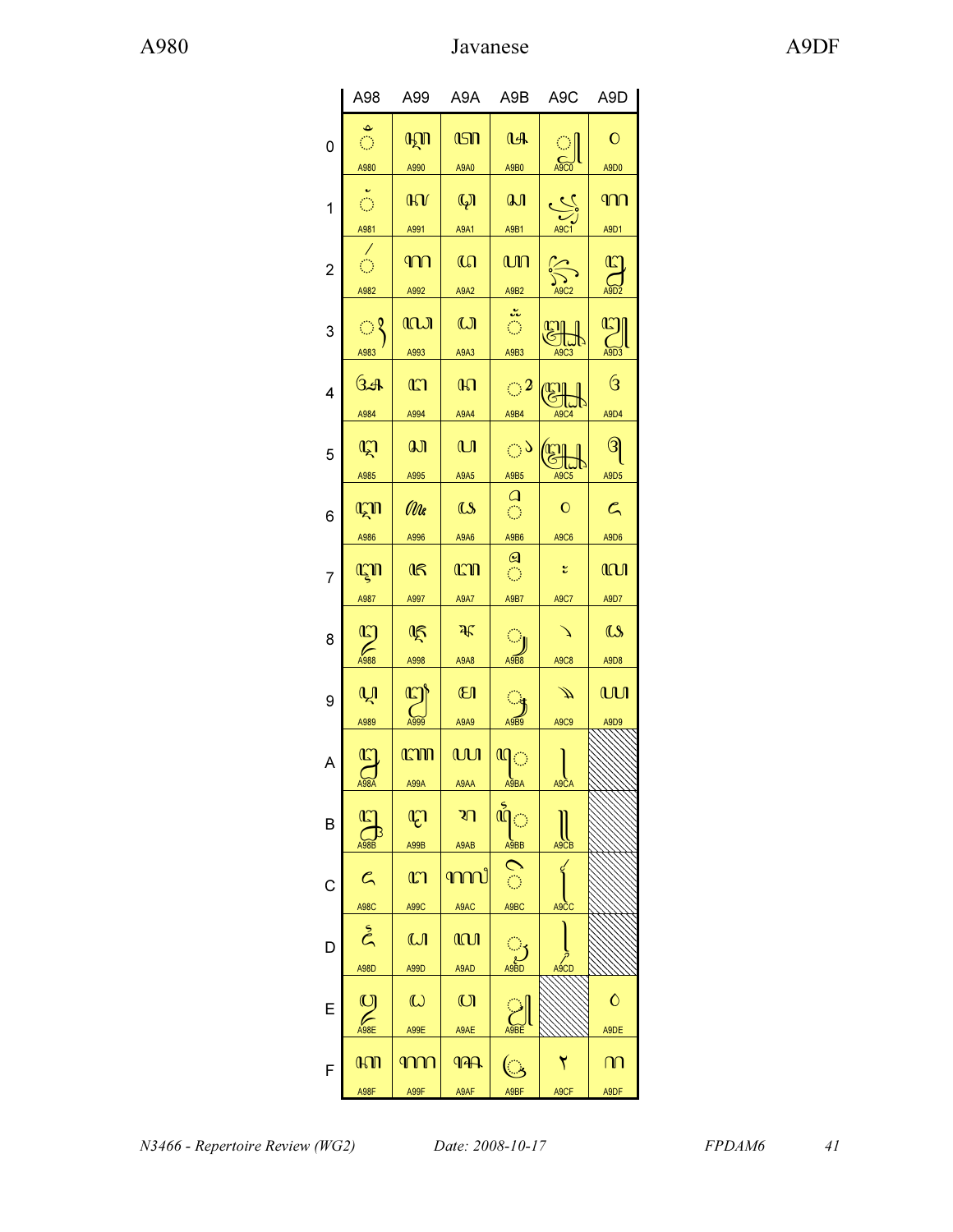# Javanese

| | A98 | A99 | A9A | A9B | A9C | A9D |
|---|---|---|---|---|---|---|
| 0 | ꦀ A980 | ꦐ A990 | ꦠ A9A0 | ꦰ A9B0 | ꧀ A9C0 | ꧐ A9D0 |
| 1 | ꦁ A981 | ꦑ A991 | ꦡ A9A1 | ꦱ A9B1 | ꧁ A9C1 | ꧑ A9D1 |
| 2 | ꦂ A982 | ꦒ A992 | ꦢ A9A2 | ꦲ A9B2 | ꧂ A9C2 | ꧒ A9D2 |
| 3 | ꦃ A983 | ꦓ A993 | ꦣ A9A3 | ꦳ A9B3 | ꧃ A9C3 | ꧓ A9D3 |
| 4 | ꦄ A984 | ꦔ A994 | ꦤ A9A4 | ꦴ A9B4 | ꧄ A9C4 | ꧔ A9D4 |
| 5 | ꦅ A985 | ꦕ A995 | ꦥ A9A5 | ꦵ A9B5 | ꧅ A9C5 | ꧕ A9D5 |
| 6 | ꦆ A986 | ꦖ A996 | ꦦ A9A6 | ꦶ A9B6 | ꧆ A9C6 | ꧖ A9D6 |
| 7 | ꦇ A987 | ꦗ A997 | ꦧ A9A7 | ꦷ A9B7 | ꧇ A9C7 | ꧗ A9D7 |
| 8 | ꦈ A988 | ꦘ A998 | ꦨ A9A8 | ꦸ A9B8 | ꧈ A9C8 | ꧘ A9D8 |
| 9 | ꦉ A989 | ꦙ A999 | ꦩ A9A9 | ꦹ A9B9 | ꧉ A9C9 | ꧙ A9D9 |
| A | ꦊ A98A | ꦚ A99A | ꦪ A9AA | ꦺ A9BA | ꧊ A9CA | |
| B | ꦋ A98B | ꦛ A99B | ꦫ A9AB | ꦻ A9BB | ꧋ A9CB | |
| C | ꦌ A98C | ꦜ A99C | ꦬ A9AC | ꦼ A9BC | ꧌ A9CC | |
| D | ꦍ A98D | ꦝ A99D | ꦭ A9AD | ꦽ A9BD | ꧍ A9CD | |
| E | ꦎ A98E | ꦞ A99E | ꦮ A9AE | ꦾ A9BE | | ꧞ A9DE |
| F | ꦏ A98F | ꦟ A99F | ꦯ A9AF | ꦿ A9BF | ꧏ A9CF | ꧟ A9DF |

*N3466 - Repertoire Review (WG2)* *Date: 2008-10-17* *FPDAM6*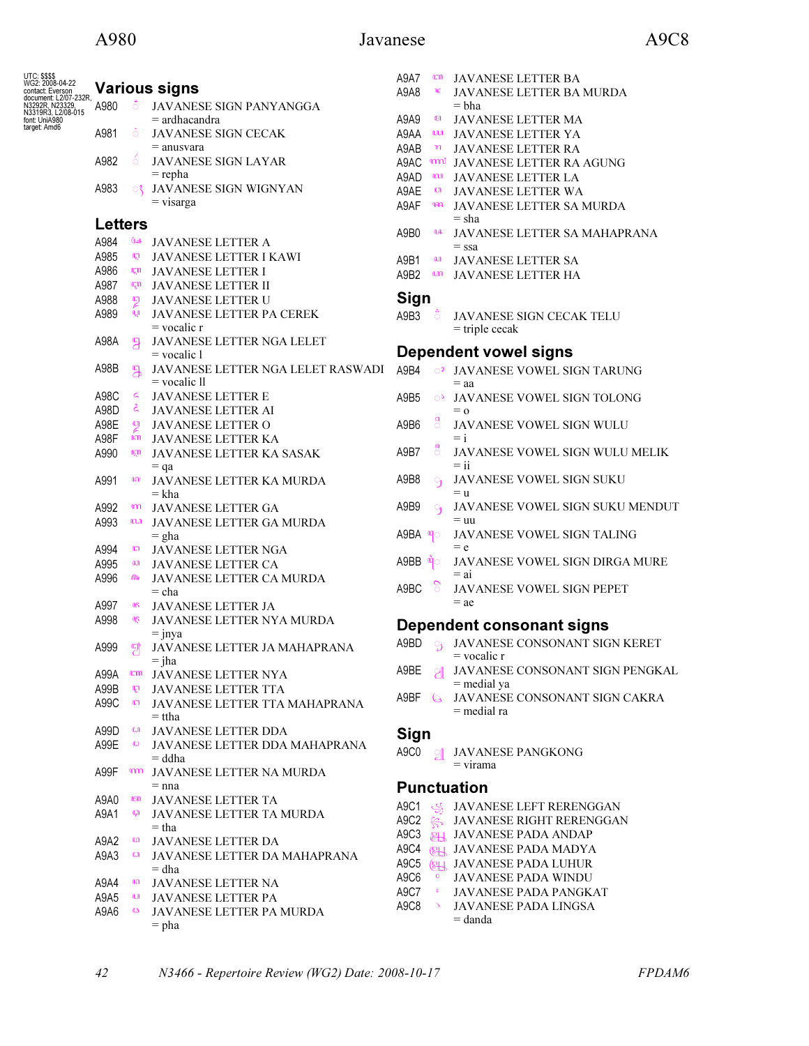UTC: $$$$
WG2: 2008-04-22
contact: Everson
document: L2/07-232R, N3292R, N23329, N3319R3, L2/08-015
font: UniA980
target: Amd6

## Various signs

A980 ꦀ JAVANESE SIGN PANYANGGA
= ardhacandra

A981 ꦁ JAVANESE SIGN CECAK
= anusvara

A982 ꦂ JAVANESE SIGN LAYAR
= repha

A983 ꦃ JAVANESE SIGN WIGNYAN
= visarga

## Letters

A984 ꦄ JAVANESE LETTER A

A985 ꦅ JAVANESE LETTER I KAWI

A986 ꦆ JAVANESE LETTER I

A987 ꦇ JAVANESE LETTER II

A988 ꦈ JAVANESE LETTER U

A989 ꦉ JAVANESE LETTER PA CEREK
= vocalic r

A98A ꦊ JAVANESE LETTER NGA LELET
= vocalic l

A98B ꦋ JAVANESE LETTER NGA LELET RASWADI
= vocalic ll

A98C ꦌ JAVANESE LETTER E

A98D ꦍ JAVANESE LETTER AI

A98E ꦎ JAVANESE LETTER O

A98F ꦏ JAVANESE LETTER KA

A990 ꦐ JAVANESE LETTER KA SASAK
= qa

A991 ꦑ JAVANESE LETTER KA MURDA
= kha

A992 ꦒ JAVANESE LETTER GA

A993 ꦓ JAVANESE LETTER GA MURDA
= gha

A994 ꦔ JAVANESE LETTER NGA

A995 ꦕ JAVANESE LETTER CA

A996 ꦖ JAVANESE LETTER CA MURDA
= cha

A997 ꦗ JAVANESE LETTER JA

A998 ꦘ JAVANESE LETTER NYA MURDA
= jnya

A999 ꦙ JAVANESE LETTER JA MAHAPRANA
= jha

A99A ꦚ JAVANESE LETTER NYA

A99B ꦛ JAVANESE LETTER TTA

A99C ꦜ JAVANESE LETTER TTA MAHAPRANA
= ttha

A99D ꦝ JAVANESE LETTER DDA

A99E ꦞ JAVANESE LETTER DDA MAHAPRANA
= ddha

A99F ꦟ JAVANESE LETTER NA MURDA
= nna

A9A0 ꦠ JAVANESE LETTER TA

A9A1 ꦡ JAVANESE LETTER TA MURDA
= tha

A9A2 ꦢ JAVANESE LETTER DA

A9A3 ꦣ JAVANESE LETTER DA MAHAPRANA
= dha

A9A4 ꦤ JAVANESE LETTER NA

A9A5 ꦥ JAVANESE LETTER PA

A9A6 ꦦ JAVANESE LETTER PA MURDA
= pha

A9A7 ꦧ JAVANESE LETTER BA

A9A8 ꦨ JAVANESE LETTER BA MURDA
= bha

A9A9 ꦩ JAVANESE LETTER MA

A9AA ꦪ JAVANESE LETTER YA

A9AB ꦫ JAVANESE LETTER RA

A9AC ꦬ JAVANESE LETTER RA AGUNG

A9AD ꦭ JAVANESE LETTER LA

A9AE ꦮ JAVANESE LETTER WA

A9AF ꦯ JAVANESE LETTER SA MURDA
= sha

A9B0 ꦰ JAVANESE LETTER SA MAHAPRANA
= ssa

A9B1 ꦱ JAVANESE LETTER SA

A9B2 ꦲ JAVANESE LETTER HA

## Sign

A9B3 ꦳ JAVANESE SIGN CECAK TELU
= triple cecak

## Dependent vowel signs

A9B4 ꦴ JAVANESE VOWEL SIGN TARUNG
= aa

A9B5 ꦵ JAVANESE VOWEL SIGN TOLONG
= o

A9B6 ꦶ JAVANESE VOWEL SIGN WULU
= i

A9B7 ꦷ JAVANESE VOWEL SIGN WULU MELIK
= ii

A9B8 ꦸ JAVANESE VOWEL SIGN SUKU
= u

A9B9 ꦹ JAVANESE VOWEL SIGN SUKU MENDUT
= uu

A9BA ꦺ JAVANESE VOWEL SIGN TALING
= e

A9BB ꦻ JAVANESE VOWEL SIGN DIRGA MURE
= ai

A9BC ꦼ JAVANESE VOWEL SIGN PEPET
= ae

## Dependent consonant signs

A9BD ꦽ JAVANESE CONSONANT SIGN KERET
= vocalic r

A9BE ꦾ JAVANESE CONSONANT SIGN PENGKAL
= medial ya

A9BF ꦿ JAVANESE CONSONANT SIGN CAKRA
= medial ra

## Sign

A9C0 ꧀ JAVANESE PANGKONG
= virama

## Punctuation

A9C1 ꧁ JAVANESE LEFT RERENGGAN

A9C2 ꧂ JAVANESE RIGHT RERENGGAN

A9C3 ꧃ JAVANESE PADA ANDAP

A9C4 ꧄ JAVANESE PADA MADYA

A9C5 ꧅ JAVANESE PADA LUHUR

A9C6 ꧆ JAVANESE PADA WINDU

A9C7 ꧇ JAVANESE PADA PANGKAT

A9C8 ꧈ JAVANESE PADA LINGSA
= danda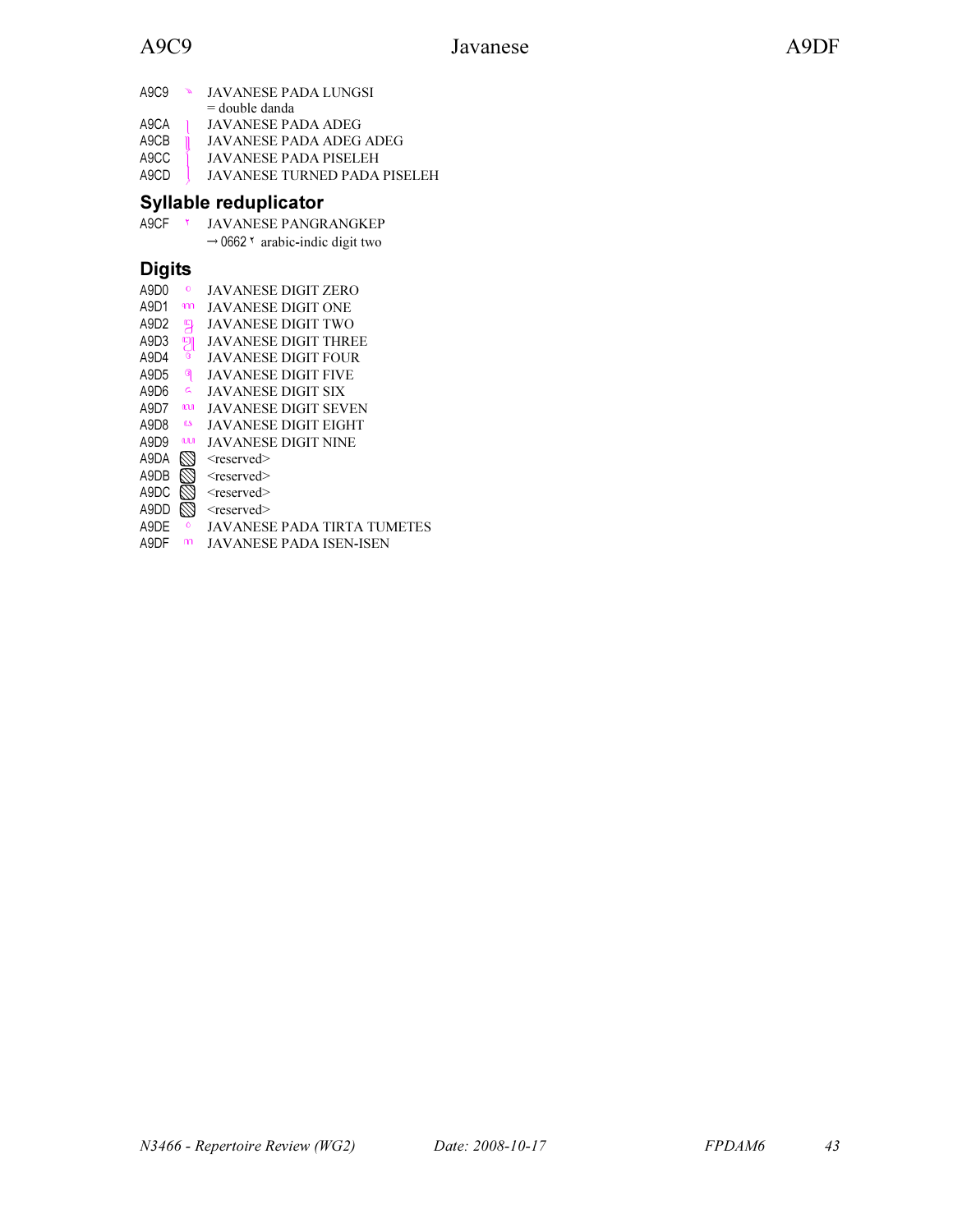A9C9 ꧉ JAVANESE PADA LUNGSI
= double danda

A9CA ꧊ JAVANESE PADA ADEG

A9CB ꧋ JAVANESE PADA ADEG ADEG

A9CC ꧌ JAVANESE PADA PISELEH

A9CD ꧍ JAVANESE TURNED PADA PISELEH

## Syllable reduplicator

A9CF ꧏ JAVANESE PANGRANGKEP
→ 0662 ٢ arabic-indic digit two

## Digits

A9D0 ꧐ JAVANESE DIGIT ZERO

A9D1 ꧑ JAVANESE DIGIT ONE

A9D2 ꧒ JAVANESE DIGIT TWO

A9D3 ꧓ JAVANESE DIGIT THREE

A9D4 ꧔ JAVANESE DIGIT FOUR

A9D5 ꧕ JAVANESE DIGIT FIVE

A9D6 ꧖ JAVANESE DIGIT SIX

A9D7 ꧗ JAVANESE DIGIT SEVEN

A9D8 ꧘ JAVANESE DIGIT EIGHT

A9D9 ꧙ JAVANESE DIGIT NINE

A9DA <reserved>

A9DB <reserved>

A9DC <reserved>

A9DD <reserved>

A9DE ꧞ JAVANESE PADA TIRTA TUMETES

A9DF ꧟ JAVANESE PADA ISEN-ISEN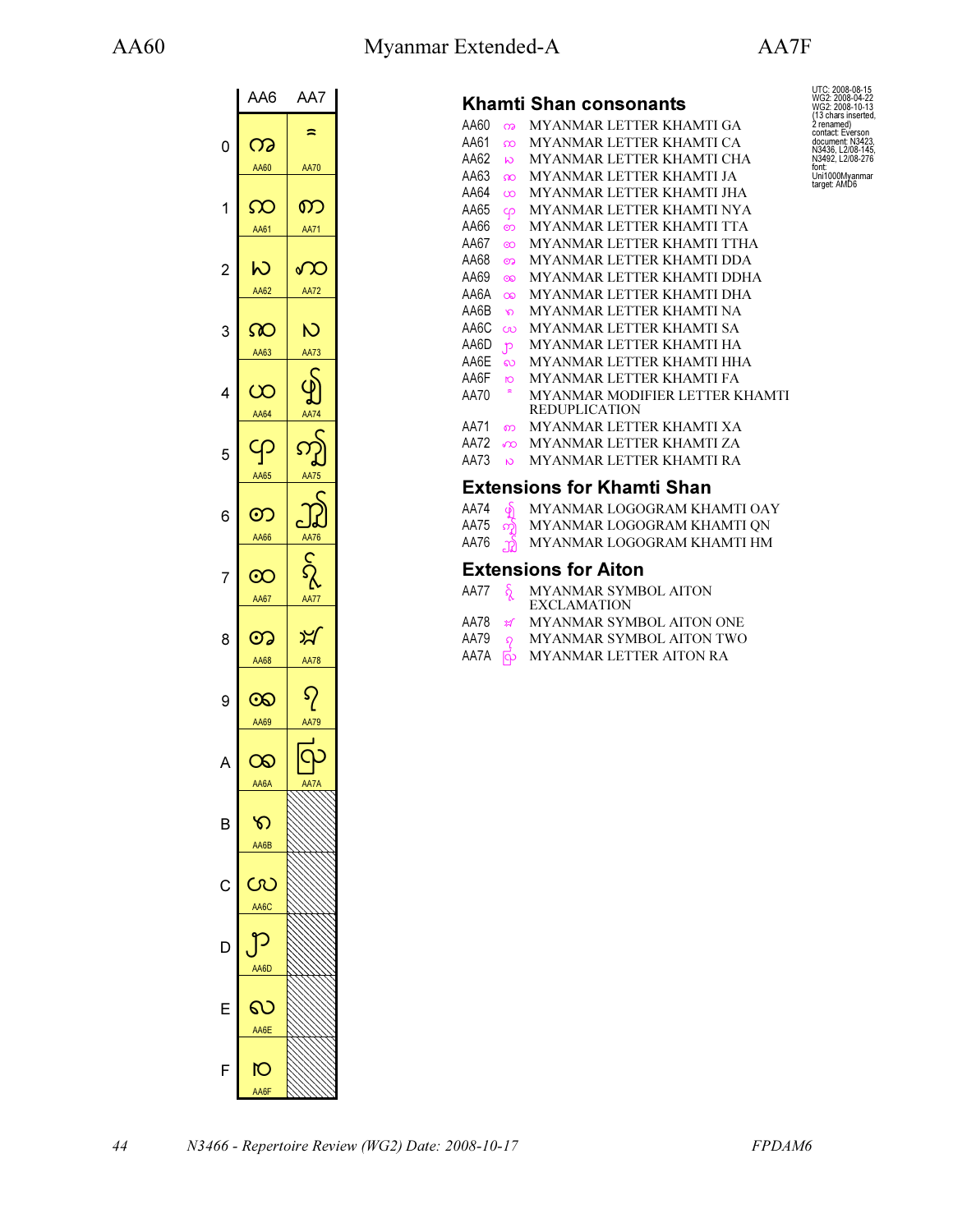# Myanmar Extended-A

AA60 — AA7F

| | AA6 | AA7 |
|---|---|---|
| 0 | ꩠ AA60 | ꩰ AA70 |
| 1 | ꩡ AA61 | ꩱ AA71 |
| 2 | ꩢ AA62 | ꩲ AA72 |
| 3 | ꩣ AA63 | ꩳ AA73 |
| 4 | ꩤ AA64 | ꩴ AA74 |
| 5 | ꩥ AA65 | ꩵ AA75 |
| 6 | ꩦ AA66 | ꩶ AA76 |
| 7 | ꩧ AA67 | ꩷ AA77 |
| 8 | ꩨ AA68 | ꩸ AA78 |
| 9 | ꩩ AA69 | ꩹ AA79 |
| A | ꩪ AA6A | ꩺ AA7A |
| B | ꩫ AA6B | |
| C | ꩬ AA6C | |
| D | ꩭ AA6D | |
| E | ꩮ AA6E | |
| F | ꩯ AA6F | |

UTC: 2008-08-15
WG2: 2008-04-22
WG2: 2008-10-13
(13 chars inserted, 2 renamed)
contact: Everson
document: N3423, N3436, L2/08-145, N3492, L2/08-276
font: Uni1000Myanmar
target: AMD6

## Khamti Shan consonants

AA60 ꩠ MYANMAR LETTER KHAMTI GA
AA61 ꩡ MYANMAR LETTER KHAMTI CA
AA62 ꩢ MYANMAR LETTER KHAMTI CHA
AA63 ꩣ MYANMAR LETTER KHAMTI JA
AA64 ꩤ MYANMAR LETTER KHAMTI JHA
AA65 ꩥ MYANMAR LETTER KHAMTI NYA
AA66 ꩦ MYANMAR LETTER KHAMTI TTA
AA67 ꩧ MYANMAR LETTER KHAMTI TTHA
AA68 ꩨ MYANMAR LETTER KHAMTI DDA
AA69 ꩩ MYANMAR LETTER KHAMTI DDHA
AA6A ꩪ MYANMAR LETTER KHAMTI DHA
AA6B ꩫ MYANMAR LETTER KHAMTI NA
AA6C ꩬ MYANMAR LETTER KHAMTI SA
AA6D ꩭ MYANMAR LETTER KHAMTI HA
AA6E ꩮ MYANMAR LETTER KHAMTI HHA
AA6F ꩯ MYANMAR LETTER KHAMTI FA
AA70 ꩰ MYANMAR MODIFIER LETTER KHAMTI REDUPLICATION
AA71 ꩱ MYANMAR LETTER KHAMTI XA
AA72 ꩲ MYANMAR LETTER KHAMTI ZA
AA73 ꩳ MYANMAR LETTER KHAMTI RA

## Extensions for Khamti Shan

AA74 ꩴ MYANMAR LOGOGRAM KHAMTI OAY
AA75 ꩵ MYANMAR LOGOGRAM KHAMTI QN
AA76 ꩶ MYANMAR LOGOGRAM KHAMTI HM

## Extensions for Aiton

AA77 ꩷ MYANMAR SYMBOL AITON EXCLAMATION
AA78 ꩸ MYANMAR SYMBOL AITON ONE
AA79 ꩹ MYANMAR SYMBOL AITON TWO
AA7A ꩺ MYANMAR LETTER AITON RA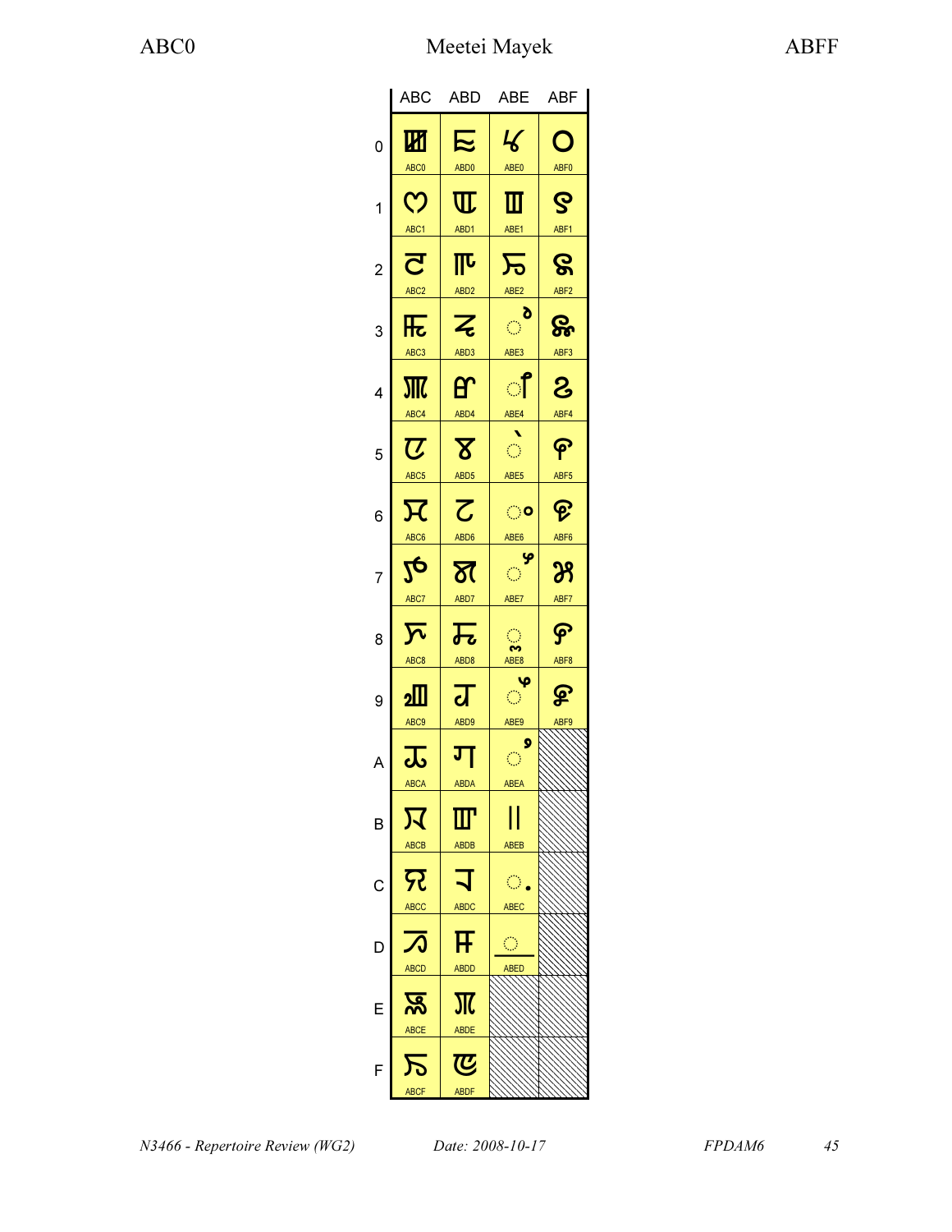# Meetei Mayek

ABC0 – ABFF

| | ABC | ABD | ABE | ABF |
|---|---|---|---|---|
| 0 | ꯀ ABC0 | ꯐ ABD0 | ꯠ ABE0 | ꯰ ABF0 |
| 1 | ꯁ ABC1 | ꯑ ABD1 | ꯡ ABE1 | ꯱ ABF1 |
| 2 | ꯂ ABC2 | ꯒ ABD2 | ꯢ ABE2 | ꯲ ABF2 |
| 3 | ꯃ ABC3 | ꯓ ABD3 | ◌ꯣ ABE3 | ꯳ ABF3 |
| 4 | ꯄ ABC4 | ꯔ ABD4 | ◌ꯤ ABE4 | ꯴ ABF4 |
| 5 | ꯅ ABC5 | ꯕ ABD5 | ◌ꯥ ABE5 | ꯵ ABF5 |
| 6 | ꯆ ABC6 | ꯖ ABD6 | ◌ꯦ ABE6 | ꯶ ABF6 |
| 7 | ꯇ ABC7 | ꯗ ABD7 | ◌ꯧ ABE7 | ꯷ ABF7 |
| 8 | ꯈ ABC8 | ꯘ ABD8 | ◌ꯨ ABE8 | ꯸ ABF8 |
| 9 | ꯉ ABC9 | ꯙ ABD9 | ◌ꯩ ABE9 | ꯹ ABF9 |
| A | ꯊ ABCA | ꯚ ABDA | ◌ꯪ ABEA | |
| B | ꯋ ABCB | ꯛ ABDB | ꯫ ABEB | |
| C | ꯌ ABCC | ꯜ ABDC | ◌꯬ ABEC | |
| D | ꯍ ABCD | ꯝ ABDD | ◌꯭ ABED | |
| E | ꯎ ABCE | ꯞ ABDE | | |
| F | ꯏ ABCF | ꯟ ABDF | | |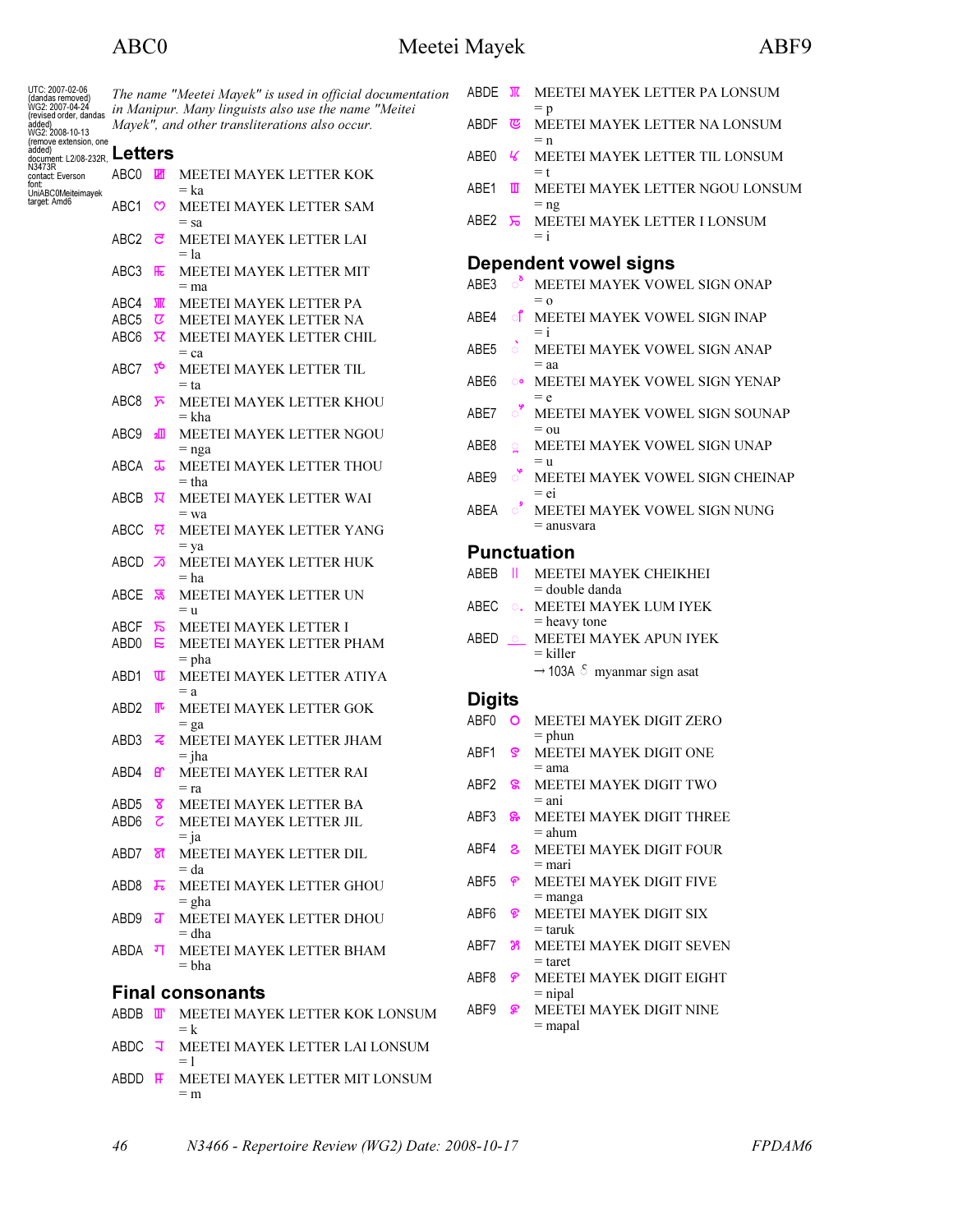# Meetei Mayek

ABC0 — ABF9

UTC: 2007-02-06 (dandas removed) WG2: 2007-04-24 (revised order, dandas added) WG2: 2008-10-13 (remove extension, one added) document: L2/08-232R, N3473R contact: Everson font: UniABC0Meiteimayek target: Amd6

*The name "Meetei Mayek" is used in official documentation in Manipur. Many linguists also use the name "Meitei Mayek", and other transliterations also occur.*

## Letters

ABC0 ꯀ MEETEI MAYEK LETTER KOK
= ka

ABC1 ꯁ MEETEI MAYEK LETTER SAM
= sa

ABC2 ꯂ MEETEI MAYEK LETTER LAI
= la

ABC3 ꯃ MEETEI MAYEK LETTER MIT
= ma

ABC4 ꯄ MEETEI MAYEK LETTER PA

ABC5 ꯅ MEETEI MAYEK LETTER NA

ABC6 ꯆ MEETEI MAYEK LETTER CHIL
= ca

ABC7 ꯇ MEETEI MAYEK LETTER TIL
= ta

ABC8 ꯈ MEETEI MAYEK LETTER KHOU
= kha

ABC9 ꯉ MEETEI MAYEK LETTER NGOU
= nga

ABCA ꯊ MEETEI MAYEK LETTER THOU
= tha

ABCB ꯋ MEETEI MAYEK LETTER WAI
= wa

ABCC ꯌ MEETEI MAYEK LETTER YANG
= ya

ABCD ꯍ MEETEI MAYEK LETTER HUK
= ha

ABCE ꯎ MEETEI MAYEK LETTER UN
= u

ABCF ꯏ MEETEI MAYEK LETTER I

ABD0 ꯐ MEETEI MAYEK LETTER PHAM
= pha

ABD1 ꯑ MEETEI MAYEK LETTER ATIYA
= a

ABD2 ꯒ MEETEI MAYEK LETTER GOK
= ga

ABD3 ꯓ MEETEI MAYEK LETTER JHAM
= jha

ABD4 ꯔ MEETEI MAYEK LETTER RAI
= ra

ABD5 ꯕ MEETEI MAYEK LETTER BA

ABD6 ꯖ MEETEI MAYEK LETTER JIL
= ja

ABD7 ꯗ MEETEI MAYEK LETTER DIL
= da

ABD8 ꯘ MEETEI MAYEK LETTER GHOU
= gha

ABD9 ꯙ MEETEI MAYEK LETTER DHOU
= dha

ABDA ꯚ MEETEI MAYEK LETTER BHAM
= bha

## Final consonants

ABDB ꯛ MEETEI MAYEK LETTER KOK LONSUM
= k

ABDC ꯜ MEETEI MAYEK LETTER LAI LONSUM
= l

ABDD ꯝ MEETEI MAYEK LETTER MIT LONSUM
= m

ABDE ꯞ MEETEI MAYEK LETTER PA LONSUM
= p

ABDF ꯟ MEETEI MAYEK LETTER NA LONSUM
= n

ABE0 ꯠ MEETEI MAYEK LETTER TIL LONSUM
= t

ABE1 ꯡ MEETEI MAYEK LETTER NGOU LONSUM
= ng

ABE2 ꯢ MEETEI MAYEK LETTER I LONSUM
= i

## Dependent vowel signs

ABE3 ◌ꯣ MEETEI MAYEK VOWEL SIGN ONAP
= o

ABE4 ◌ꯤ MEETEI MAYEK VOWEL SIGN INAP
= i

ABE5 ◌ꯥ MEETEI MAYEK VOWEL SIGN ANAP
= aa

ABE6 ◌ꯦ MEETEI MAYEK VOWEL SIGN YENAP
= e

ABE7 ◌ꯧ MEETEI MAYEK VOWEL SIGN SOUNAP
= ou

ABE8 ◌ꯨ MEETEI MAYEK VOWEL SIGN UNAP
= u

ABE9 ◌ꯩ MEETEI MAYEK VOWEL SIGN CHEINAP
= ei

ABEA ◌ꯪ MEETEI MAYEK VOWEL SIGN NUNG
= anusvara

## Punctuation

ABEB ꯫ MEETEI MAYEK CHEIKHEI
= double danda

ABEC ◌꯬ MEETEI MAYEK LUM IYEK
= heavy tone

ABED ◌꯭ MEETEI MAYEK APUN IYEK
= killer
→ 103A ◌် myanmar sign asat

## Digits

ABF0 ꯰ MEETEI MAYEK DIGIT ZERO
= phun

ABF1 ꯱ MEETEI MAYEK DIGIT ONE
= ama

ABF2 ꯲ MEETEI MAYEK DIGIT TWO
= ani

ABF3 ꯳ MEETEI MAYEK DIGIT THREE
= ahum

ABF4 ꯴ MEETEI MAYEK DIGIT FOUR
= mari

ABF5 ꯵ MEETEI MAYEK DIGIT FIVE
= manga

ABF6 ꯶ MEETEI MAYEK DIGIT SIX
= taruk

ABF7 ꯷ MEETEI MAYEK DIGIT SEVEN
= taret

ABF8 ꯸ MEETEI MAYEK DIGIT EIGHT
= nipal

ABF9 ꯹ MEETEI MAYEK DIGIT NINE
= mapal

*N3466 - Repertoire Review (WG2) Date: 2008-10-17* — *FPDAM6*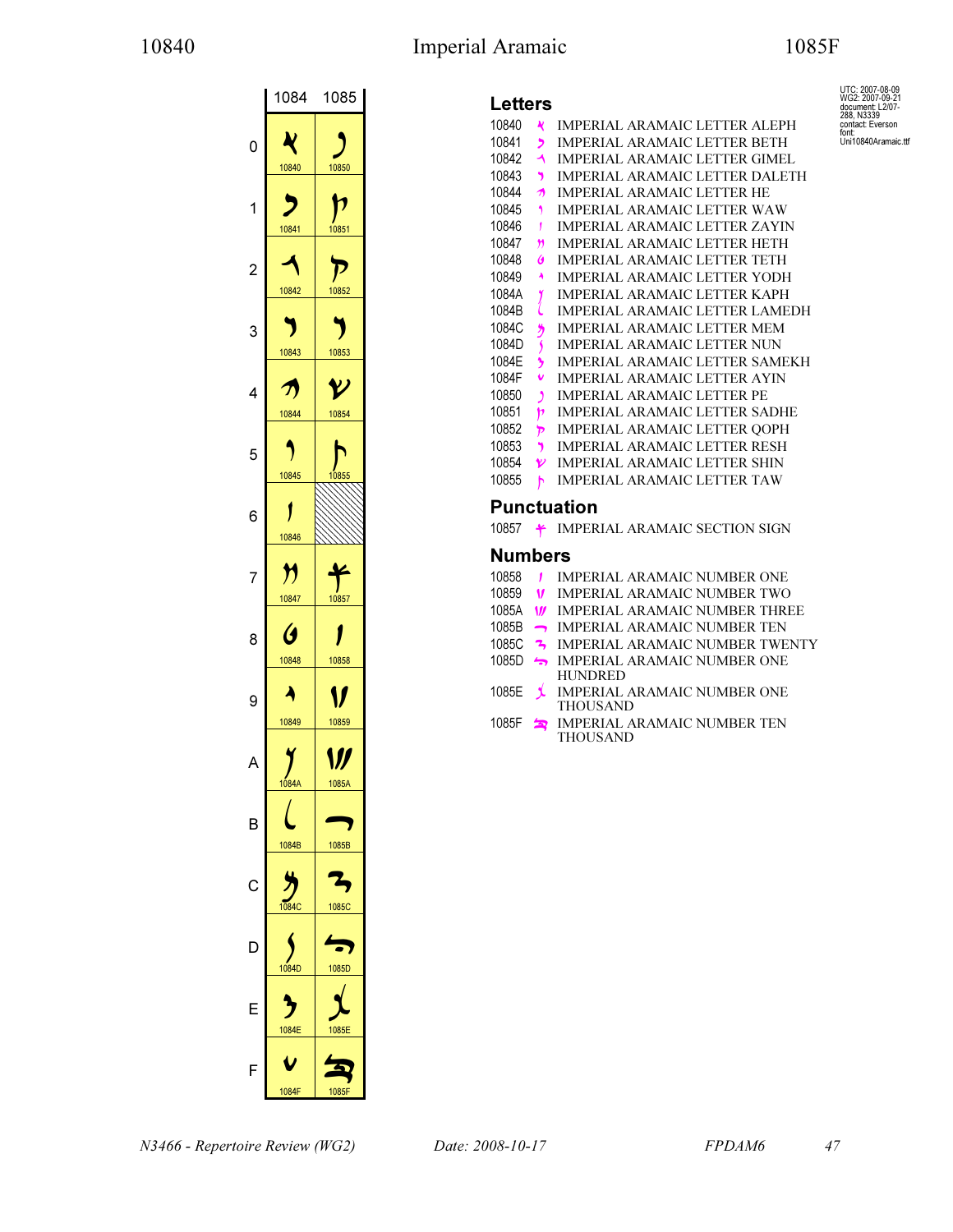# Imperial Aramaic

| | 1084 | 1085 |
|---|---|---|
| 0 | 𐡀 10840 | 𐡐 10850 |
| 1 | 𐡁 10841 | 𐡑 10851 |
| 2 | 𐡂 10842 | 𐡒 10852 |
| 3 | 𐡃 10843 | 𐡓 10853 |
| 4 | 𐡄 10844 | 𐡔 10854 |
| 5 | 𐡅 10845 | 𐡕 10855 |
| 6 | 𐡆 10846 | |
| 7 | 𐡇 10847 | 𐡗 10857 |
| 8 | 𐡈 10848 | 𐡘 10858 |
| 9 | 𐡉 10849 | 𐡙 10859 |
| A | 𐡊 1084A | 𐡚 1085A |
| B | 𐡋 1084B | 𐡛 1085B |
| C | 𐡌 1084C | 𐡜 1085C |
| D | 𐡍 1084D | 𐡝 1085D |
| E | 𐡎 1084E | 𐡞 1085E |
| F | 𐡏 1084F | 𐡟 1085F |

UTC: 2007-08-09
WG2: 2007-09-21
document: L2/07-288, N3339
contact: Everson
font: Uni10840Aramaic.ttf

## Letters

10840 𐡀 IMPERIAL ARAMAIC LETTER ALEPH
10841 𐡁 IMPERIAL ARAMAIC LETTER BETH
10842 𐡂 IMPERIAL ARAMAIC LETTER GIMEL
10843 𐡃 IMPERIAL ARAMAIC LETTER DALETH
10844 𐡄 IMPERIAL ARAMAIC LETTER HE
10845 𐡅 IMPERIAL ARAMAIC LETTER WAW
10846 𐡆 IMPERIAL ARAMAIC LETTER ZAYIN
10847 𐡇 IMPERIAL ARAMAIC LETTER HETH
10848 𐡈 IMPERIAL ARAMAIC LETTER TETH
10849 𐡉 IMPERIAL ARAMAIC LETTER YODH
1084A 𐡊 IMPERIAL ARAMAIC LETTER KAPH
1084B 𐡋 IMPERIAL ARAMAIC LETTER LAMEDH
1084C 𐡌 IMPERIAL ARAMAIC LETTER MEM
1084D 𐡍 IMPERIAL ARAMAIC LETTER NUN
1084E 𐡎 IMPERIAL ARAMAIC LETTER SAMEKH
1084F 𐡏 IMPERIAL ARAMAIC LETTER AYIN
10850 𐡐 IMPERIAL ARAMAIC LETTER PE
10851 𐡑 IMPERIAL ARAMAIC LETTER SADHE
10852 𐡒 IMPERIAL ARAMAIC LETTER QOPH
10853 𐡓 IMPERIAL ARAMAIC LETTER RESH
10854 𐡔 IMPERIAL ARAMAIC LETTER SHIN
10855 𐡕 IMPERIAL ARAMAIC LETTER TAW

## Punctuation

10857 𐡗 IMPERIAL ARAMAIC SECTION SIGN

## Numbers

10858 𐡘 IMPERIAL ARAMAIC NUMBER ONE
10859 𐡙 IMPERIAL ARAMAIC NUMBER TWO
1085A 𐡚 IMPERIAL ARAMAIC NUMBER THREE
1085B 𐡛 IMPERIAL ARAMAIC NUMBER TEN
1085C 𐡜 IMPERIAL ARAMAIC NUMBER TWENTY
1085D 𐡝 IMPERIAL ARAMAIC NUMBER ONE HUNDRED
1085E 𐡞 IMPERIAL ARAMAIC NUMBER ONE THOUSAND
1085F 𐡟 IMPERIAL ARAMAIC NUMBER TEN THOUSAND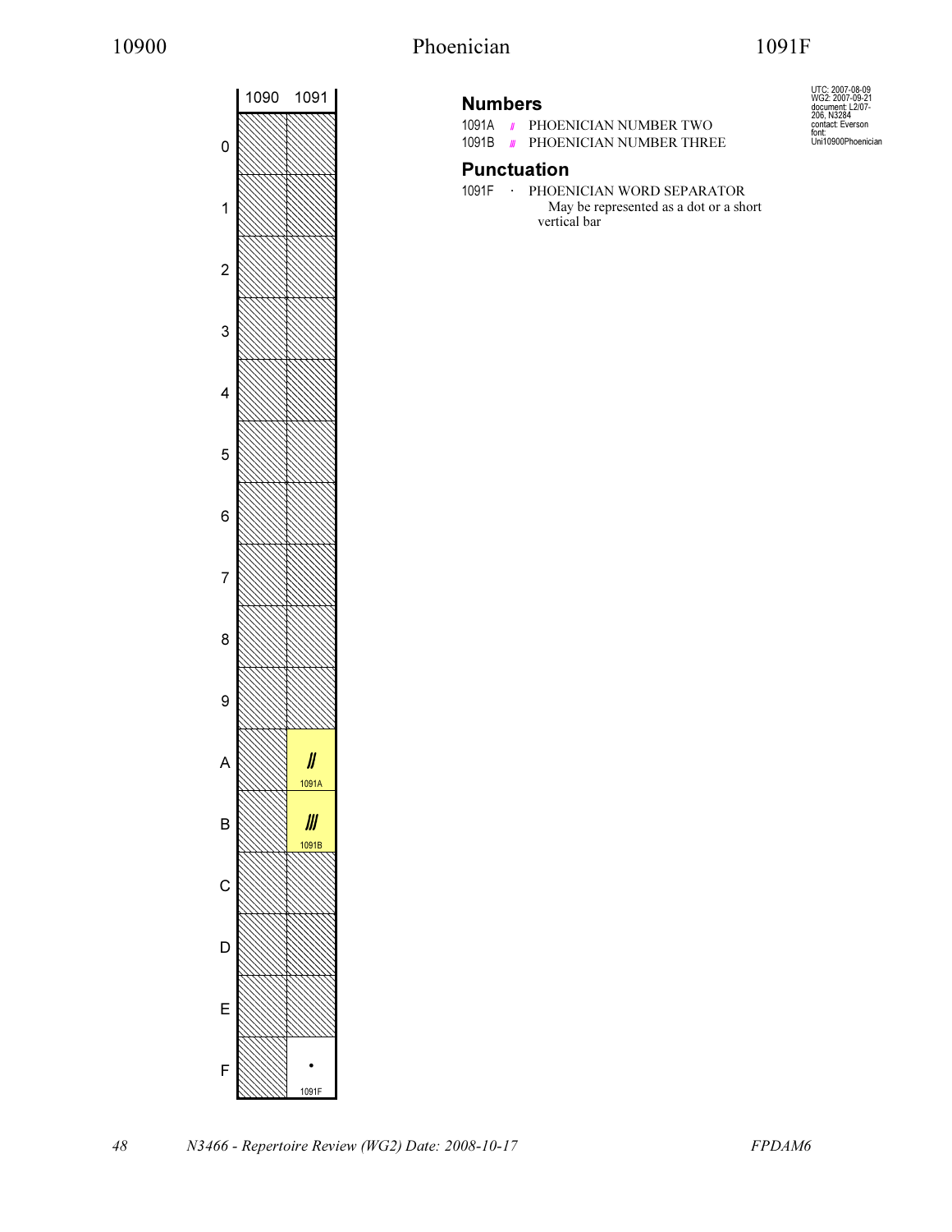| | 1090 | 1091 |
|---|---|---|
| 0 | | |
| 1 | | |
| 2 | | |
| 3 | | |
| 4 | | |
| 5 | | |
| 6 | | |
| 7 | | |
| 8 | | |
| 9 | | |
| A | | 𐤚 1091A |
| B | | 𐤛 1091B |
| C | | |
| D | | |
| E | | |
| F | | • 1091F |

UTC: 2007-08-09
WG2: 2007-09-21
document: L2/07-206, N3284
contact: Everson
font: Uni10900Phoenician

## Numbers

1091A 𐤚 PHOENICIAN NUMBER TWO

1091B 𐤛 PHOENICIAN NUMBER THREE

## Punctuation

1091F · PHOENICIAN WORD SEPARATOR
May be represented as a dot or a short vertical bar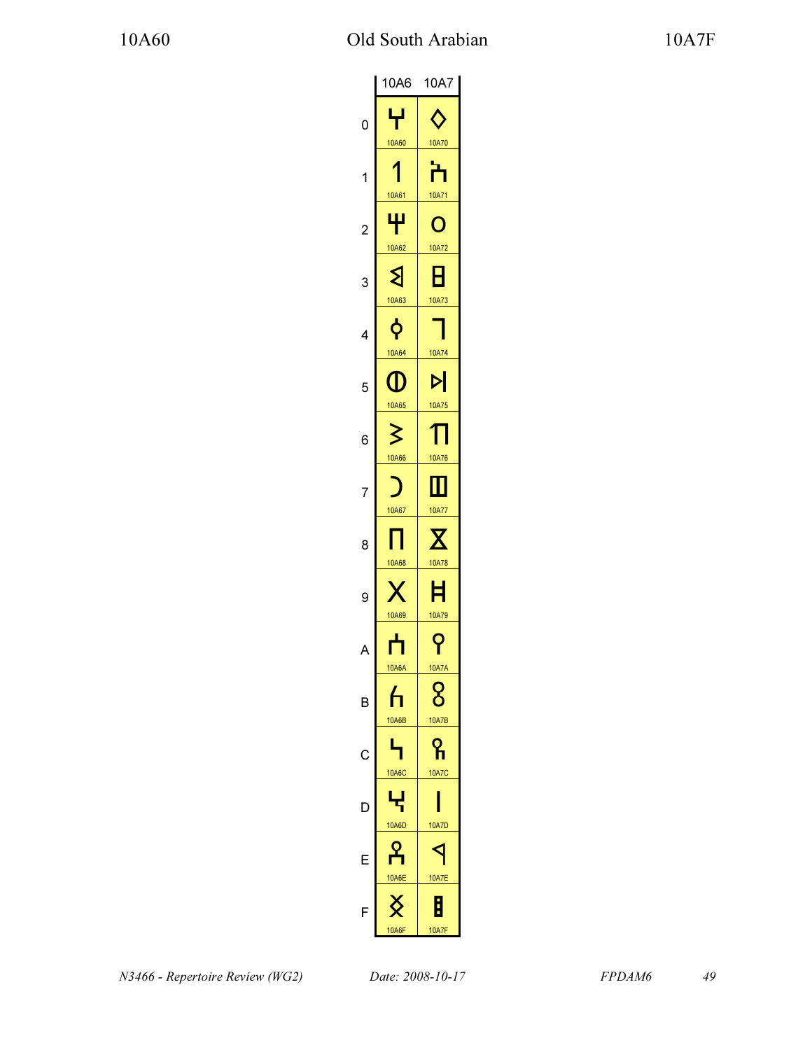# Old South Arabian

| | 10A6 | 10A7 |
|---|---|---|
| 0 | 𐩠 10A60 | 𐩰 10A70 |
| 1 | 𐩡 10A61 | 𐩱 10A71 |
| 2 | 𐩢 10A62 | 𐩲 10A72 |
| 3 | 𐩣 10A63 | 𐩳 10A73 |
| 4 | 𐩤 10A64 | 𐩴 10A74 |
| 5 | 𐩥 10A65 | 𐩵 10A75 |
| 6 | 𐩦 10A66 | 𐩶 10A76 |
| 7 | 𐩧 10A67 | 𐩷 10A77 |
| 8 | 𐩨 10A68 | 𐩸 10A78 |
| 9 | 𐩩 10A69 | 𐩹 10A79 |
| A | 𐩪 10A6A | 𐩺 10A7A |
| B | 𐩫 10A6B | 𐩻 10A7B |
| C | 𐩬 10A6C | 𐩼 10A7C |
| D | 𐩭 10A6D | 𐩽 10A7D |
| E | 𐩮 10A6E | 𐩾 10A7E |
| F | 𐩯 10A6F | 𐩿 10A7F |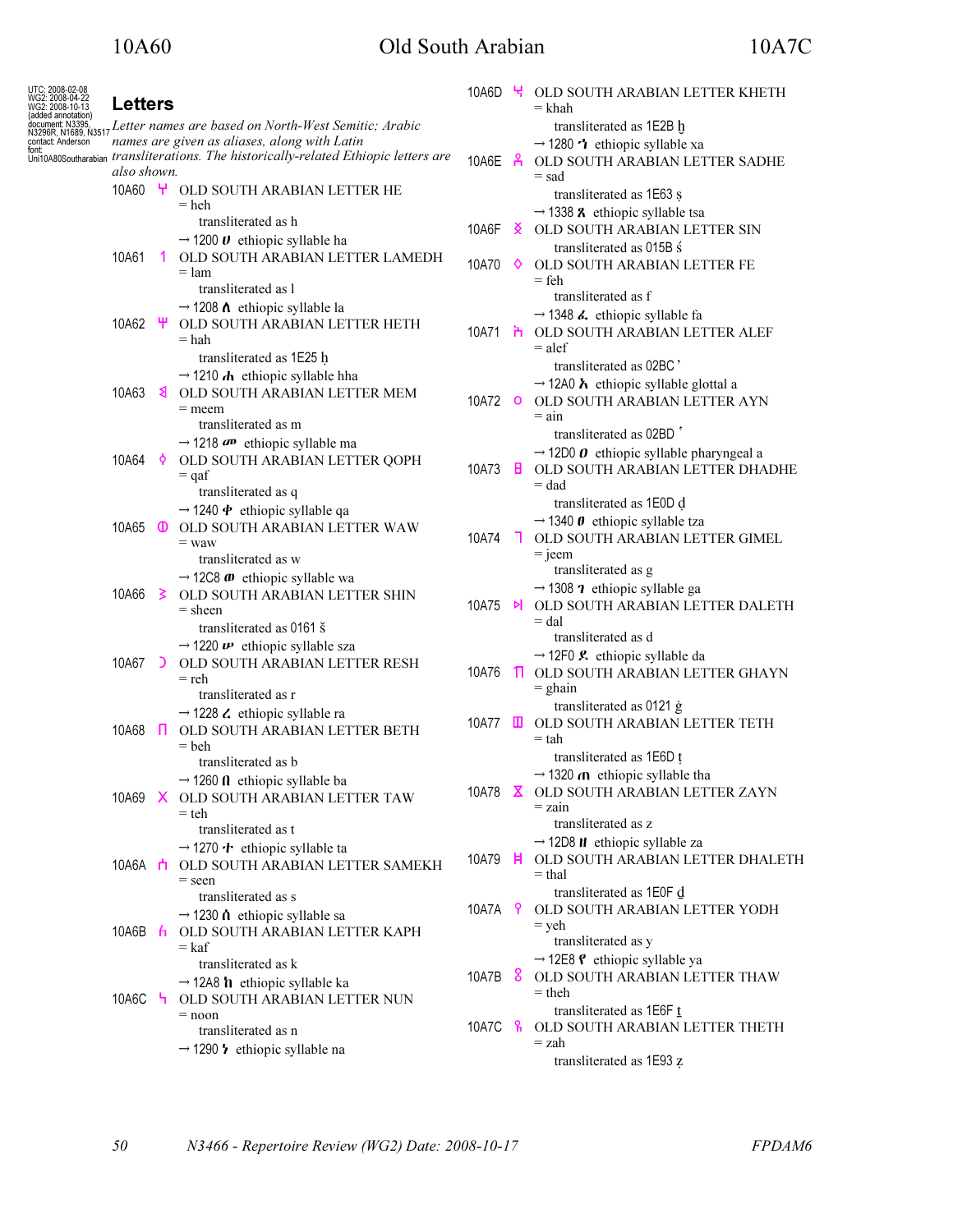UTC: 2008-02-08
WG2: 2008-04-22
WG2: 2008-10-13
(added annotation)
document: N3395, N3296R, N1689, N3517
contact: Anderson
font: Uni10A80Southarabian

## Letters

*Letter names are based on North-West Semitic; Arabic names are given as aliases, along with Latin transliterations. The historically-related Ethiopic letters are also shown.*

10A60 𐩠 OLD SOUTH ARABIAN LETTER HE
- = heh
- transliterated as h
- → 1200 ሀ ethiopic syllable ha

10A61 𐩡 OLD SOUTH ARABIAN LETTER LAMEDH
- = lam
- transliterated as l
- → 1208 ለ ethiopic syllable la

10A62 𐩢 OLD SOUTH ARABIAN LETTER HETH
- = hah
- transliterated as 1E25 ḥ
- → 1210 ሐ ethiopic syllable hha

10A63 𐩣 OLD SOUTH ARABIAN LETTER MEM
- = meem
- transliterated as m
- → 1218 መ ethiopic syllable ma

10A64 𐩤 OLD SOUTH ARABIAN LETTER QOPH
- = qaf
- transliterated as q
- → 1240 ቀ ethiopic syllable qa

10A65 𐩥 OLD SOUTH ARABIAN LETTER WAW
- = waw
- transliterated as w
- → 12C8 ወ ethiopic syllable wa

10A66 𐩦 OLD SOUTH ARABIAN LETTER SHIN
- = sheen
- transliterated as 0161 š
- → 1220 ሠ ethiopic syllable sza

10A67 𐩧 OLD SOUTH ARABIAN LETTER RESH
- = reh
- transliterated as r
- → 1228 ረ ethiopic syllable ra

10A68 𐩨 OLD SOUTH ARABIAN LETTER BETH
- = beh
- transliterated as b
- → 1260 በ ethiopic syllable ba

10A69 𐩩 OLD SOUTH ARABIAN LETTER TAW
- = teh
- transliterated as t
- → 1270 ተ ethiopic syllable ta

10A6A 𐩪 OLD SOUTH ARABIAN LETTER SAMEKH
- = seen
- transliterated as s
- → 1230 ሰ ethiopic syllable sa

10A6B 𐩫 OLD SOUTH ARABIAN LETTER KAPH
- = kaf
- transliterated as k
- → 12A8 ከ ethiopic syllable ka

10A6C 𐩬 OLD SOUTH ARABIAN LETTER NUN
- = noon
- transliterated as n
- → 1290 ነ ethiopic syllable na

10A6D 𐩭 OLD SOUTH ARABIAN LETTER KHETH
- = khah
- transliterated as 1E2B ḫ
- → 1280 ኀ ethiopic syllable xa

10A6E 𐩮 OLD SOUTH ARABIAN LETTER SADHE
- = sad
- transliterated as 1E63 ṣ
- → 1338 ጸ ethiopic syllable tsa

10A6F 𐩯 OLD SOUTH ARABIAN LETTER SIN
- transliterated as 015B ś

10A70 𐩰 OLD SOUTH ARABIAN LETTER FE
- = feh
- transliterated as f
- → 1348 ፈ ethiopic syllable fa

10A71 𐩱 OLD SOUTH ARABIAN LETTER ALEF
- = alef
- transliterated as 02BC ʼ
- → 12A0 አ ethiopic syllable glottal a

10A72 𐩲 OLD SOUTH ARABIAN LETTER AYN
- = ain
- transliterated as 02BD ʽ
- → 12D0 ዐ ethiopic syllable pharyngeal a

10A73 𐩳 OLD SOUTH ARABIAN LETTER DHADHE
- = dad
- transliterated as 1E0D ḍ
- → 1340 ፀ ethiopic syllable tza

10A74 𐩴 OLD SOUTH ARABIAN LETTER GIMEL
- = jeem
- transliterated as g
- → 1308 ገ ethiopic syllable ga

10A75 𐩵 OLD SOUTH ARABIAN LETTER DALETH
- = dal
- transliterated as d
- → 12F0 ደ ethiopic syllable da

10A76 𐩶 OLD SOUTH ARABIAN LETTER GHAYN
- = ghain
- transliterated as 0121 ġ

10A77 𐩷 OLD SOUTH ARABIAN LETTER TETH
- = tah
- transliterated as 1E6D ṭ
- → 1320 ጠ ethiopic syllable tha

10A78 𐩸 OLD SOUTH ARABIAN LETTER ZAYN
- = zain
- transliterated as z
- → 12D8 ዘ ethiopic syllable za

10A79 𐩹 OLD SOUTH ARABIAN LETTER DHALETH
- = thal
- transliterated as 1E0F ḏ

10A7A 𐩺 OLD SOUTH ARABIAN LETTER YODH
- = yeh
- transliterated as y
- → 12E8 የ ethiopic syllable ya

10A7B 𐩻 OLD SOUTH ARABIAN LETTER THAW
- = theh
- transliterated as 1E6F ṯ

10A7C 𐩼 OLD SOUTH ARABIAN LETTER THETH
- = zah
- transliterated as 1E93 ẓ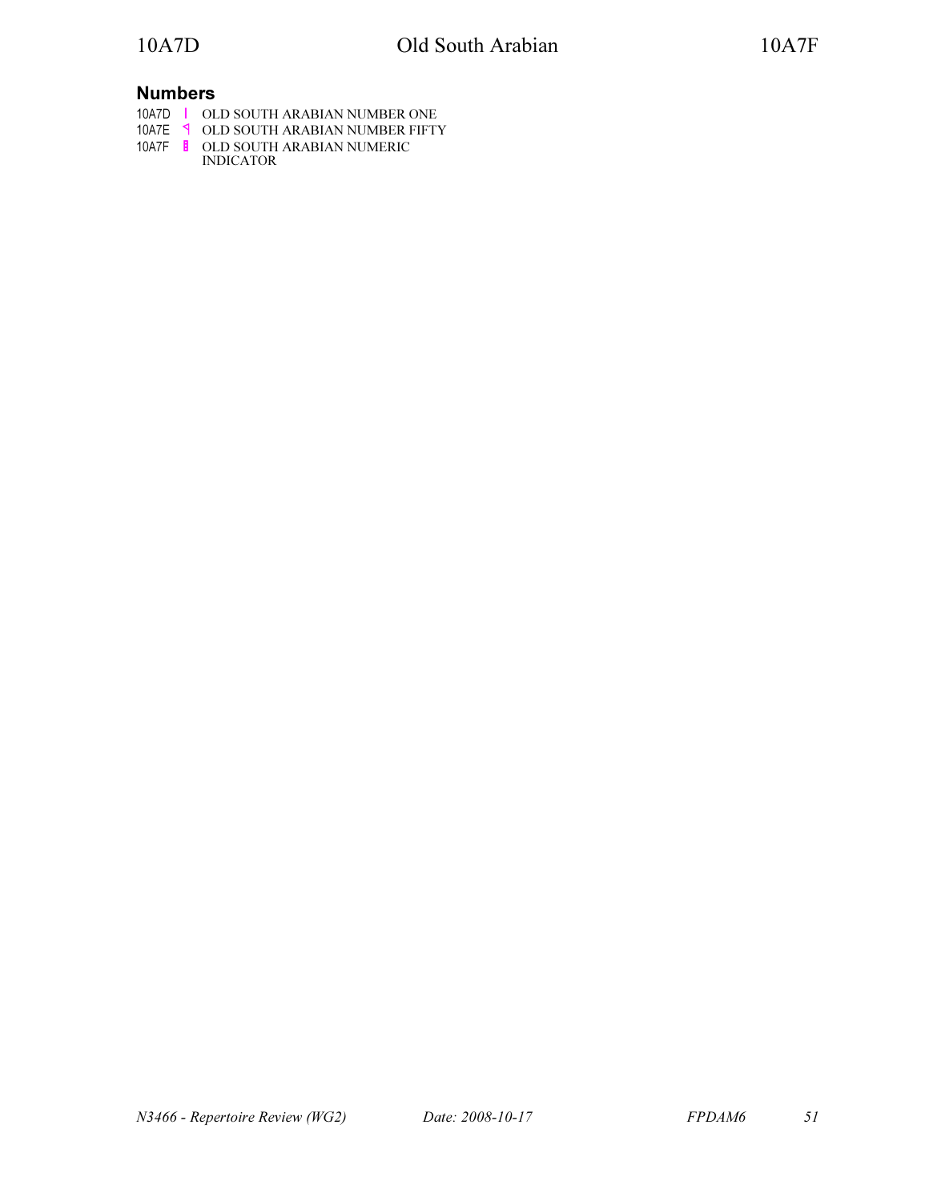## Numbers

10A7D 𐩽 OLD SOUTH ARABIAN NUMBER ONE
10A7E 𐩾 OLD SOUTH ARABIAN NUMBER FIFTY
10A7F 𐩿 OLD SOUTH ARABIAN NUMERIC INDICATOR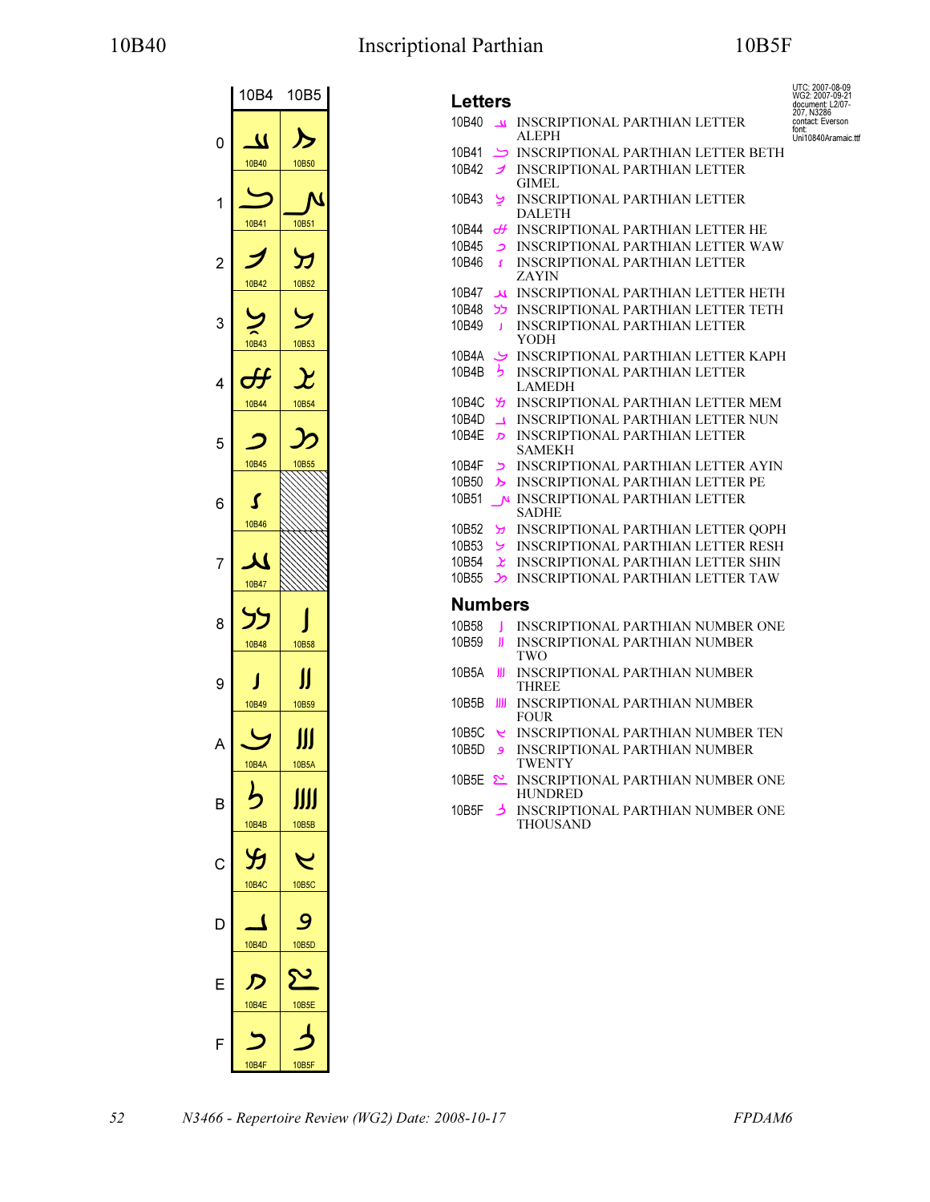# 10B40 Inscriptional Parthian 10B5F

| | 10B4 | 10B5 |
|---|---|---|
| 0 | 𐭀 10B40 | 𐭐 10B50 |
| 1 | 𐭁 10B41 | 𐭑 10B51 |
| 2 | 𐭂 10B42 | 𐭒 10B52 |
| 3 | 𐭃 10B43 | 𐭓 10B53 |
| 4 | 𐭄 10B44 | 𐭔 10B54 |
| 5 | 𐭅 10B45 | 𐭕 10B55 |
| 6 | 𐭆 10B46 | |
| 7 | 𐭇 10B47 | |
| 8 | 𐭈 10B48 | 𐭘 10B58 |
| 9 | 𐭉 10B49 | 𐭙 10B59 |
| A | 𐭊 10B4A | 𐭚 10B5A |
| B | 𐭋 10B4B | 𐭛 10B5B |
| C | 𐭌 10B4C | 𐭜 10B5C |
| D | 𐭍 10B4D | 𐭝 10B5D |
| E | 𐭎 10B4E | 𐭞 10B5E |
| F | 𐭏 10B4F | 𐭟 10B5F |

UTC: 2007-08-09
WG2: 2007-09-21
document: L2/07-207, N3286
contact: Everson
font: Uni10840Aramaic.ttf

## Letters

10B40 𐭀 INSCRIPTIONAL PARTHIAN LETTER ALEPH
10B41 𐭁 INSCRIPTIONAL PARTHIAN LETTER BETH
10B42 𐭂 INSCRIPTIONAL PARTHIAN LETTER GIMEL
10B43 𐭃 INSCRIPTIONAL PARTHIAN LETTER DALETH
10B44 𐭄 INSCRIPTIONAL PARTHIAN LETTER HE
10B45 𐭅 INSCRIPTIONAL PARTHIAN LETTER WAW
10B46 𐭆 INSCRIPTIONAL PARTHIAN LETTER ZAYIN
10B47 𐭇 INSCRIPTIONAL PARTHIAN LETTER HETH
10B48 𐭈 INSCRIPTIONAL PARTHIAN LETTER TETH
10B49 𐭉 INSCRIPTIONAL PARTHIAN LETTER YODH
10B4A 𐭊 INSCRIPTIONAL PARTHIAN LETTER KAPH
10B4B 𐭋 INSCRIPTIONAL PARTHIAN LETTER LAMEDH
10B4C 𐭌 INSCRIPTIONAL PARTHIAN LETTER MEM
10B4D 𐭍 INSCRIPTIONAL PARTHIAN LETTER NUN
10B4E 𐭎 INSCRIPTIONAL PARTHIAN LETTER SAMEKH
10B4F 𐭏 INSCRIPTIONAL PARTHIAN LETTER AYIN
10B50 𐭐 INSCRIPTIONAL PARTHIAN LETTER PE
10B51 𐭑 INSCRIPTIONAL PARTHIAN LETTER SADHE
10B52 𐭒 INSCRIPTIONAL PARTHIAN LETTER QOPH
10B53 𐭓 INSCRIPTIONAL PARTHIAN LETTER RESH
10B54 𐭔 INSCRIPTIONAL PARTHIAN LETTER SHIN
10B55 𐭕 INSCRIPTIONAL PARTHIAN LETTER TAW

## Numbers

10B58 𐭘 INSCRIPTIONAL PARTHIAN NUMBER ONE
10B59 𐭙 INSCRIPTIONAL PARTHIAN NUMBER TWO
10B5A 𐭚 INSCRIPTIONAL PARTHIAN NUMBER THREE
10B5B 𐭛 INSCRIPTIONAL PARTHIAN NUMBER FOUR
10B5C 𐭜 INSCRIPTIONAL PARTHIAN NUMBER TEN
10B5D 𐭝 INSCRIPTIONAL PARTHIAN NUMBER TWENTY
10B5E 𐭞 INSCRIPTIONAL PARTHIAN NUMBER ONE HUNDRED
10B5F 𐭟 INSCRIPTIONAL PARTHIAN NUMBER ONE THOUSAND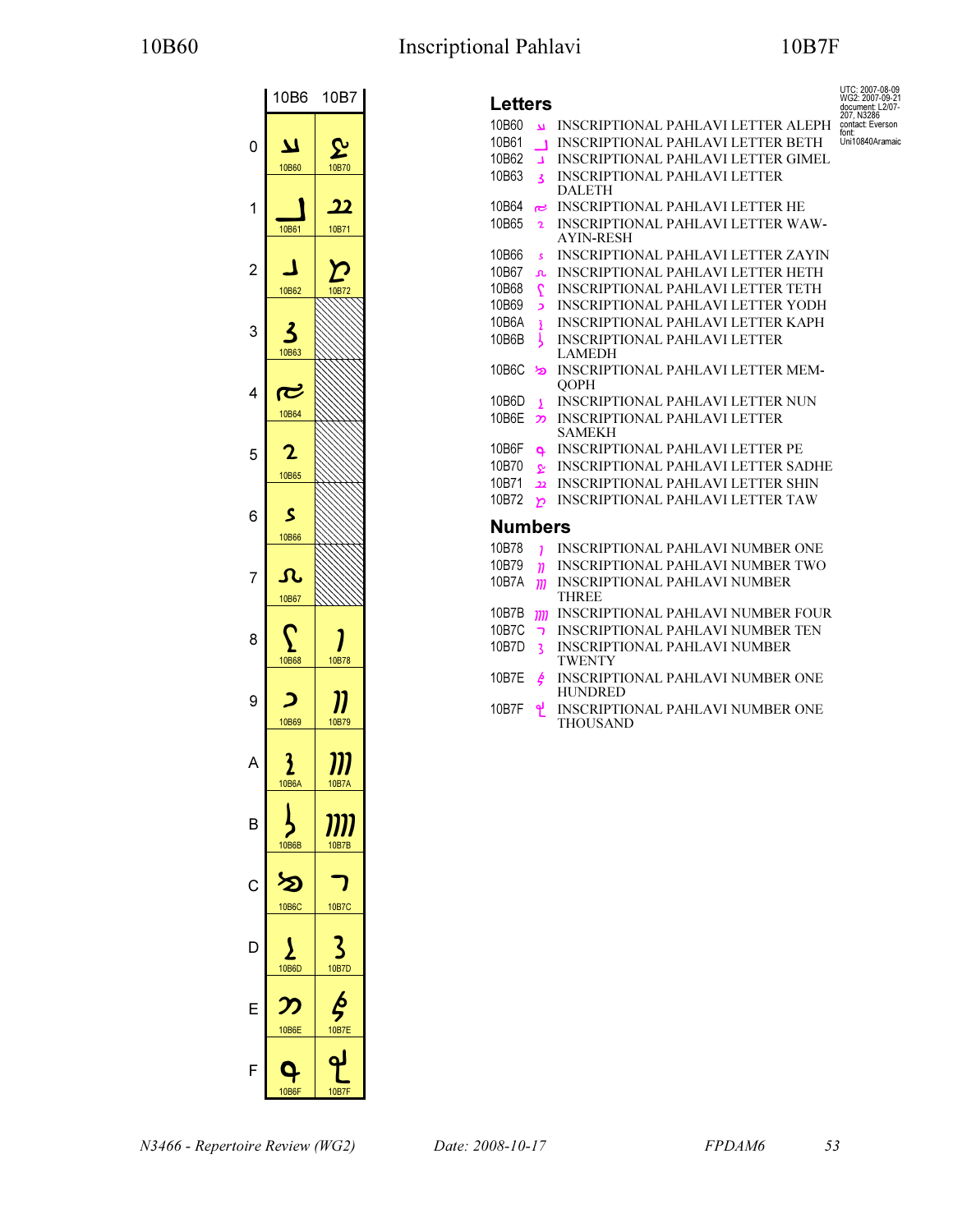# 10B60 Inscriptional Pahlavi 10B7F

| | 10B6 | 10B7 |
|---|---|---|
| 0 | 𐭠 10B60 | 𐭰 10B70 |
| 1 | 𐭡 10B61 | 𐭱 10B71 |
| 2 | 𐭢 10B62 | 𐭲 10B72 |
| 3 | 𐭣 10B63 | |
| 4 | 𐭤 10B64 | |
| 5 | 𐭥 10B65 | |
| 6 | 𐭦 10B66 | |
| 7 | 𐭧 10B67 | |
| 8 | 𐭨 10B68 | 𐭸 10B78 |
| 9 | 𐭩 10B69 | 𐭹 10B79 |
| A | 𐭪 10B6A | 𐭺 10B7A |
| B | 𐭫 10B6B | 𐭻 10B7B |
| C | 𐭬 10B6C | 𐭼 10B7C |
| D | 𐭭 10B6D | 𐭽 10B7D |
| E | 𐭮 10B6E | 𐭾 10B7E |
| F | 𐭯 10B6F | 𐭿 10B7F |

UTC: 2007-08-09
WG2: 2007-09-21
document: L2/07-207, N3286
contact: Everson
font: Uni10840Aramaic

## Letters

10B60 𐭠 INSCRIPTIONAL PAHLAVI LETTER ALEPH
10B61 𐭡 INSCRIPTIONAL PAHLAVI LETTER BETH
10B62 𐭢 INSCRIPTIONAL PAHLAVI LETTER GIMEL
10B63 𐭣 INSCRIPTIONAL PAHLAVI LETTER DALETH
10B64 𐭤 INSCRIPTIONAL PAHLAVI LETTER HE
10B65 𐭥 INSCRIPTIONAL PAHLAVI LETTER WAW-AYIN-RESH
10B66 𐭦 INSCRIPTIONAL PAHLAVI LETTER ZAYIN
10B67 𐭧 INSCRIPTIONAL PAHLAVI LETTER HETH
10B68 𐭨 INSCRIPTIONAL PAHLAVI LETTER TETH
10B69 𐭩 INSCRIPTIONAL PAHLAVI LETTER YODH
10B6A 𐭪 INSCRIPTIONAL PAHLAVI LETTER KAPH
10B6B 𐭫 INSCRIPTIONAL PAHLAVI LETTER LAMEDH
10B6C 𐭬 INSCRIPTIONAL PAHLAVI LETTER MEM-QOPH
10B6D 𐭭 INSCRIPTIONAL PAHLAVI LETTER NUN
10B6E 𐭮 INSCRIPTIONAL PAHLAVI LETTER SAMEKH
10B6F 𐭯 INSCRIPTIONAL PAHLAVI LETTER PE
10B70 𐭰 INSCRIPTIONAL PAHLAVI LETTER SADHE
10B71 𐭱 INSCRIPTIONAL PAHLAVI LETTER SHIN
10B72 𐭲 INSCRIPTIONAL PAHLAVI LETTER TAW

## Numbers

10B78 𐭸 INSCRIPTIONAL PAHLAVI NUMBER ONE
10B79 𐭹 INSCRIPTIONAL PAHLAVI NUMBER TWO
10B7A 𐭺 INSCRIPTIONAL PAHLAVI NUMBER THREE
10B7B 𐭻 INSCRIPTIONAL PAHLAVI NUMBER FOUR
10B7C 𐭼 INSCRIPTIONAL PAHLAVI NUMBER TEN
10B7D 𐭽 INSCRIPTIONAL PAHLAVI NUMBER TWENTY
10B7E 𐭾 INSCRIPTIONAL PAHLAVI NUMBER ONE HUNDRED
10B7F 𐭿 INSCRIPTIONAL PAHLAVI NUMBER ONE THOUSAND

*N3466 - Repertoire Review (WG2)* *Date: 2008-10-17* *FPDAM6*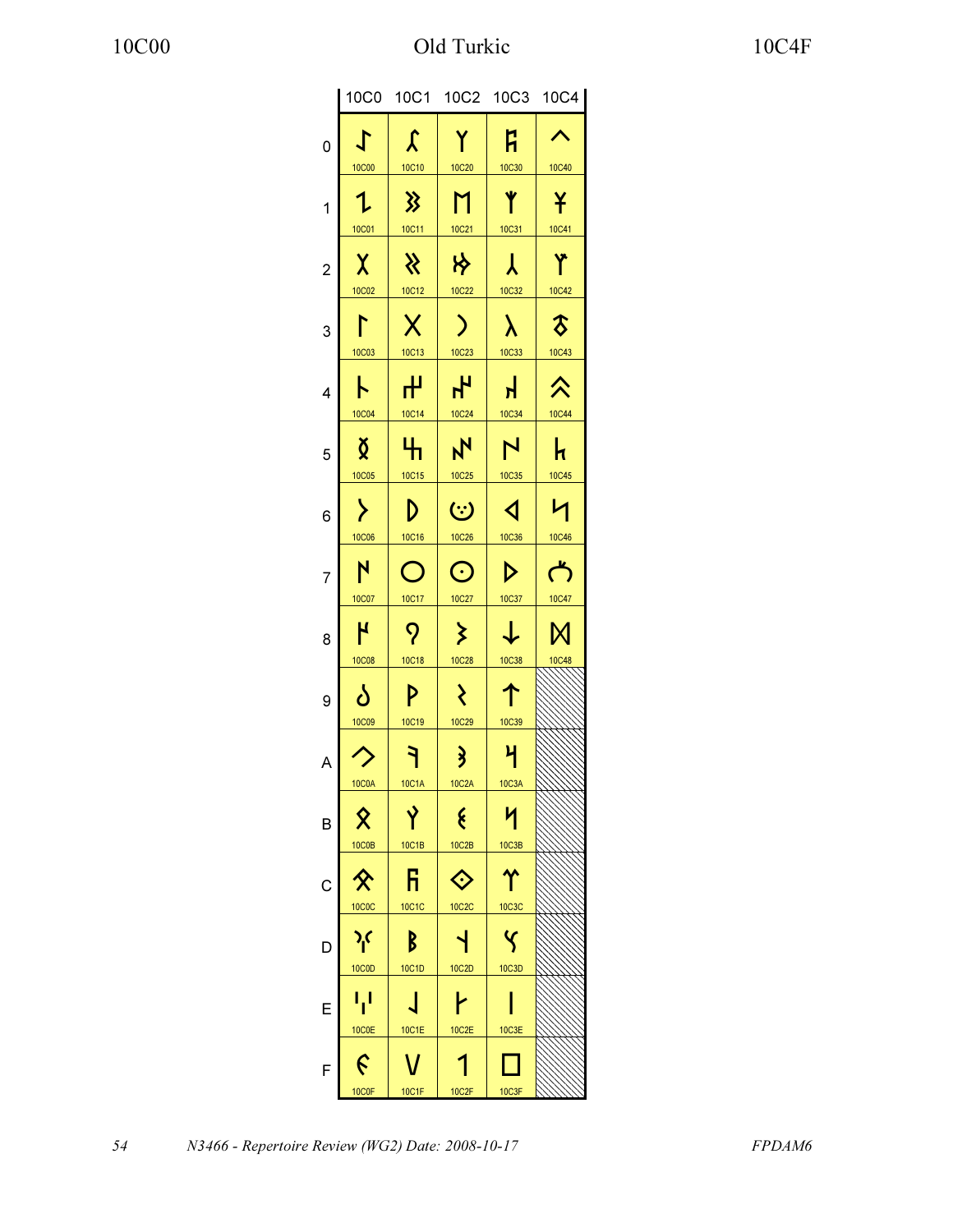# Old Turkic

| | 10C0 | 10C1 | 10C2 | 10C3 | 10C4 |
|---|---|---|---|---|---|
| 0 | 𐰀 10C00 | 𐰐 10C10 | 𐰠 10C20 | 𐰰 10C30 | 𐱀 10C40 |
| 1 | 𐰁 10C01 | 𐰑 10C11 | 𐰡 10C21 | 𐰱 10C31 | 𐱁 10C41 |
| 2 | 𐰂 10C02 | 𐰒 10C12 | 𐰢 10C22 | 𐰲 10C32 | 𐱂 10C42 |
| 3 | 𐰃 10C03 | 𐰓 10C13 | 𐰣 10C23 | 𐰳 10C33 | 𐱃 10C43 |
| 4 | 𐰄 10C04 | 𐰔 10C14 | 𐰤 10C24 | 𐰴 10C34 | 𐱄 10C44 |
| 5 | 𐰅 10C05 | 𐰕 10C15 | 𐰥 10C25 | 𐰵 10C35 | 𐱅 10C45 |
| 6 | 𐰆 10C06 | 𐰖 10C16 | 𐰦 10C26 | 𐰶 10C36 | 𐱆 10C46 |
| 7 | 𐰇 10C07 | 𐰗 10C17 | 𐰧 10C27 | 𐰷 10C37 | 𐱇 10C47 |
| 8 | 𐰈 10C08 | 𐰘 10C18 | 𐰨 10C28 | 𐰸 10C38 | 𐱈 10C48 |
| 9 | 𐰉 10C09 | 𐰙 10C19 | 𐰩 10C29 | 𐰹 10C39 | |
| A | 𐰊 10C0A | 𐰚 10C1A | 𐰪 10C2A | 𐰺 10C3A | |
| B | 𐰋 10C0B | 𐰛 10C1B | 𐰫 10C2B | 𐰻 10C3B | |
| C | 𐰌 10C0C | 𐰜 10C1C | 𐰬 10C2C | 𐰼 10C3C | |
| D | 𐰍 10C0D | 𐰝 10C1D | 𐰭 10C2D | 𐰽 10C3D | |
| E | 𐰎 10C0E | 𐰞 10C1E | 𐰮 10C2E | 𐰾 10C3E | |
| F | 𐰏 10C0F | 𐰟 10C1F | 𐰯 10C2F | 𐰿 10C3F | |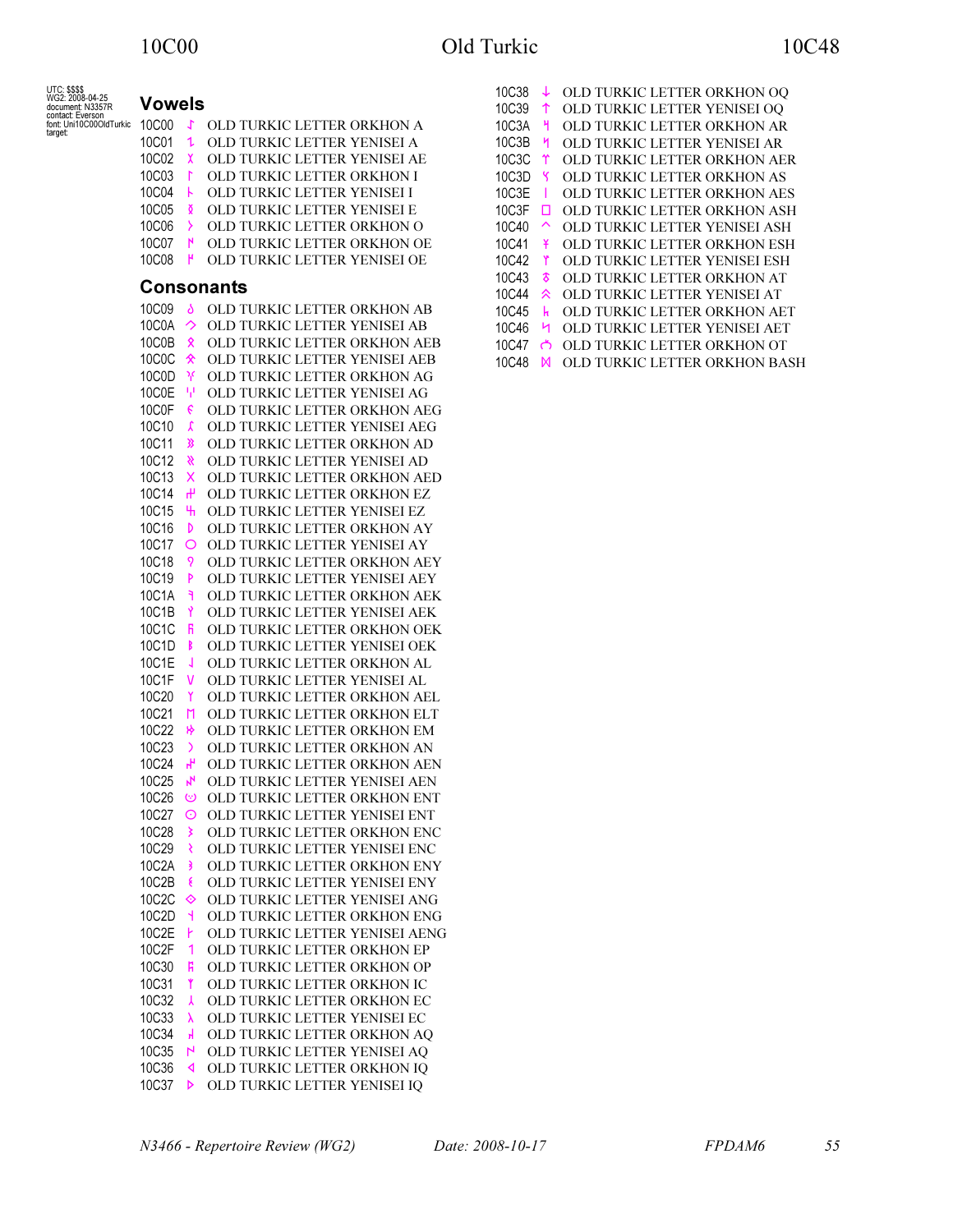UTC: $$$$
WG2: 2008-04-25
document: N3357R
contact: Everson
font: Uni10C00OldTurkic
target:

## Vowels

10C00 𐰀 OLD TURKIC LETTER ORKHON A
10C01 𐰁 OLD TURKIC LETTER YENISEI A
10C02 𐰂 OLD TURKIC LETTER YENISEI AE
10C03 𐰃 OLD TURKIC LETTER ORKHON I
10C04 𐰄 OLD TURKIC LETTER YENISEI I
10C05 𐰅 OLD TURKIC LETTER YENISEI E
10C06 𐰆 OLD TURKIC LETTER ORKHON O
10C07 𐰇 OLD TURKIC LETTER ORKHON OE
10C08 𐰈 OLD TURKIC LETTER YENISEI OE

## Consonants

10C09 𐰉 OLD TURKIC LETTER ORKHON AB
10C0A 𐰊 OLD TURKIC LETTER YENISEI AB
10C0B 𐰋 OLD TURKIC LETTER ORKHON AEB
10C0C 𐰌 OLD TURKIC LETTER YENISEI AEB
10C0D 𐰍 OLD TURKIC LETTER ORKHON AG
10C0E 𐰎 OLD TURKIC LETTER YENISEI AG
10C0F 𐰏 OLD TURKIC LETTER ORKHON AEG
10C10 𐰐 OLD TURKIC LETTER YENISEI AEG
10C11 𐰑 OLD TURKIC LETTER ORKHON AD
10C12 𐰒 OLD TURKIC LETTER YENISEI AD
10C13 𐰓 OLD TURKIC LETTER ORKHON AED
10C14 𐰔 OLD TURKIC LETTER ORKHON EZ
10C15 𐰕 OLD TURKIC LETTER YENISEI EZ
10C16 𐰖 OLD TURKIC LETTER ORKHON AY
10C17 𐰗 OLD TURKIC LETTER YENISEI AY
10C18 𐰘 OLD TURKIC LETTER ORKHON AEY
10C19 𐰙 OLD TURKIC LETTER YENISEI AEY
10C1A 𐰚 OLD TURKIC LETTER ORKHON AEK
10C1B 𐰛 OLD TURKIC LETTER YENISEI AEK
10C1C 𐰜 OLD TURKIC LETTER ORKHON OEK
10C1D 𐰝 OLD TURKIC LETTER YENISEI OEK
10C1E 𐰞 OLD TURKIC LETTER ORKHON AL
10C1F 𐰟 OLD TURKIC LETTER YENISEI AL
10C20 𐰠 OLD TURKIC LETTER ORKHON AEL
10C21 𐰡 OLD TURKIC LETTER ORKHON ELT
10C22 𐰢 OLD TURKIC LETTER ORKHON EM
10C23 𐰣 OLD TURKIC LETTER ORKHON AN
10C24 𐰤 OLD TURKIC LETTER ORKHON AEN
10C25 𐰥 OLD TURKIC LETTER YENISEI AEN
10C26 𐰦 OLD TURKIC LETTER ORKHON ENT
10C27 𐰧 OLD TURKIC LETTER YENISEI ENT
10C28 𐰨 OLD TURKIC LETTER ORKHON ENC
10C29 𐰩 OLD TURKIC LETTER YENISEI ENC
10C2A 𐰪 OLD TURKIC LETTER ORKHON ENY
10C2B 𐰫 OLD TURKIC LETTER YENISEI ENY
10C2C 𐰬 OLD TURKIC LETTER YENISEI ANG
10C2D 𐰭 OLD TURKIC LETTER ORKHON ENG
10C2E 𐰮 OLD TURKIC LETTER YENISEI AENG
10C2F 𐰯 OLD TURKIC LETTER ORKHON EP
10C30 𐰰 OLD TURKIC LETTER ORKHON OP
10C31 𐰱 OLD TURKIC LETTER ORKHON IC
10C32 𐰲 OLD TURKIC LETTER ORKHON EC
10C33 𐰳 OLD TURKIC LETTER YENISEI EC
10C34 𐰴 OLD TURKIC LETTER ORKHON AQ
10C35 𐰵 OLD TURKIC LETTER YENISEI AQ
10C36 𐰶 OLD TURKIC LETTER ORKHON IQ
10C37 𐰷 OLD TURKIC LETTER YENISEI IQ
10C38 𐰸 OLD TURKIC LETTER ORKHON OQ
10C39 𐰹 OLD TURKIC LETTER YENISEI OQ
10C3A 𐰺 OLD TURKIC LETTER ORKHON AR
10C3B 𐰻 OLD TURKIC LETTER YENISEI AR
10C3C 𐰼 OLD TURKIC LETTER ORKHON AER
10C3D 𐰽 OLD TURKIC LETTER ORKHON AS
10C3E 𐰾 OLD TURKIC LETTER ORKHON AES
10C3F 𐰿 OLD TURKIC LETTER ORKHON ASH
10C40 𐱀 OLD TURKIC LETTER YENISEI ASH
10C41 𐱁 OLD TURKIC LETTER ORKHON ESH
10C42 𐱂 OLD TURKIC LETTER YENISEI ESH
10C43 𐱃 OLD TURKIC LETTER ORKHON AT
10C44 𐱄 OLD TURKIC LETTER YENISEI AT
10C45 𐱅 OLD TURKIC LETTER ORKHON AET
10C46 𐱆 OLD TURKIC LETTER YENISEI AET
10C47 𐱇 OLD TURKIC LETTER ORKHON OT
10C48 𐱈 OLD TURKIC LETTER ORKHON BASH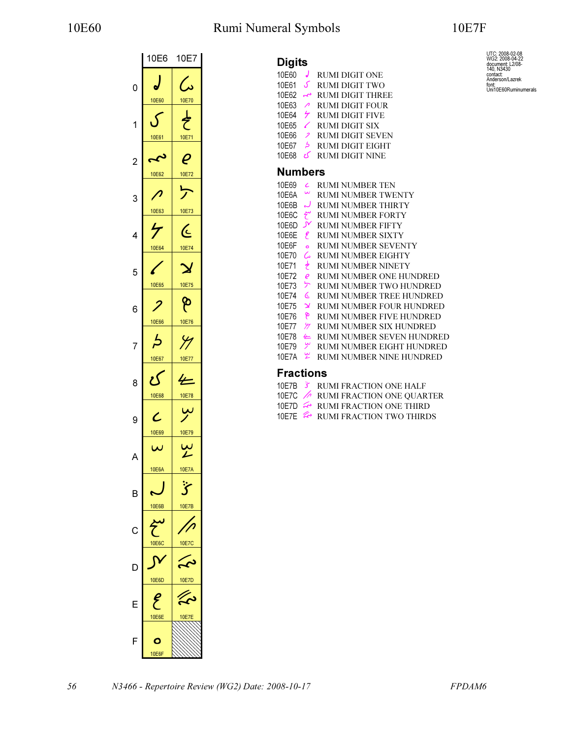# 10E60 Rumi Numeral Symbols 10E7F

| | 10E6 | 10E7 |
|---|---|---|
| 0 | 10E60 | 10E70 |
| 1 | 10E61 | 10E71 |
| 2 | 10E62 | 10E72 |
| 3 | 10E63 | 10E73 |
| 4 | 10E64 | 10E74 |
| 5 | 10E65 | 10E75 |
| 6 | 10E66 | 10E76 |
| 7 | 10E67 | 10E77 |
| 8 | 10E68 | 10E78 |
| 9 | 10E69 | 10E79 |
| A | 10E6A | 10E7A |
| B | 10E6B | 10E7B |
| C | 10E6C | 10E7C |
| D | 10E6D | 10E7D |
| E | 10E6E | 10E7E |
| F | 10E6F | |

UTC: 2008-02-08
WG2: 2008-04-22
document: L2/08-140, N3430
contact: Anderson/Lazrek
font: Uni10E60Ruminumerals

## Digits

10E60 RUMI DIGIT ONE
10E61 RUMI DIGIT TWO
10E62 RUMI DIGIT THREE
10E63 RUMI DIGIT FOUR
10E64 RUMI DIGIT FIVE
10E65 RUMI DIGIT SIX
10E66 RUMI DIGIT SEVEN
10E67 RUMI DIGIT EIGHT
10E68 RUMI DIGIT NINE

## Numbers

10E69 RUMI NUMBER TEN
10E6A RUMI NUMBER TWENTY
10E6B RUMI NUMBER THIRTY
10E6C RUMI NUMBER FORTY
10E6D RUMI NUMBER FIFTY
10E6E RUMI NUMBER SIXTY
10E6F RUMI NUMBER SEVENTY
10E70 RUMI NUMBER EIGHTY
10E71 RUMI NUMBER NINETY
10E72 RUMI NUMBER ONE HUNDRED
10E73 RUMI NUMBER TWO HUNDRED
10E74 RUMI NUMBER TREE HUNDRED
10E75 RUMI NUMBER FOUR HUNDRED
10E76 RUMI NUMBER FIVE HUNDRED
10E77 RUMI NUMBER SIX HUNDRED
10E78 RUMI NUMBER SEVEN HUNDRED
10E79 RUMI NUMBER EIGHT HUNDRED
10E7A RUMI NUMBER NINE HUNDRED

## Fractions

10E7B RUMI FRACTION ONE HALF
10E7C RUMI FRACTION ONE QUARTER
10E7D RUMI FRACTION ONE THIRD
10E7E RUMI FRACTION TWO THIRDS

*N3466 - Repertoire Review (WG2) Date: 2008-10-17* *FPDAM6*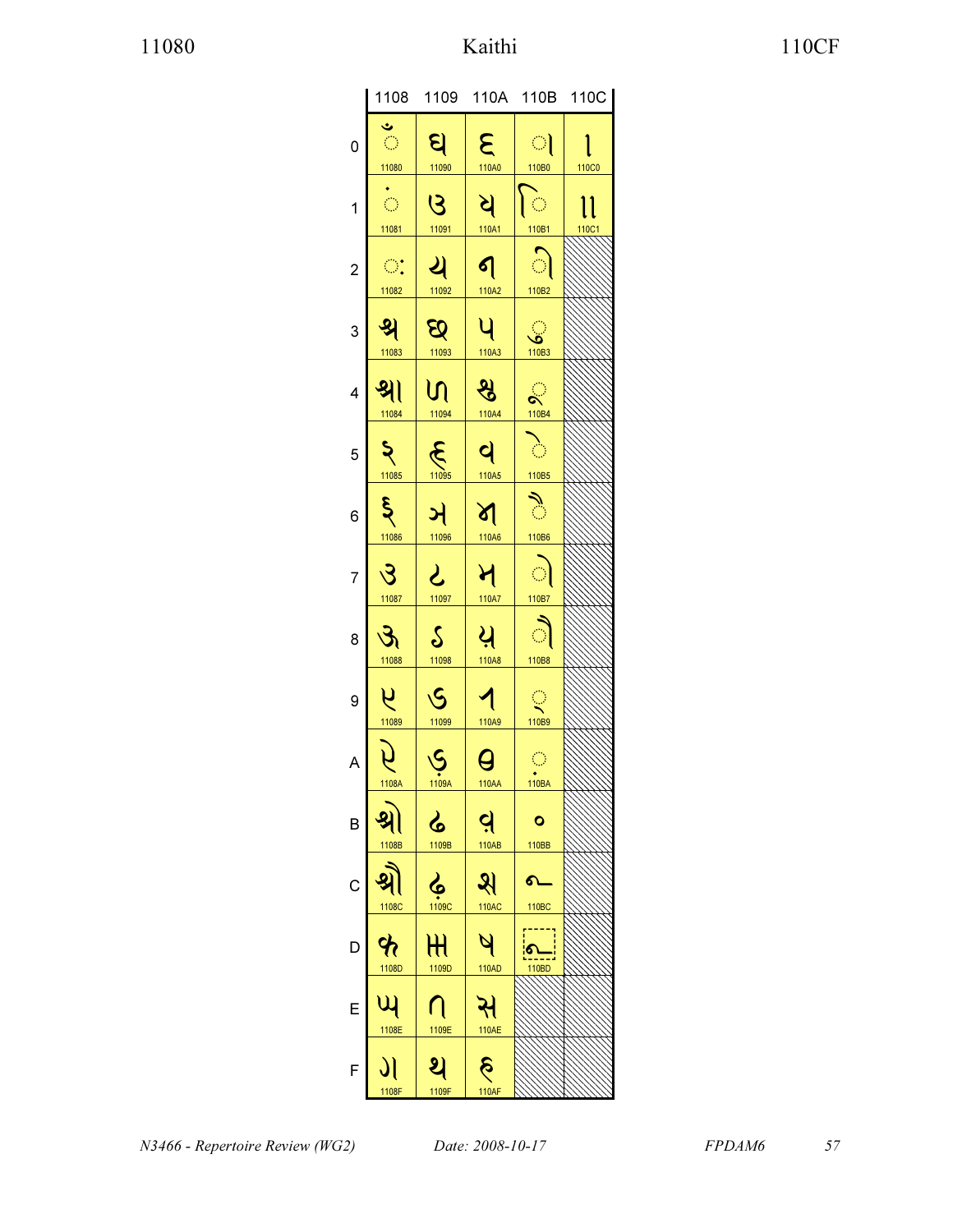# Kaithi

11080 – 110CF

| | 1108 | 1109 | 110A | 110B | 110C |
|---|---|---|---|---|---|
| 0 | 𑂀 11080 | 𑂐 11090 | 𑂠 110A0 | 𑂰 110B0 | 𑃀 110C0 |
| 1 | 𑂁 11081 | 𑂑 11091 | 𑂡 110A1 | 𑂱 110B1 | 𑃁 110C1 |
| 2 | 𑂂 11082 | 𑂒 11092 | 𑂢 110A2 | 𑂲 110B2 | |
| 3 | 𑂃 11083 | 𑂓 11093 | 𑂣 110A3 | 𑂳 110B3 | |
| 4 | 𑂄 11084 | 𑂔 11094 | 𑂤 110A4 | 𑂴 110B4 | |
| 5 | 𑂅 11085 | 𑂕 11095 | 𑂥 110A5 | 𑂵 110B5 | |
| 6 | 𑂆 11086 | 𑂖 11096 | 𑂦 110A6 | 𑂶 110B6 | |
| 7 | 𑂇 11087 | 𑂗 11097 | 𑂧 110A7 | 𑂷 110B7 | |
| 8 | 𑂈 11088 | 𑂘 11098 | 𑂨 110A8 | 𑂸 110B8 | |
| 9 | 𑂉 11089 | 𑂙 11099 | 𑂩 110A9 | 𑂹 110B9 | |
| A | 𑂊 1108A | 𑂚 1109A | 𑂪 110AA | 𑂺 110BA | |
| B | 𑂋 1108B | 𑂛 1109B | 𑂫 110AB | 𑂻 110BB | |
| C | 𑂌 1108C | 𑂜 1109C | 𑂬 110AC | 𑂼 110BC | |
| D | 𑂍 1108D | 𑂝 1109D | 𑂭 110AD | 𑂽 110BD | |
| E | 𑂎 1108E | 𑂞 1109E | 𑂮 110AE | | |
| F | 𑂏 1108F | 𑂟 1109F | 𑂯 110AF | | |

N3466 - Repertoire Review (WG2) Date: 2008-10-17 FPDAM6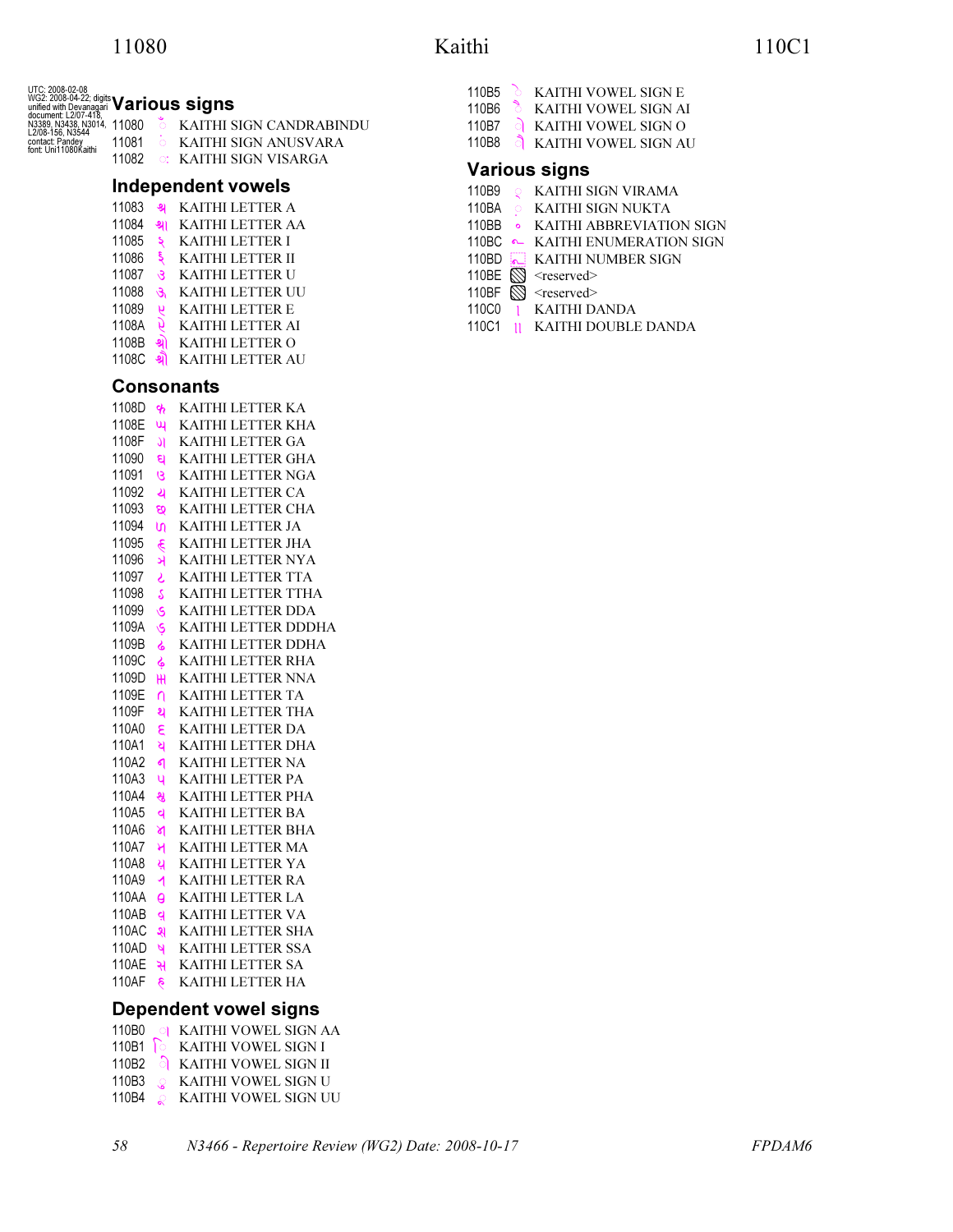UTC: 2008-02-08
WG2: 2008-04-22; digits unified with Devanagari
document: L2/07-418, N3389, N3438, N3014, L2/08-156, N3544
contact: Pandey
font: Uni11080Kaithi

## Various signs

11080 𑂀 KAITHI SIGN CANDRABINDU
11081 𑂁 KAITHI SIGN ANUSVARA
11082 𑂂 KAITHI SIGN VISARGA

## Independent vowels

11083 𑂃 KAITHI LETTER A
11084 𑂄 KAITHI LETTER AA
11085 𑂅 KAITHI LETTER I
11086 𑂆 KAITHI LETTER II
11087 𑂇 KAITHI LETTER U
11088 𑂈 KAITHI LETTER UU
11089 𑂉 KAITHI LETTER E
1108A 𑂊 KAITHI LETTER AI
1108B 𑂋 KAITHI LETTER O
1108C 𑂌 KAITHI LETTER AU

## Consonants

1108D 𑂍 KAITHI LETTER KA
1108E 𑂎 KAITHI LETTER KHA
1108F 𑂏 KAITHI LETTER GA
11090 𑂐 KAITHI LETTER GHA
11091 𑂑 KAITHI LETTER NGA
11092 𑂒 KAITHI LETTER CA
11093 𑂓 KAITHI LETTER CHA
11094 𑂔 KAITHI LETTER JA
11095 𑂕 KAITHI LETTER JHA
11096 𑂖 KAITHI LETTER NYA
11097 𑂗 KAITHI LETTER TTA
11098 𑂘 KAITHI LETTER TTHA
11099 𑂙 KAITHI LETTER DDA
1109A 𑂚 KAITHI LETTER DDDHA
1109B 𑂛 KAITHI LETTER DDHA
1109C 𑂜 KAITHI LETTER RHA
1109D 𑂝 KAITHI LETTER NNA
1109E 𑂞 KAITHI LETTER TA
1109F 𑂟 KAITHI LETTER THA
110A0 𑂠 KAITHI LETTER DA
110A1 𑂡 KAITHI LETTER DHA
110A2 𑂢 KAITHI LETTER NA
110A3 𑂣 KAITHI LETTER PA
110A4 𑂤 KAITHI LETTER PHA
110A5 𑂥 KAITHI LETTER BA
110A6 𑂦 KAITHI LETTER BHA
110A7 𑂧 KAITHI LETTER MA
110A8 𑂨 KAITHI LETTER YA
110A9 𑂩 KAITHI LETTER RA
110AA 𑂪 KAITHI LETTER LA
110AB 𑂫 KAITHI LETTER VA
110AC 𑂬 KAITHI LETTER SHA
110AD 𑂭 KAITHI LETTER SSA
110AE 𑂮 KAITHI LETTER SA
110AF 𑂯 KAITHI LETTER HA

## Dependent vowel signs

110B0 𑂰 KAITHI VOWEL SIGN AA
110B1 𑂱 KAITHI VOWEL SIGN I
110B2 𑂲 KAITHI VOWEL SIGN II
110B3 𑂳 KAITHI VOWEL SIGN U
110B4 𑂴 KAITHI VOWEL SIGN UU
110B5 𑂵 KAITHI VOWEL SIGN E
110B6 𑂶 KAITHI VOWEL SIGN AI
110B7 𑂷 KAITHI VOWEL SIGN O
110B8 𑂸 KAITHI VOWEL SIGN AU

## Various signs

110B9 𑂹 KAITHI SIGN VIRAMA
110BA 𑂺 KAITHI SIGN NUKTA
110BB 𑂻 KAITHI ABBREVIATION SIGN
110BC 𑂼 KAITHI ENUMERATION SIGN
110BD 𑂽 KAITHI NUMBER SIGN
110BE <reserved>
110BF <reserved>
110C0 𑃀 KAITHI DANDA
110C1 𑃁 KAITHI DOUBLE DANDA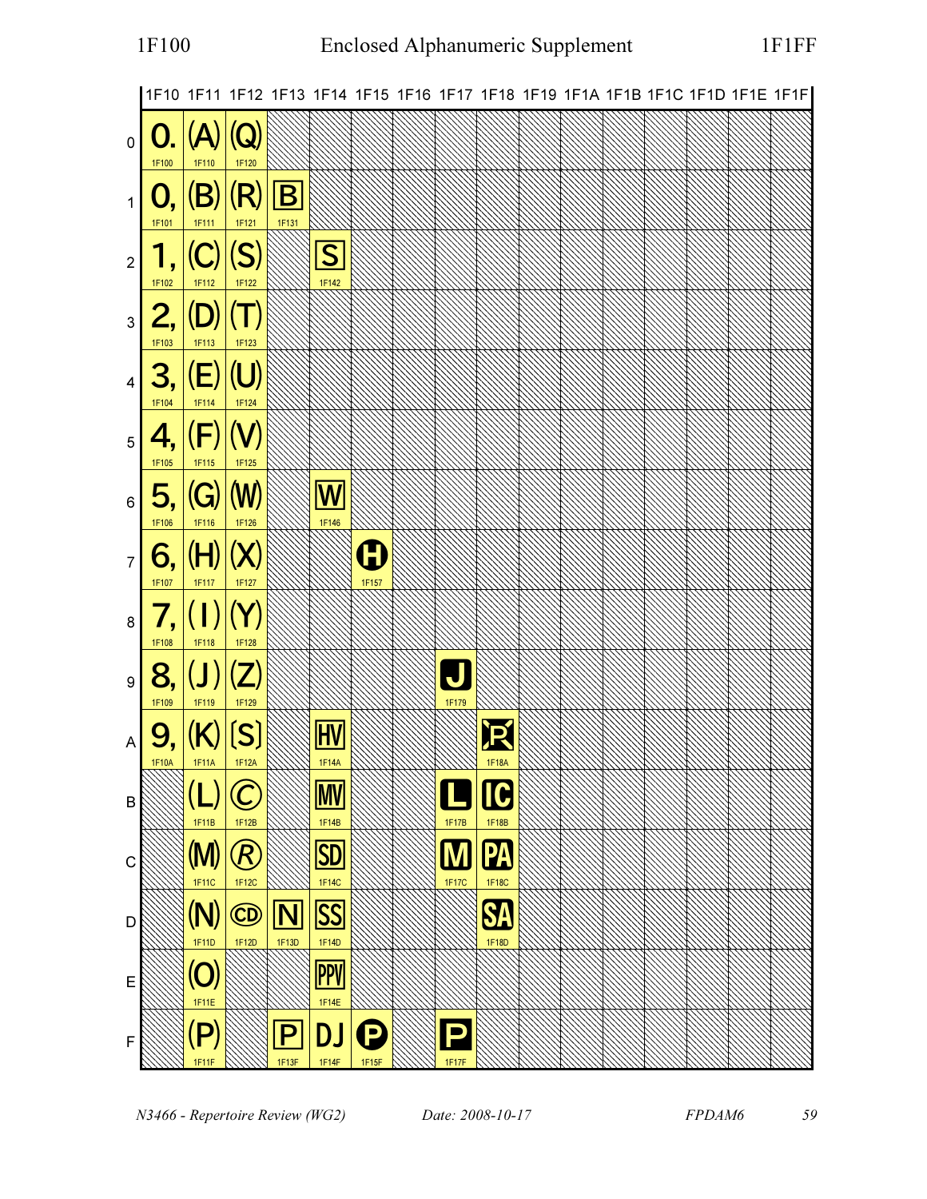# Enclosed Alphanumeric Supplement

1F100 – 1F1FF

| | 1F10 | 1F11 | 1F12 | 1F13 | 1F14 | 1F15 | 1F16 | 1F17 | 1F18 | 1F19 | 1F1A | 1F1B | 1F1C | 1F1D | 1F1E | 1F1F |
|---|---|---|---|---|---|---|---|---|---|---|---|---|---|---|---|---|
| 0 | 0. 1F100 | (A) 1F110 | (Q) 1F120 | | | | | | | | | | | | | |
| 1 | 0, 1F101 | (B) 1F111 | (R) 1F121 | B 1F131 | | | | | | | | | | | | |
| 2 | 1, 1F102 | (C) 1F112 | (S) 1F122 | | S 1F142 | | | | | | | | | | | |
| 3 | 2, 1F103 | (D) 1F113 | (T) 1F123 | | | | | | | | | | | | | |
| 4 | 3, 1F104 | (E) 1F114 | (U) 1F124 | | | | | | | | | | | | | |
| 5 | 4, 1F105 | (F) 1F115 | (V) 1F125 | | | | | | | | | | | | | |
| 6 | 5, 1F106 | (G) 1F116 | (W) 1F126 | | W 1F146 | | | | | | | | | | | |
| 7 | 6, 1F107 | (H) 1F117 | (X) 1F127 | | | H 1F157 | | | | | | | | | | |
| 8 | 7, 1F108 | (I) 1F118 | (Y) 1F128 | | | | | | | | | | | | | |
| 9 | 8, 1F109 | (J) 1F119 | (Z) 1F129 | | | | | J 1F179 | | | | | | | | |
| A | 9, 1F10A | (K) 1F11A | [S] 1F12A | | HV 1F14A | | | | R 1F18A | | | | | | | |
| B | | (L) 1F11B | © 1F12B | | MV 1F14B | | | L 1F17B | IC 1F18B | | | | | | | |
| C | | (M) 1F11C | ® 1F12C | | SD 1F14C | | | M 1F17C | PA 1F18C | | | | | | | |
| D | | (N) 1F11D | CD 1F12D | N 1F13D | SS 1F14D | | | | SA 1F18D | | | | | | | |
| E | | (O) 1F11E | | | PPV 1F14E | | | | | | | | | | | |
| F | | (P) 1F11F | | P 1F13F | DJ 1F14F | P 1F15F | | P 1F17F | | | | | | | | |

*N3466 - Repertoire Review (WG2)* *Date: 2008-10-17* *FPDAM6*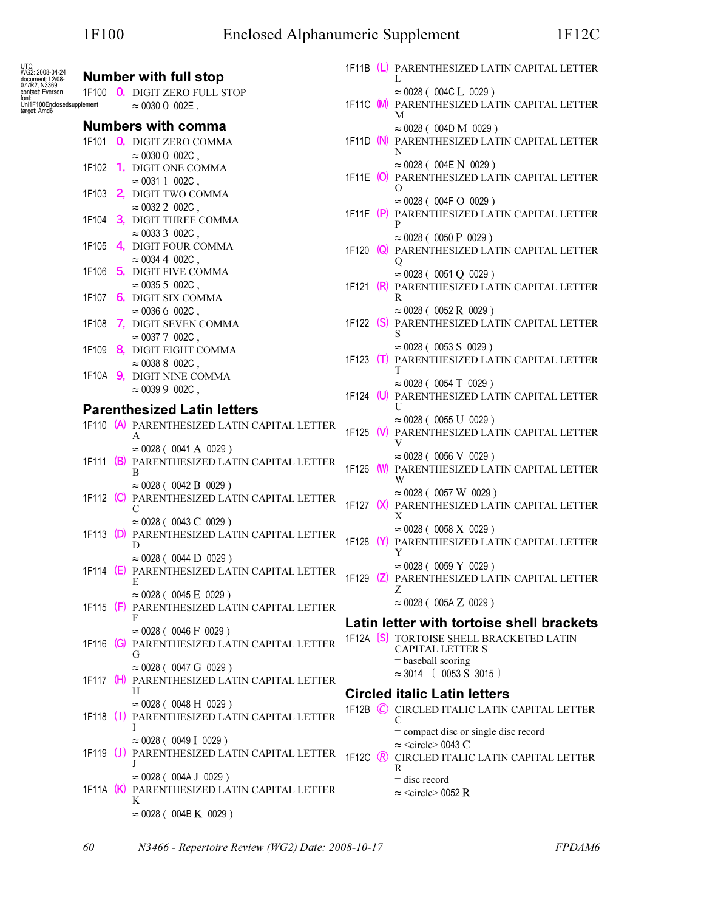UTC:
WG2: 2008-04-24
document: L2/08-077R2, N3369
contact: Everson
font: Uni1F100Enclosedsupplement
target: Amd6

## Number with full stop

1F100 🄀 DIGIT ZERO FULL STOP
≈ 0030 0 002E .

## Numbers with comma

1F101 🄁 DIGIT ZERO COMMA
≈ 0030 0 002C ,
1F102 🄂 DIGIT ONE COMMA
≈ 0031 1 002C ,
1F103 🄃 DIGIT TWO COMMA
≈ 0032 2 002C ,
1F104 🄄 DIGIT THREE COMMA
≈ 0033 3 002C ,
1F105 🄅 DIGIT FOUR COMMA
≈ 0034 4 002C ,
1F106 🄆 DIGIT FIVE COMMA
≈ 0035 5 002C ,
1F107 🄇 DIGIT SIX COMMA
≈ 0036 6 002C ,
1F108 🄈 DIGIT SEVEN COMMA
≈ 0037 7 002C ,
1F109 🄉 DIGIT EIGHT COMMA
≈ 0038 8 002C ,
1F10A 🄊 DIGIT NINE COMMA
≈ 0039 9 002C ,

## Parenthesized Latin letters

1F110 🄐 PARENTHESIZED LATIN CAPITAL LETTER A
≈ 0028 ( 0041 A 0029 )
1F111 🄑 PARENTHESIZED LATIN CAPITAL LETTER B
≈ 0028 ( 0042 B 0029 )
1F112 🄒 PARENTHESIZED LATIN CAPITAL LETTER C
≈ 0028 ( 0043 C 0029 )
1F113 🄓 PARENTHESIZED LATIN CAPITAL LETTER D
≈ 0028 ( 0044 D 0029 )
1F114 🄔 PARENTHESIZED LATIN CAPITAL LETTER E
≈ 0028 ( 0045 E 0029 )
1F115 🄕 PARENTHESIZED LATIN CAPITAL LETTER F
≈ 0028 ( 0046 F 0029 )
1F116 🄖 PARENTHESIZED LATIN CAPITAL LETTER G
≈ 0028 ( 0047 G 0029 )
1F117 🄗 PARENTHESIZED LATIN CAPITAL LETTER H
≈ 0028 ( 0048 H 0029 )
1F118 🄘 PARENTHESIZED LATIN CAPITAL LETTER I
≈ 0028 ( 0049 I 0029 )
1F119 🄙 PARENTHESIZED LATIN CAPITAL LETTER J
≈ 0028 ( 004A J 0029 )
1F11A 🄚 PARENTHESIZED LATIN CAPITAL LETTER K
≈ 0028 ( 004B K 0029 )
1F11B 🄛 PARENTHESIZED LATIN CAPITAL LETTER L
≈ 0028 ( 004C L 0029 )
1F11C 🄜 PARENTHESIZED LATIN CAPITAL LETTER M
≈ 0028 ( 004D M 0029 )
1F11D 🄝 PARENTHESIZED LATIN CAPITAL LETTER N
≈ 0028 ( 004E N 0029 )
1F11E 🄞 PARENTHESIZED LATIN CAPITAL LETTER O
≈ 0028 ( 004F O 0029 )
1F11F 🄟 PARENTHESIZED LATIN CAPITAL LETTER P
≈ 0028 ( 0050 P 0029 )
1F120 🄠 PARENTHESIZED LATIN CAPITAL LETTER Q
≈ 0028 ( 0051 Q 0029 )
1F121 🄡 PARENTHESIZED LATIN CAPITAL LETTER R
≈ 0028 ( 0052 R 0029 )
1F122 🄢 PARENTHESIZED LATIN CAPITAL LETTER S
≈ 0028 ( 0053 S 0029 )
1F123 🄣 PARENTHESIZED LATIN CAPITAL LETTER T
≈ 0028 ( 0054 T 0029 )
1F124 🄤 PARENTHESIZED LATIN CAPITAL LETTER U
≈ 0028 ( 0055 U 0029 )
1F125 🄥 PARENTHESIZED LATIN CAPITAL LETTER V
≈ 0028 ( 0056 V 0029 )
1F126 🄦 PARENTHESIZED LATIN CAPITAL LETTER W
≈ 0028 ( 0057 W 0029 )
1F127 🄧 PARENTHESIZED LATIN CAPITAL LETTER X
≈ 0028 ( 0058 X 0029 )
1F128 🄨 PARENTHESIZED LATIN CAPITAL LETTER Y
≈ 0028 ( 0059 Y 0029 )
1F129 🄩 PARENTHESIZED LATIN CAPITAL LETTER Z
≈ 0028 ( 005A Z 0029 )

## Latin letter with tortoise shell brackets

1F12A 🄪 TORTOISE SHELL BRACKETED LATIN CAPITAL LETTER S
= baseball scoring
≈ 3014 〔 0053 S 3015 〕

## Circled italic Latin letters

1F12B 🄫 CIRCLED ITALIC LATIN CAPITAL LETTER C
= compact disc or single disc record
≈ <circle> 0043 C
1F12C 🄬 CIRCLED ITALIC LATIN CAPITAL LETTER R
= disc record
≈ <circle> 0052 R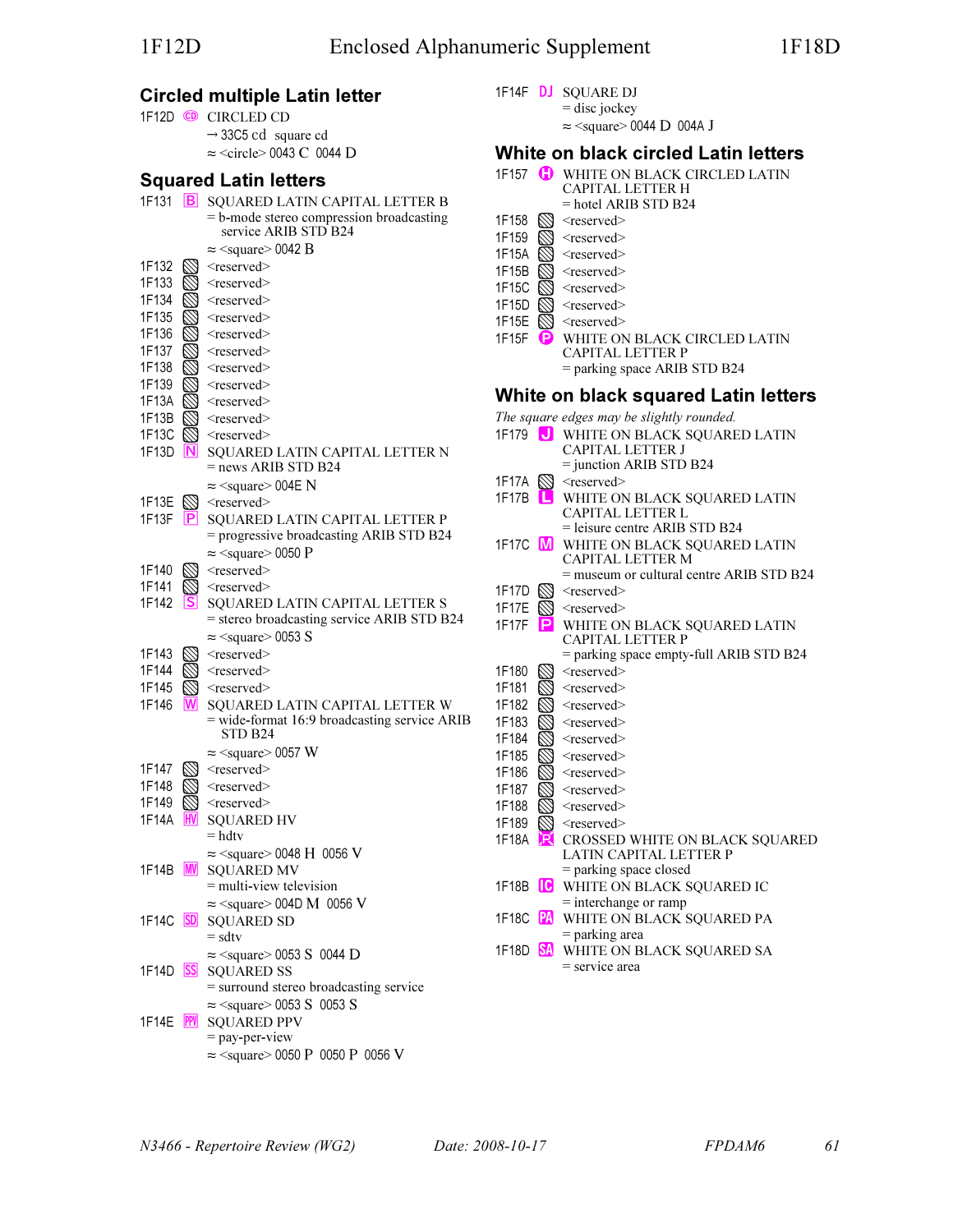## Circled multiple Latin letter

1F12D 🄭 CIRCLED CD
→ 33C5 ㏅ square cd
≈ <circle> 0043 C 0044 D

## Squared Latin letters

1F131 🄱 SQUARED LATIN CAPITAL LETTER B
= b-mode stereo compression broadcasting service ARIB STD B24
≈ <square> 0042 B

1F132 <reserved>
1F133 <reserved>
1F134 <reserved>
1F135 <reserved>
1F136 <reserved>
1F137 <reserved>
1F138 <reserved>
1F139 <reserved>
1F13A <reserved>
1F13B <reserved>
1F13C <reserved>

1F13D 🄽 SQUARED LATIN CAPITAL LETTER N
= news ARIB STD B24
≈ <square> 004E N

1F13E <reserved>

1F13F 🄿 SQUARED LATIN CAPITAL LETTER P
= progressive broadcasting ARIB STD B24
≈ <square> 0050 P

1F140 <reserved>
1F141 <reserved>

1F142 🅂 SQUARED LATIN CAPITAL LETTER S
= stereo broadcasting service ARIB STD B24
≈ <square> 0053 S

1F143 <reserved>
1F144 <reserved>
1F145 <reserved>

1F146 🅆 SQUARED LATIN CAPITAL LETTER W
= wide-format 16:9 broadcasting service ARIB STD B24
≈ <square> 0057 W

1F147 <reserved>
1F148 <reserved>
1F149 <reserved>

1F14A 🅊 SQUARED HV
= hdtv
≈ <square> 0048 H 0056 V

1F14B 🅋 SQUARED MV
= multi-view television
≈ <square> 004D M 0056 V

1F14C 🅌 SQUARED SD
= sdtv
≈ <square> 0053 S 0044 D

1F14D 🅍 SQUARED SS
= surround stereo broadcasting service
≈ <square> 0053 S 0053 S

1F14E 🅎 SQUARED PPV
= pay-per-view
≈ <square> 0050 P 0050 P 0056 V

1F14F 🅏 SQUARE DJ
= disc jockey
≈ <square> 0044 D 004A J

## White on black circled Latin letters

1F157 🅗 WHITE ON BLACK CIRCLED LATIN CAPITAL LETTER H
= hotel ARIB STD B24

1F158 <reserved>
1F159 <reserved>
1F15A <reserved>
1F15B <reserved>
1F15C <reserved>
1F15D <reserved>
1F15E <reserved>

1F15F 🅟 WHITE ON BLACK CIRCLED LATIN CAPITAL LETTER P
= parking space ARIB STD B24

## White on black squared Latin letters

*The square edges may be slightly rounded.*

1F179 🅹 WHITE ON BLACK SQUARED LATIN CAPITAL LETTER J
= junction ARIB STD B24

1F17A <reserved>

1F17B 🅻 WHITE ON BLACK SQUARED LATIN CAPITAL LETTER L
= leisure centre ARIB STD B24

1F17C 🅼 WHITE ON BLACK SQUARED LATIN CAPITAL LETTER M
= museum or cultural centre ARIB STD B24

1F17D <reserved>
1F17E <reserved>

1F17F 🅿 WHITE ON BLACK SQUARED LATIN CAPITAL LETTER P
= parking space empty-full ARIB STD B24

1F180 <reserved>
1F181 <reserved>
1F182 <reserved>
1F183 <reserved>
1F184 <reserved>
1F185 <reserved>
1F186 <reserved>
1F187 <reserved>
1F188 <reserved>
1F189 <reserved>

1F18A 🆊 CROSSED WHITE ON BLACK SQUARED LATIN CAPITAL LETTER P
= parking space closed

1F18B 🆋 WHITE ON BLACK SQUARED IC
= interchange or ramp

1F18C 🆌 WHITE ON BLACK SQUARED PA
= parking area

1F18D 🆍 WHITE ON BLACK SQUARED SA
= service area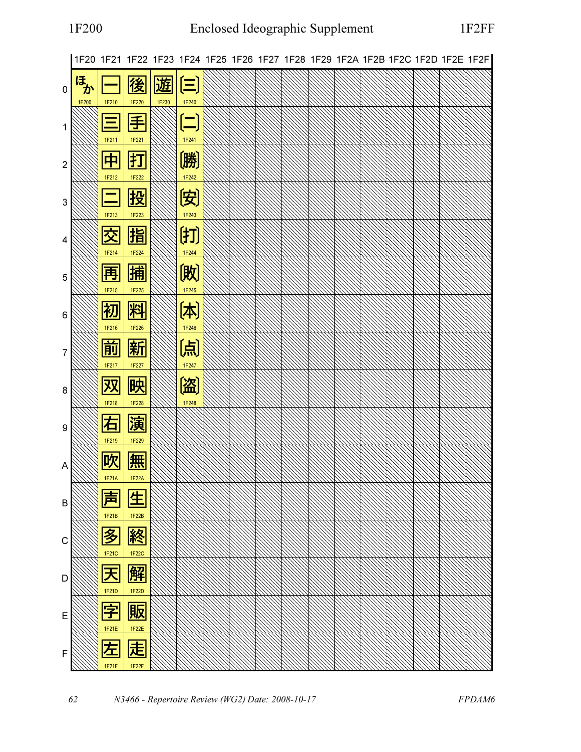# Enclosed Ideographic Supplement

1F200 – 1F2FF

| | 1F20 | 1F21 | 1F22 | 1F23 | 1F24 | 1F25 | 1F26 | 1F27 | 1F28 | 1F29 | 1F2A | 1F2B | 1F2C | 1F2D | 1F2E | 1F2F |
|---|---|---|---|---|---|---|---|---|---|---|---|---|---|---|---|---|
| 0 | ほか 1F200 | 一 1F210 | 後 1F220 | 遊 1F230 | 〔三〕 1F240 | | | | | | | | | | | |
| 1 | | 三 1F211 | 手 1F221 | | 〔二〕 1F241 | | | | | | | | | | | |
| 2 | | 中 1F212 | 打 1F222 | | 〔勝〕 1F242 | | | | | | | | | | | |
| 3 | | 二 1F213 | 投 1F223 | | 〔安〕 1F243 | | | | | | | | | | | |
| 4 | | 交 1F214 | 指 1F224 | | 〔打〕 1F244 | | | | | | | | | | | |
| 5 | | 再 1F215 | 捕 1F225 | | 〔敗〕 1F245 | | | | | | | | | | | |
| 6 | | 初 1F216 | 料 1F226 | | 〔本〕 1F246 | | | | | | | | | | | |
| 7 | | 前 1F217 | 新 1F227 | | 〔点〕 1F247 | | | | | | | | | | | |
| 8 | | 双 1F218 | 映 1F228 | | 〔盗〕 1F248 | | | | | | | | | | | |
| 9 | | 右 1F219 | 演 1F229 | | | | | | | | | | | | | |
| A | | 吹 1F21A | 無 1F22A | | | | | | | | | | | | | |
| B | | 声 1F21B | 生 1F22B | | | | | | | | | | | | | |
| C | | 多 1F21C | 終 1F22C | | | | | | | | | | | | | |
| D | | 天 1F21D | 解 1F22D | | | | | | | | | | | | | |
| E | | 字 1F21E | 販 1F22E | | | | | | | | | | | | | |
| F | | 左 1F21F | 走 1F22F | | | | | | | | | | | | | |

*N3466 - Repertoire Review (WG2) Date: 2008-10-17* *FPDAM6*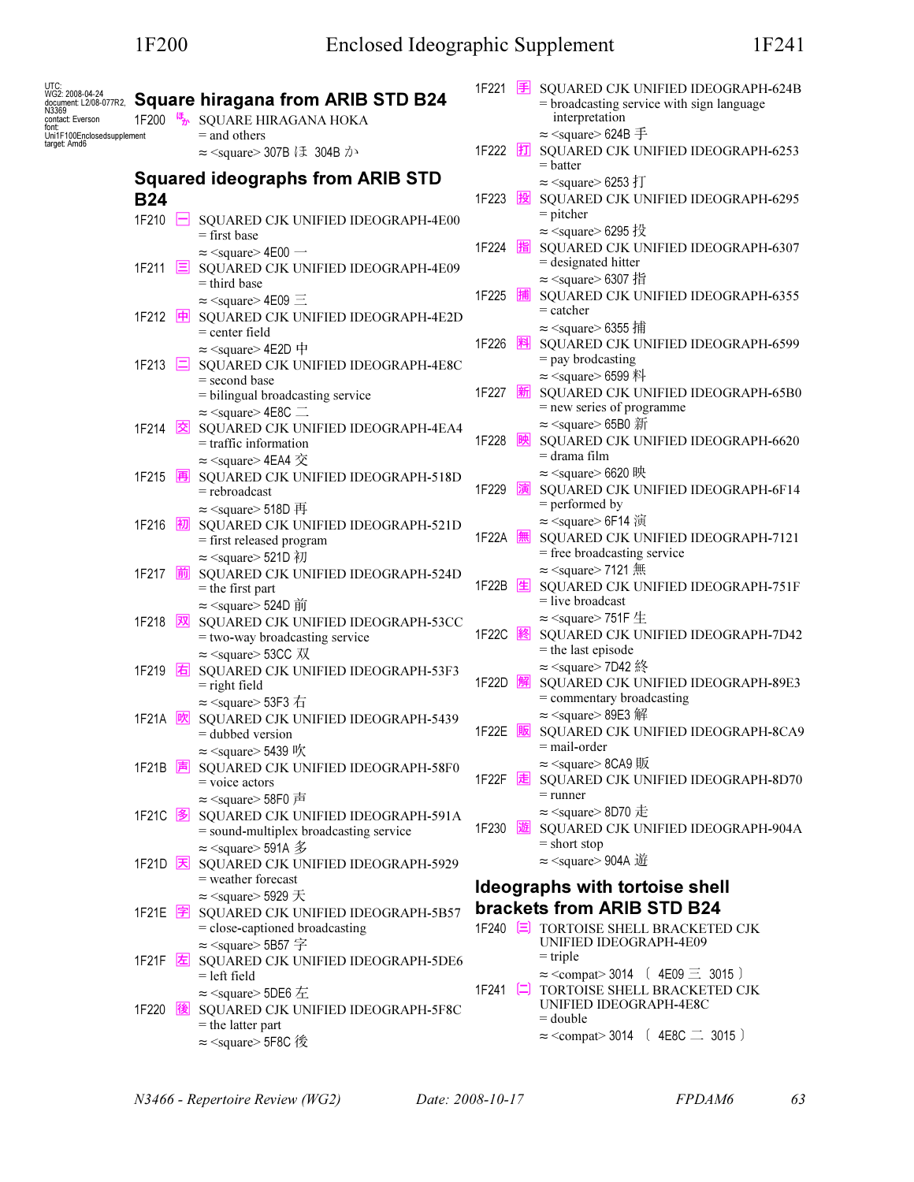UTC:
WG2: 2008-04-24
document: L2/08-077R2, N3369
contact: Everson
font: Uni1F100Enclosedsupplement
target: Amd6

## Square hiragana from ARIB STD B24

1F200 🈀 SQUARE HIRAGANA HOKA
= and others
≈ <square> 307B ほ 304B か

## Squared ideographs from ARIB STD B24

1F210 🈐 SQUARED CJK UNIFIED IDEOGRAPH-4E00
= first base
≈ <square> 4E00 一

1F211 🈑 SQUARED CJK UNIFIED IDEOGRAPH-4E09
= third base
≈ <square> 4E09 三

1F212 🈒 SQUARED CJK UNIFIED IDEOGRAPH-4E2D
= center field
≈ <square> 4E2D 中

1F213 🈓 SQUARED CJK UNIFIED IDEOGRAPH-4E8C
= second base
= bilingual broadcasting service
≈ <square> 4E8C 二

1F214 🈔 SQUARED CJK UNIFIED IDEOGRAPH-4EA4
= traffic information
≈ <square> 4EA4 交

1F215 🈕 SQUARED CJK UNIFIED IDEOGRAPH-518D
= rebroadcast
≈ <square> 518D 再

1F216 🈖 SQUARED CJK UNIFIED IDEOGRAPH-521D
= first released program
≈ <square> 521D 初

1F217 🈗 SQUARED CJK UNIFIED IDEOGRAPH-524D
= the first part
≈ <square> 524D 前

1F218 🈘 SQUARED CJK UNIFIED IDEOGRAPH-53CC
= two-way broadcasting service
≈ <square> 53CC 双

1F219 🈙 SQUARED CJK UNIFIED IDEOGRAPH-53F3
= right field
≈ <square> 53F3 右

1F21A 🈚 SQUARED CJK UNIFIED IDEOGRAPH-5439
= dubbed version
≈ <square> 5439 吹

1F21B 🈛 SQUARED CJK UNIFIED IDEOGRAPH-58F0
= voice actors
≈ <square> 58F0 声

1F21C 🈜 SQUARED CJK UNIFIED IDEOGRAPH-591A
= sound-multiplex broadcasting service
≈ <square> 591A 多

1F21D 🈝 SQUARED CJK UNIFIED IDEOGRAPH-5929
= weather forecast
≈ <square> 5929 天

1F21E 🈞 SQUARED CJK UNIFIED IDEOGRAPH-5B57
= close-captioned broadcasting
≈ <square> 5B57 字

1F21F 🈟 SQUARED CJK UNIFIED IDEOGRAPH-5DE6
= left field
≈ <square> 5DE6 左

1F220 🈠 SQUARED CJK UNIFIED IDEOGRAPH-5F8C
= the latter part
≈ <square> 5F8C 後

1F221 🈡 SQUARED CJK UNIFIED IDEOGRAPH-624B
= broadcasting service with sign language interpretation
≈ <square> 624B 手

1F222 🈢 SQUARED CJK UNIFIED IDEOGRAPH-6253
= batter
≈ <square> 6253 打

1F223 🈣 SQUARED CJK UNIFIED IDEOGRAPH-6295
= pitcher
≈ <square> 6295 投

1F224 🈤 SQUARED CJK UNIFIED IDEOGRAPH-6307
= designated hitter
≈ <square> 6307 指

1F225 🈥 SQUARED CJK UNIFIED IDEOGRAPH-6355
= catcher
≈ <square> 6355 捕

1F226 🈦 SQUARED CJK UNIFIED IDEOGRAPH-6599
= pay brodcasting
≈ <square> 6599 料

1F227 🈧 SQUARED CJK UNIFIED IDEOGRAPH-65B0
= new series of programme
≈ <square> 65B0 新

1F228 🈨 SQUARED CJK UNIFIED IDEOGRAPH-6620
= drama film
≈ <square> 6620 映

1F229 🈩 SQUARED CJK UNIFIED IDEOGRAPH-6F14
= performed by
≈ <square> 6F14 演

1F22A 🈪 SQUARED CJK UNIFIED IDEOGRAPH-7121
= free broadcasting service
≈ <square> 7121 無

1F22B 🈫 SQUARED CJK UNIFIED IDEOGRAPH-751F
= live broadcast
≈ <square> 751F 生

1F22C 🈬 SQUARED CJK UNIFIED IDEOGRAPH-7D42
= the last episode
≈ <square> 7D42 終

1F22D 🈭 SQUARED CJK UNIFIED IDEOGRAPH-89E3
= commentary broadcasting
≈ <square> 89E3 解

1F22E 🈮 SQUARED CJK UNIFIED IDEOGRAPH-8CA9
= mail-order
≈ <square> 8CA9 販

1F22F 🈯 SQUARED CJK UNIFIED IDEOGRAPH-8D70
= runner
≈ <square> 8D70 走

1F230 🈰 SQUARED CJK UNIFIED IDEOGRAPH-904A
= short stop
≈ <square> 904A 遊

## Ideographs with tortoise shell brackets from ARIB STD B24

1F240 🉀 TORTOISE SHELL BRACKETED CJK UNIFIED IDEOGRAPH-4E09
= triple
≈ <compat> 3014 〔 4E09 三 3015 〕

1F241 🉁 TORTOISE SHELL BRACKETED CJK UNIFIED IDEOGRAPH-4E8C
= double
≈ <compat> 3014 〔 4E8C 二 3015 〕

*N3466 - Repertoire Review (WG2)* *Date: 2008-10-17* *FPDAM6*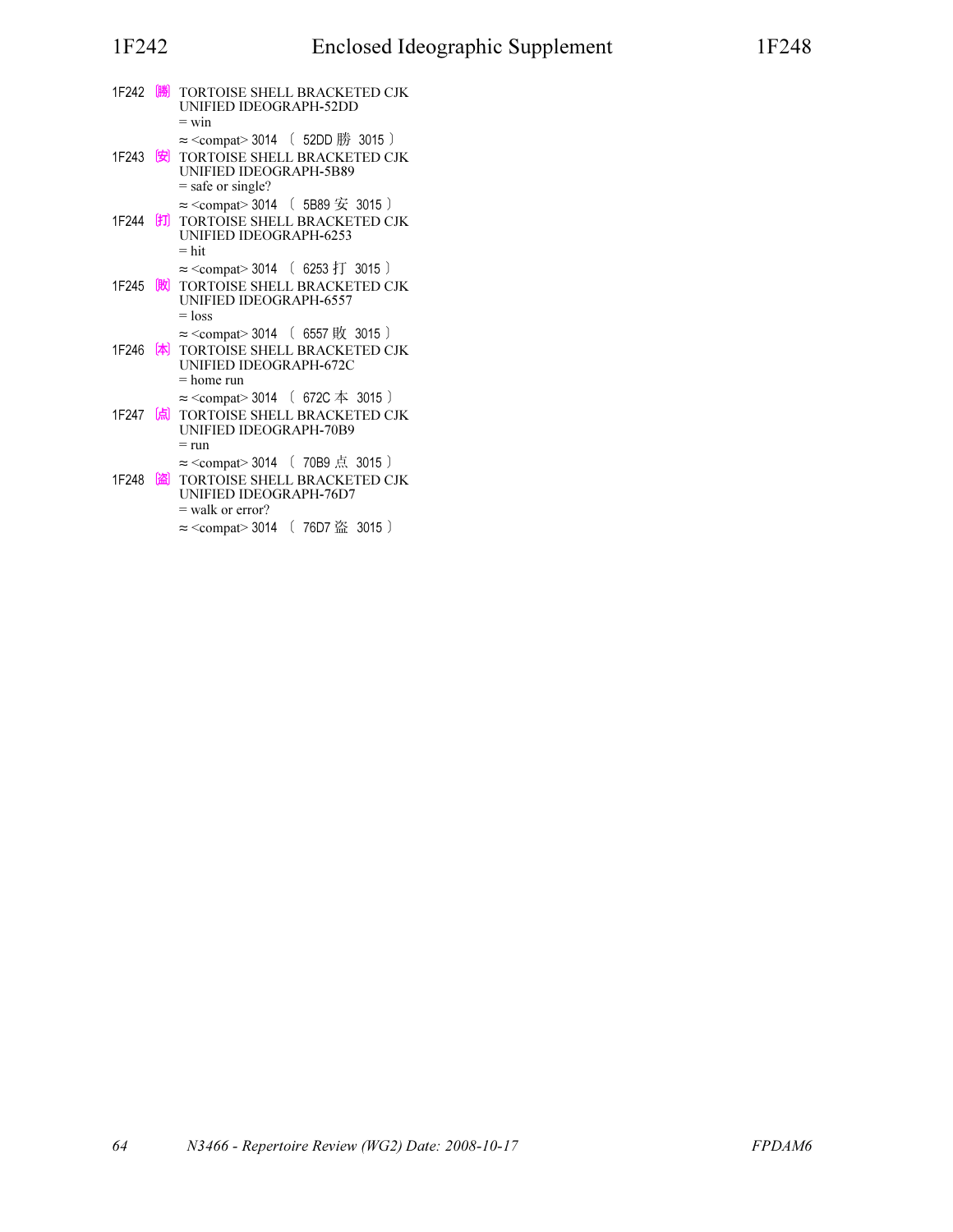1F242 〔勝〕 TORTOISE SHELL BRACKETED CJK UNIFIED IDEOGRAPH-52DD
= win
≈ <compat> 3014 〔 52DD 勝 3015 〕

1F243 〔安〕 TORTOISE SHELL BRACKETED CJK UNIFIED IDEOGRAPH-5B89
= safe or single?
≈ <compat> 3014 〔 5B89 安 3015 〕

1F244 〔打〕 TORTOISE SHELL BRACKETED CJK UNIFIED IDEOGRAPH-6253
= hit
≈ <compat> 3014 〔 6253 打 3015 〕

1F245 〔敗〕 TORTOISE SHELL BRACKETED CJK UNIFIED IDEOGRAPH-6557
= loss
≈ <compat> 3014 〔 6557 敗 3015 〕

1F246 〔本〕 TORTOISE SHELL BRACKETED CJK UNIFIED IDEOGRAPH-672C
= home run
≈ <compat> 3014 〔 672C 本 3015 〕

1F247 〔点〕 TORTOISE SHELL BRACKETED CJK UNIFIED IDEOGRAPH-70B9
= run
≈ <compat> 3014 〔 70B9 点 3015 〕

1F248 〔盗〕 TORTOISE SHELL BRACKETED CJK UNIFIED IDEOGRAPH-76D7
= walk or error?
≈ <compat> 3014 〔 76D7 盗 3015 〕